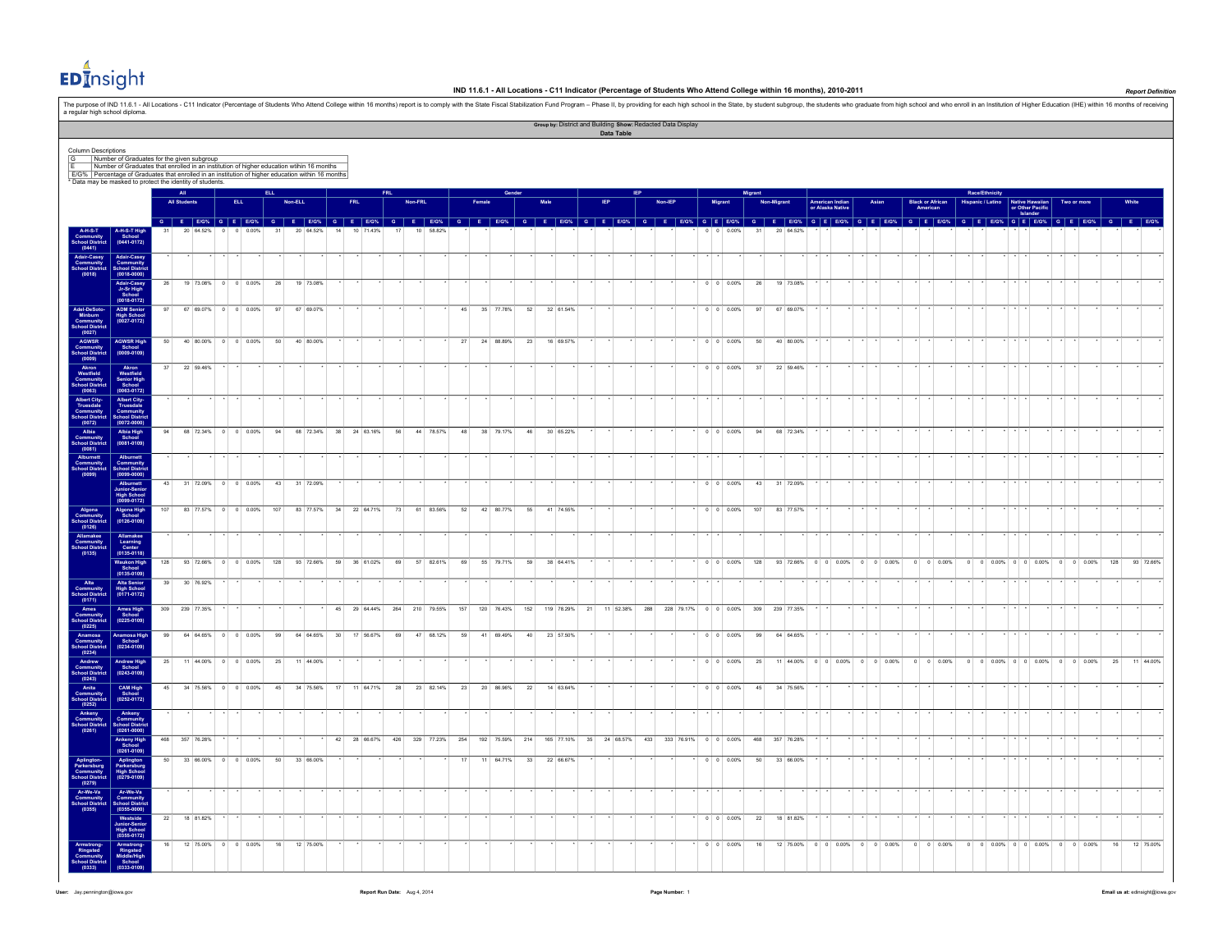# IND 11.6.1 - All Locations - C11 Indicator (Percentage of Students Who Attend College within 16 months), 2010-2011

**Report Definition**

The purpose of IND 11.6.1 - All Locations - C11 Indicator (Percentage of Students Who Attend College within 16 months) report is to comply with the State Fiscal Stabilization Fund Program – Phase II, by providing for each high school in the State, by student subgroup, the students who graduate from high school and who enroll in an Institution of Higher Education (IHE) within 16 months of receiving a regular high school diploma.

**Group by:** District and Building **Show:** Redacted Data Display

## Data Table

Column Descriptions

| | |
|---|---|
| G | Number of Graduates for the given subgroup |
| E | Number of Graduates that enrolled in an institution of higher education within 16 months |
| E/G% | Percentage of Graduates that enrolled in an institution of higher education within 16 months |

\* Data may be masked to protect the identity of students.

| | | All | | | ELL | | | | | | FRL | | | | | | Gender | | | | | | IEP | | | | | | Migrant | | | | | | Race/Ethnicity | | | | | | | | | | | | | | | | | | | | |
|---|---|---|---|---|---|---|---|---|---|---|---|---|---|---|---|---|---|---|---|---|---|---|---|---|---|---|---|---|---|---|---|---|---|---|---|---|---|---|---|---|---|---|---|---|---|---|---|---|---|---|---|---|---|---|---|
| | | All Students | | | ELL | | | Non-ELL | | | FRL | | | Non-FRL | | | Female | | | Male | | | IEP | | | Non-IEP | | | Migrant | | | Non-Migrant | | | American Indian or Alaska Native | | | Asian | | | Black or African American | | | Hispanic / Latino | | | Native Hawaiian or Other Pacific Islander | | | Two or more | | | White | | |
| | | G | E | E/G% | G | E | E/G% | G | E | E/G% | G | E | E/G% | G | E | E/G% | G | E | E/G% | G | E | E/G% | G | E | E/G% | G | E | E/G% | G | E | E/G% | G | E | E/G% | G | E | E/G% | G | E | E/G% | G | E | E/G% | G | E | E/G% | G | E | E/G% | G | E | E/G% | G | E | E/G% |
| A-H-S-T Community School District (0441) | A-H-S-T High School (0441-0172) | 31 | 20 | 64.52% | 0 | 0 | 0.00% | 31 | 20 | 64.52% | 14 | 10 | 71.43% | 17 | 10 | 58.82% | * | | * | * | | * | * | | * | * | | * | 0 | 0 | 0.00% | 31 | 20 | 64.52% | * | | * | * | | * | * | | * | * | | * | * | | * | * | | * | * | | * |
| Adair-Casey Community School District (0018) | Adair-Casey Community School District (0018-0000) | * | | * | * | | * | * | | * | * | | * | * | | * | * | | * | * | | * | * | | * | * | | * | * | | * | * | | * | * | | * | * | | * | * | | * | * | | * | * | | * | * | | * | * | | * |
| | Adair-Casey Jr-Sr High School (0018-0172) | 26 | 19 | 73.08% | 0 | 0 | 0.00% | 26 | 19 | 73.08% | * | | * | * | | * | * | | * | * | | * | * | | * | * | | * | 0 | 0 | 0.00% | 26 | 19 | 73.08% | * | | * | * | | * | * | | * | * | | * | * | | * | * | | * | * | | * |
| Adel-DeSoto-Minburn Community School District (0027) | ADM Senior High School (0027-0172) | 97 | 67 | 69.07% | 0 | 0 | 0.00% | 97 | 67 | 69.07% | * | | * | * | | * | 45 | 35 | 77.78% | 52 | 32 | 61.54% | * | | * | * | | * | 0 | 0 | 0.00% | 97 | 67 | 69.07% | * | | * | * | | * | * | | * | * | | * | * | | * | * | | * | * | | * |
| AGWSR Community School District (0009) | AGWSR High School (0009-0109) | 50 | 40 | 80.00% | 0 | 0 | 0.00% | 50 | 40 | 80.00% | * | | * | * | | * | 27 | 24 | 88.89% | 23 | 16 | 69.57% | * | | * | * | | * | 0 | 0 | 0.00% | 50 | 40 | 80.00% | * | | * | * | | * | * | | * | * | | * | * | | * | * | | * | * | | * |
| Akron Westfield Community School District (0063) | Akron Westfield Senior High School (0063-0172) | 37 | 22 | 59.46% | * | | * | * | | * | * | | * | * | | * | * | | * | * | | * | * | | * | * | | * | 0 | 0 | 0.00% | 37 | 22 | 59.46% | * | | * | * | | * | * | | * | * | | * | * | | * | * | | * | * | | * |
| Albert City-Truesdale Community School District (0072) | Albert City-Truesdale Community School District (0072-0000) | * | | * | * | | * | * | | * | * | | * | * | | * | * | | * | * | | * | * | | * | * | | * | * | | * | * | | * | * | | * | * | | * | * | | * | * | | * | * | | * | * | | * | * | | * |
| Albia Community School District (0081) | Albia High School (0081-0109) | 94 | 68 | 72.34% | 0 | 0 | 0.00% | 94 | 68 | 72.34% | 38 | 24 | 63.16% | 56 | 44 | 78.57% | 48 | 38 | 79.17% | 46 | 30 | 65.22% | * | | * | * | | * | 0 | 0 | 0.00% | 94 | 68 | 72.34% | * | | * | * | | * | * | | * | * | | * | * | | * | * | | * | * | | * |
| Alburnett Community School District (0099) | Alburnett Community School District (0099-0000) | * | | * | * | | * | * | | * | * | | * | * | | * | * | | * | * | | * | * | | * | * | | * | * | | * | * | | * | * | | * | * | | * | * | | * | * | | * | * | | * | * | | * | * | | * |
| | Alburnett Junior-Senior High School (0099-0172) | 43 | 31 | 72.09% | 0 | 0 | 0.00% | 43 | 31 | 72.09% | * | | * | * | | * | * | | * | * | | * | * | | * | * | | * | 0 | 0 | 0.00% | 43 | 31 | 72.09% | * | | * | * | | * | * | | * | * | | * | * | | * | * | | * | * | | * |
| Algona Community School District (0126) | Algona High School (0126-0109) | 107 | 83 | 77.57% | 0 | 0 | 0.00% | 107 | 83 | 77.57% | 34 | 22 | 64.71% | 73 | 61 | 83.56% | 52 | 42 | 80.77% | 55 | 41 | 74.55% | * | | * | * | | * | 0 | 0 | 0.00% | 107 | 83 | 77.57% | * | | * | * | | * | * | | * | * | | * | * | | * | * | | * | * | | * |
| Allamakee Community School District (0135) | Allamakee Learning Center (0135-0118) | * | | * | * | | * | * | | * | * | | * | * | | * | * | | * | * | | * | * | | * | * | | * | * | | * | * | | * | * | | * | * | | * | * | | * | * | | * | * | | * | * | | * | * | | * |
| | Waukon High School (0135-0109) | 128 | 93 | 72.66% | 0 | 0 | 0.00% | 128 | 93 | 72.66% | 59 | 36 | 61.02% | 69 | 57 | 82.61% | 69 | 55 | 79.71% | 59 | 38 | 64.41% | * | | * | * | | * | 0 | 0 | 0.00% | 128 | 93 | 72.66% | 0 | 0 | 0.00% | 0 | 0 | 0.00% | 0 | 0 | 0.00% | 0 | 0 | 0.00% | 0 | 0 | 0.00% | 0 | 0 | 0.00% | 128 | 93 | 72.66% |
| Alta Community School District (0171) | Alta Senior High School (0171-0172) | 39 | 30 | 76.92% | * | | * | * | | * | * | | * | * | | * | * | | * | * | | * | * | | * | * | | * | * | | * | * | | * | * | | * | * | | * | * | | * | * | | * | * | | * | * | | * | * | | * |
| Ames Community School District (0225) | Ames High School (0225-0109) | 309 | 239 | 77.35% | * | | * | * | | * | 45 | 29 | 64.44% | 264 | 210 | 79.55% | 157 | 120 | 76.43% | 152 | 119 | 78.29% | 21 | 11 | 52.38% | 288 | 228 | 79.17% | 0 | 0 | 0.00% | 309 | 239 | 77.35% | * | | * | * | | * | * | | * | * | | * | * | | * | * | | * | * | | * |
| Anamosa Community School District (0234) | Anamosa High School (0234-0109) | 99 | 64 | 64.65% | 0 | 0 | 0.00% | 99 | 64 | 64.65% | 30 | 17 | 56.67% | 69 | 47 | 68.12% | 59 | 41 | 69.49% | 40 | 23 | 57.50% | * | | * | * | | * | 0 | 0 | 0.00% | 99 | 64 | 64.65% | * | | * | * | | * | * | | * | * | | * | * | | * | * | | * | * | | * |
| Andrew Community School District (0243) | Andrew High School (0243-0109) | 25 | 11 | 44.00% | 0 | 0 | 0.00% | 25 | 11 | 44.00% | * | | * | * | | * | * | | * | * | | * | * | | * | * | | * | 0 | 0 | 0.00% | 25 | 11 | 44.00% | 0 | 0 | 0.00% | 0 | 0 | 0.00% | 0 | 0 | 0.00% | 0 | 0 | 0.00% | 0 | 0 | 0.00% | 0 | 0 | 0.00% | 25 | 11 | 44.00% |
| Anita Community School District (0252) | CAM High School (0252-0172) | 45 | 34 | 75.56% | 0 | 0 | 0.00% | 45 | 34 | 75.56% | 17 | 11 | 64.71% | 28 | 23 | 82.14% | 23 | 20 | 86.96% | 22 | 14 | 63.64% | * | | * | * | | * | 0 | 0 | 0.00% | 45 | 34 | 75.56% | * | | * | * | | * | * | | * | * | | * | * | | * | * | | * | * | | * |
| Ankeny Community School District (0261) | Ankeny Community School District (0261-0000) | * | | * | * | | * | * | | * | * | | * | * | | * | * | | * | * | | * | * | | * | * | | * | * | | * | * | | * | * | | * | * | | * | * | | * | * | | * | * | | * | * | | * | * | | * |
| | Ankeny High School (0261-0109) | 468 | 357 | 76.28% | * | | * | * | | * | 42 | 28 | 66.67% | 426 | 329 | 77.23% | 254 | 192 | 75.59% | 214 | 165 | 77.10% | 35 | 24 | 68.57% | 433 | 333 | 76.91% | 0 | 0 | 0.00% | 468 | 357 | 76.28% | * | | * | * | | * | * | | * | * | | * | * | | * | * | | * | * | | * |
| Aplington-Parkersburg Community School District (0279) | Aplington Parkersburg High School (0279-0109) | 50 | 33 | 66.00% | 0 | 0 | 0.00% | 50 | 33 | 66.00% | * | | * | * | | * | 17 | 11 | 64.71% | 33 | 22 | 66.67% | * | | * | * | | * | 0 | 0 | 0.00% | 50 | 33 | 66.00% | * | | * | * | | * | * | | * | * | | * | * | | * | * | | * | * | | * |
| Ar-We-Va Community School District (0355) | Ar-We-Va Community School District (0355-0000) | * | | * | * | | * | * | | * | * | | * | * | | * | * | | * | * | | * | * | | * | * | | * | * | | * | * | | * | * | | * | * | | * | * | | * | * | | * | * | | * | * | | * | * | | * |
| | Westside Junior-Senior High School (0355-0172) | 22 | 18 | 81.82% | * | | * | * | | * | * | | * | * | | * | * | | * | * | | * | * | | * | * | | * | 0 | 0 | 0.00% | 22 | 18 | 81.82% | * | | * | * | | * | * | | * | * | | * | * | | * | * | | * | * | | * |
| Armstrong-Ringsted Community School District (0333) | Armstrong-Ringsted Middle/High School (0333-0109) | 16 | 12 | 75.00% | 0 | 0 | 0.00% | 16 | 12 | 75.00% | * | | * | * | | * | * | | * | * | | * | * | | * | * | | * | 0 | 0 | 0.00% | 16 | 12 | 75.00% | 0 | 0 | 0.00% | 0 | 0 | 0.00% | 0 | 0 | 0.00% | 0 | 0 | 0.00% | 0 | 0 | 0.00% | 0 | 0 | 0.00% | 16 | 12 | 75.00% |

User: Jay.pennington@iowa.gov Report Run Date: Aug 4, 2014 Email us at: edinsight@iowa.gov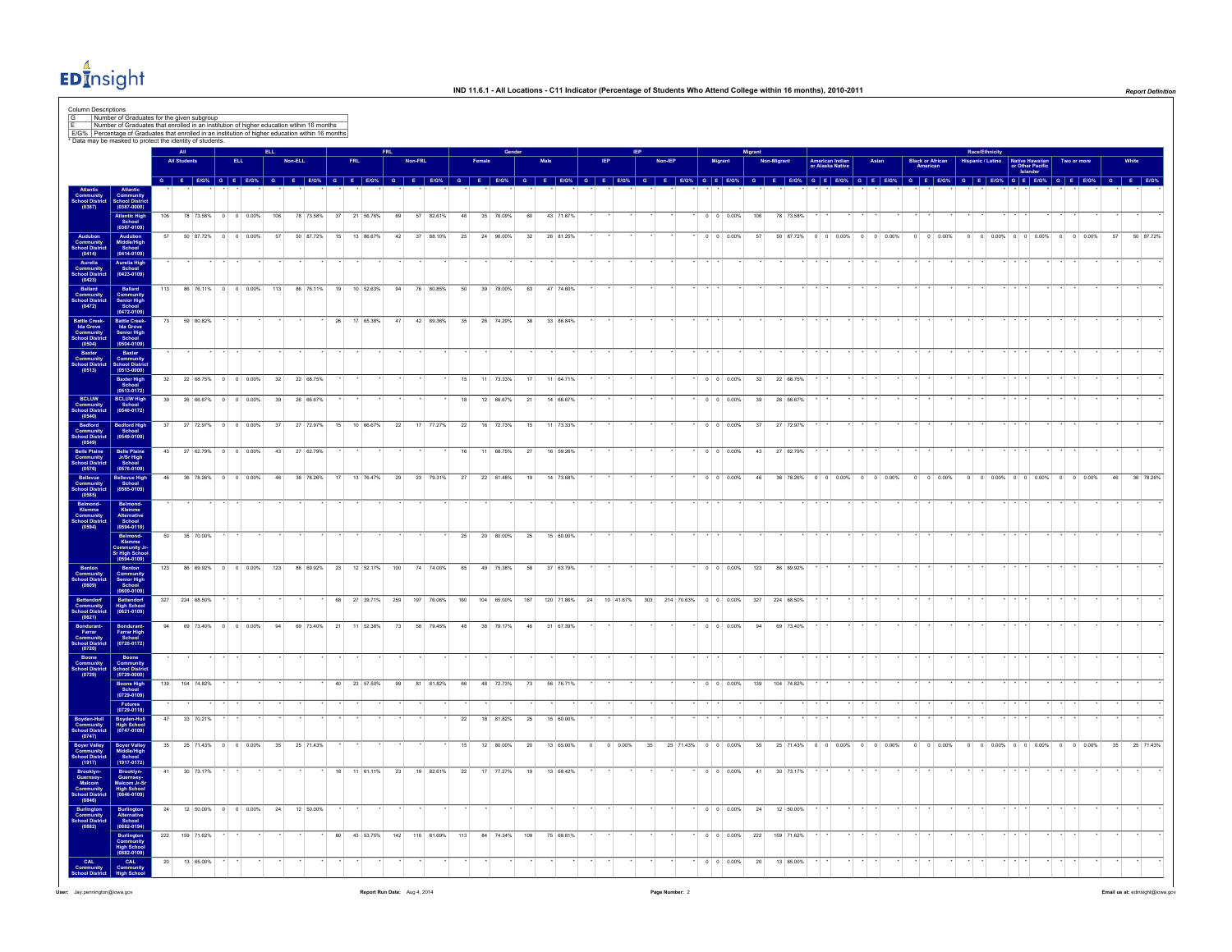Column Descriptions

| | |
|---|---|
| G | Number of Graduates for the given subgroup |
| E | Number of Graduates that enrolled in an institution of higher education within 16 months |
| E/G% | Percentage of Graduates that enrolled in an institution of higher education within 16 months |

\* Data may be masked to protect the identity of students.

| | | All Students | | | ELL | | | Non-ELL | | | FRL | | | Non-FRL | | | Female | | | Male | | | IEP | | | Non-IEP | | | Migrant | | | Non-Migrant | | | American Indian or Alaska Native | | | Asian | | | Black or African American | | | Hispanic / Latino | | | Native Hawaiian or Other Pacific Islander | | | Two or more | | | White | | |
|---|---|---|---|---|---|---|---|---|---|---|---|---|---|---|---|---|---|---|---|---|---|---|---|---|---|---|---|---|---|---|---|---|---|---|---|---|---|---|---|---|---|---|---|---|---|---|---|---|---|---|---|---|---|---|---|---|---|---|
| | | G | E | E/G% | G | E | E/G% | G | E | E/G% | G | E | E/G% | G | E | E/G% | G | E | E/G% | G | E | E/G% | G | E | E/G% | G | E | E/G% | G | E | E/G% | G | E | E/G% | G | E | E/G% | G | E | E/G% | G | E | E/G% | G | E | E/G% | G | E | E/G% | G | E | E/G% | G | E | E/G% |
| Atlantic Community School District (0387) | Atlantic Community School District (0387-0000) | * | * | * | * | * | * | * | * | * | * | * | * | * | * | * | * | * | * | * | * | * | * | * | * | * | * | * | * | * | * | * | * | * | * | * | * | * | * | * | * | * | * | * | * | * | * | * | * | * | * | * | * | * | * | * | * | * |
| | Atlantic High School (0387-0109) | 106 | 78 | 73.58% | 0 | 0 | 0.00% | 106 | 78 | 73.58% | 37 | 21 | 56.76% | 69 | 57 | 82.61% | 46 | 35 | 76.09% | 60 | 43 | 71.67% | * | * | * | * | * | * | 0 | 0 | 0.00% | 106 | 78 | 73.58% | * | * | * | * | * | * | * | * | * | * | * | * | * | * | * | * | * | * | * | * | * |
| Audubon Community School District (0414) | Audubon Middle/High School (0414-0109) | 57 | 50 | 87.72% | 0 | 0 | 0.00% | 57 | 50 | 87.72% | 15 | 13 | 86.67% | 42 | 37 | 88.10% | 25 | 24 | 96.00% | 32 | 26 | 81.25% | * | * | * | * | * | * | 0 | 0 | 0.00% | 57 | 50 | 87.72% | 0 | 0 | 0.00% | 0 | 0 | 0.00% | 0 | 0 | 0.00% | 0 | 0 | 0.00% | 0 | 0 | 0.00% | 0 | 0 | 0.00% | 57 | 50 | 87.72% |
| Aurelia Community School District (0423) | Aurelia High School (0423-0109) | * | * | * | * | * | * | * | * | * | * | * | * | * | * | * | * | * | * | * | * | * | * | * | * | * | * | * | * | * | * | * | * | * | * | * | * | * | * | * | * | * | * | * | * | * | * | * | * | * | * | * | * | * | * | * | * | * |
| Ballard Community School District (0472) | Ballard Community Senior High School (0472-0109) | 113 | 86 | 76.11% | 0 | 0 | 0.00% | 113 | 86 | 76.11% | 19 | 10 | 52.63% | 94 | 76 | 80.85% | 50 | 39 | 78.00% | 63 | 47 | 74.60% | * | * | * | * | * | * | * | * | * | * | * | * | * | * | * | * | * | * | * | * | * | * | * | * | * | * | * | * | * | * | * | * | * |
| Battle Creek-Ida Grove Community School District (0504) | Battle Creek-Ida Grove Senior High School (0504-0109) | 73 | 59 | 80.82% | * | * | * | * | * | * | 26 | 17 | 65.38% | 47 | 42 | 89.36% | 35 | 26 | 74.29% | 38 | 33 | 86.84% | * | * | * | * | * | * | * | * | * | * | * | * | * | * | * | * | * | * | * | * | * | * | * | * | * | * | * | * | * | * | * | * | * |
| Baxter Community School District (0513) | Baxter Community School District (0513-0000) | * | * | * | * | * | * | * | * | * | * | * | * | * | * | * | * | * | * | * | * | * | * | * | * | * | * | * | * | * | * | * | * | * | * | * | * | * | * | * | * | * | * | * | * | * | * | * | * | * | * | * | * | * | * | * | * | * |
| | Baxter High School (0513-0172) | 32 | 22 | 68.75% | 0 | 0 | 0.00% | 32 | 22 | 68.75% | * | * | * | * | * | * | 15 | 11 | 73.33% | 17 | 11 | 64.71% | * | * | * | * | * | * | 0 | 0 | 0.00% | 32 | 22 | 68.75% | * | * | * | * | * | * | * | * | * | * | * | * | * | * | * | * | * | * | * | * | * |
| BCLUW Community School District (0540) | BCLUW High School (0540-0172) | 39 | 26 | 66.67% | 0 | 0 | 0.00% | 39 | 26 | 66.67% | * | * | * | * | * | * | 18 | 12 | 66.67% | 21 | 14 | 66.67% | * | * | * | * | * | * | 0 | 0 | 0.00% | 39 | 26 | 66.67% | * | * | * | * | * | * | * | * | * | * | * | * | * | * | * | * | * | * | * | * | * |
| Bedford Community School District (0549) | Bedford High School (0549-0109) | 37 | 27 | 72.97% | 0 | 0 | 0.00% | 37 | 27 | 72.97% | 15 | 10 | 66.67% | 22 | 17 | 77.27% | 22 | 16 | 72.73% | 15 | 11 | 73.33% | * | * | * | * | * | * | 0 | 0 | 0.00% | 37 | 27 | 72.97% | * | * | * | * | * | * | * | * | * | * | * | * | * | * | * | * | * | * | * | * | * |
| Belle Plaine Community School District (0576) | Belle Plaine Jr/Sr High School (0576-0109) | 43 | 27 | 62.79% | 0 | 0 | 0.00% | 43 | 27 | 62.79% | * | * | * | * | * | * | 16 | 11 | 68.75% | 27 | 16 | 59.26% | * | * | * | * | * | * | 0 | 0 | 0.00% | 43 | 27 | 62.79% | * | * | * | * | * | * | * | * | * | * | * | * | * | * | * | * | * | * | * | * | * |
| Bellevue Community School District (0585) | Bellevue High School (0585-0109) | 46 | 36 | 78.26% | 0 | 0 | 0.00% | 46 | 36 | 78.26% | 17 | 13 | 76.47% | 29 | 23 | 79.31% | 27 | 22 | 81.48% | 19 | 14 | 73.68% | * | * | * | * | * | * | 0 | 0 | 0.00% | 46 | 36 | 78.26% | 0 | 0 | 0.00% | 0 | 0 | 0.00% | 0 | 0 | 0.00% | 0 | 0 | 0.00% | 0 | 0 | 0.00% | 0 | 0 | 0.00% | 46 | 36 | 78.26% |
| Belmond-Klemme Community School District (0594) | Belmond-Klemme Alternative School (0594-0118) | * | * | * | * | * | * | * | * | * | * | * | * | * | * | * | * | * | * | * | * | * | * | * | * | * | * | * | * | * | * | * | * | * | * | * | * | * | * | * | * | * | * | * | * | * | * | * | * | * | * | * | * | * | * | * | * | * |
| | Belmond-Klemme Community Jr-Sr High School (0594-0109) | 50 | 35 | 70.00% | * | * | * | * | * | * | * | * | * | * | * | * | 25 | 20 | 80.00% | 25 | 15 | 60.00% | * | * | * | * | * | * | * | * | * | * | * | * | * | * | * | * | * | * | * | * | * | * | * | * | * | * | * | * | * | * | * | * | * |
| Benton Community School District (0609) | Benton Community Senior High School (0609-0109) | 123 | 86 | 69.92% | 0 | 0 | 0.00% | 123 | 86 | 69.92% | 23 | 12 | 52.17% | 100 | 74 | 74.00% | 65 | 49 | 75.38% | 58 | 37 | 63.79% | * | * | * | * | * | * | 0 | 0 | 0.00% | 123 | 86 | 69.92% | * | * | * | * | * | * | * | * | * | * | * | * | * | * | * | * | * | * | * | * | * |
| Bettendorf Community School District (0621) | Bettendorf High School (0621-0109) | 327 | 224 | 68.50% | * | * | * | * | * | * | 68 | 27 | 39.71% | 259 | 197 | 76.06% | 160 | 104 | 65.00% | 167 | 120 | 71.86% | 24 | 10 | 41.67% | 303 | 214 | 70.63% | 0 | 0 | 0.00% | 327 | 224 | 68.50% | * | * | * | * | * | * | * | * | * | * | * | * | * | * | * | * | * | * | * | * | * |
| Bondurant-Farrar Community School District (0720) | Bondurant-Farrar High School (0720-0172) | 94 | 69 | 73.40% | 0 | 0 | 0.00% | 94 | 69 | 73.40% | 21 | 11 | 52.38% | 73 | 58 | 79.45% | 48 | 38 | 79.17% | 46 | 31 | 67.39% | * | * | * | * | * | * | 0 | 0 | 0.00% | 94 | 69 | 73.40% | * | * | * | * | * | * | * | * | * | * | * | * | * | * | * | * | * | * | * | * | * |
| Boone Community School District (0729) | Boone Community School District (0729-0000) | * | * | * | * | * | * | * | * | * | * | * | * | * | * | * | * | * | * | * | * | * | * | * | * | * | * | * | * | * | * | * | * | * | * | * | * | * | * | * | * | * | * | * | * | * | * | * | * | * | * | * | * | * | * | * | * | * |
| | Boone High School (0729-0109) | 139 | 104 | 74.82% | * | * | * | * | * | * | 40 | 23 | 57.50% | 99 | 81 | 81.82% | 66 | 48 | 72.73% | 73 | 56 | 76.71% | * | * | * | * | * | * | 0 | 0 | 0.00% | 139 | 104 | 74.82% | * | * | * | * | * | * | * | * | * | * | * | * | * | * | * | * | * | * | * | * | * |
| | Futures (0729-0118) | * | * | * | * | * | * | * | * | * | * | * | * | * | * | * | * | * | * | * | * | * | * | * | * | * | * | * | * | * | * | * | * | * | * | * | * | * | * | * | * | * | * | * | * | * | * | * | * | * | * | * | * | * | * | * | * | * |
| Boyden-Hull Community School District (0747) | Boyden-Hull High School (0747-0109) | 47 | 33 | 70.21% | * | * | * | * | * | * | * | * | * | * | * | * | 22 | 18 | 81.82% | 25 | 15 | 60.00% | * | * | * | * | * | * | * | * | * | * | * | * | * | * | * | * | * | * | * | * | * | * | * | * | * | * | * | * | * | * | * | * | * |
| Boyer Valley Community School District (1917) | Boyer Valley Middle/High School (1917-0172) | 35 | 25 | 71.43% | 0 | 0 | 0.00% | 35 | 25 | 71.43% | * | * | * | * | * | * | 15 | 12 | 80.00% | 20 | 13 | 65.00% | 0 | 0 | 0.00% | 35 | 25 | 71.43% | 0 | 0 | 0.00% | 35 | 25 | 71.43% | 0 | 0 | 0.00% | 0 | 0 | 0.00% | 0 | 0 | 0.00% | 0 | 0 | 0.00% | 0 | 0 | 0.00% | 0 | 0 | 0.00% | 35 | 25 | 71.43% |
| Brooklyn-Guernsey-Malcom Community School District (0846) | Brooklyn-Guernsey-Malcom Jr-Sr High School (0846-0109) | 41 | 30 | 73.17% | * | * | * | * | * | * | 18 | 11 | 61.11% | 23 | 19 | 82.61% | 22 | 17 | 77.27% | 19 | 13 | 68.42% | * | * | * | * | * | * | 0 | 0 | 0.00% | 41 | 30 | 73.17% | * | * | * | * | * | * | * | * | * | * | * | * | * | * | * | * | * | * | * | * | * |
| Burlington Community School District (0882) | Burlington Alternative School (0882-0194) | 24 | 12 | 50.00% | 0 | 0 | 0.00% | 24 | 12 | 50.00% | * | * | * | * | * | * | * | * | * | * | * | * | * | * | * | * | * | * | 0 | 0 | 0.00% | 24 | 12 | 50.00% | * | * | * | * | * | * | * | * | * | * | * | * | * | * | * | * | * | * | * | * | * |
| | Burlington Community High School (0882-0109) | 222 | 159 | 71.62% | * | * | * | * | * | * | 80 | 43 | 53.75% | 142 | 116 | 81.69% | 113 | 84 | 74.34% | 109 | 75 | 68.81% | * | * | * | * | * | * | 0 | 0 | 0.00% | 222 | 159 | 71.62% | * | * | * | * | * | * | * | * | * | * | * | * | * | * | * | * | * | * | * | * | * |
| CAL Community School District | CAL Community High School | 20 | 13 | 65.00% | * | * | * | * | * | * | * | * | * | * | * | * | * | * | * | * | * | * | * | * | * | * | * | * | 0 | 0 | 0.00% | 20 | 13 | 65.00% | * | * | * | * | * | * | * | * | * | * | * | * | * | * | * | * | * | * | * | * | * |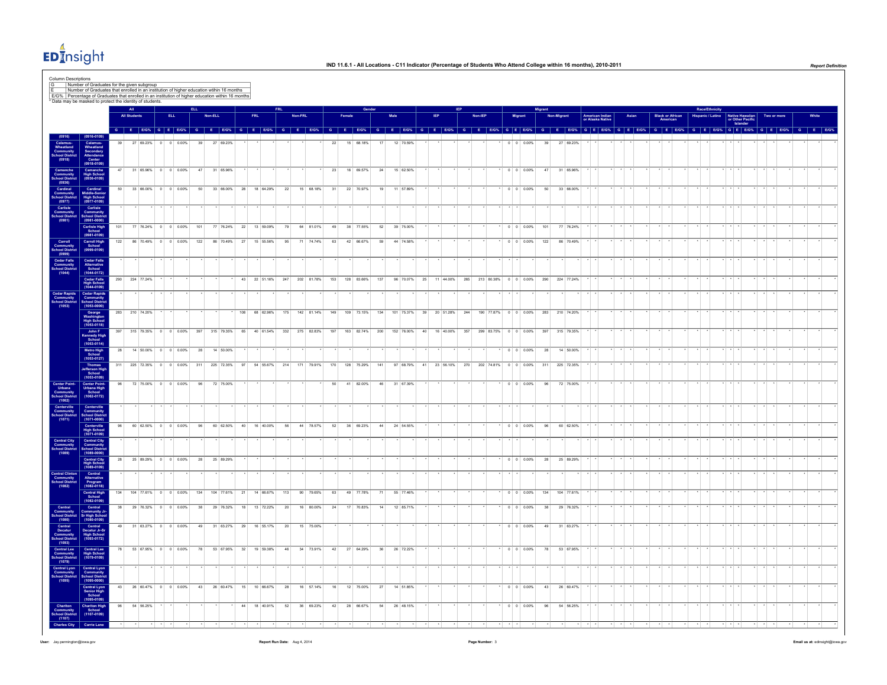Column Descriptions

| | |
|---|---|
| G | Number of Graduates for the given subgroup |
| E | Number of Graduates that enrolled in an institution of higher education within 16 months |
| E/G% | Percentage of Graduates that enrolled in an institution of higher education within 16 months |

\* Data may be masked to protect the identity of students.

| | | All | | | ELL | | | | | | FRL | | | | | | Gender | | | | | | IEP | | | | | | Migrant | | | | | | Race/Ethnicity | | | | | | | | | | | | | | | | | | | | |
|---|---|---|---|---|---|---|---|---|---|---|---|---|---|---|---|---|---|---|---|---|---|---|---|---|---|---|---|---|---|---|---|---|---|---|---|---|---|---|---|---|---|---|---|---|---|---|---|---|---|---|---|---|---|---|---|---|---|---|
| | | All Students | | | ELL | | | Non-ELL | | | FRL | | | Non-FRL | | | Female | | | Male | | | IEP | | | Non-IEP | | | Migrant | | | Non-Migrant | | | American Indian or Alaska Native | | | Asian | | | Black or African American | | | Hispanic / Latino | | | Native Hawaiian or Other Pacific Islander | | | Two or more | | | White | | |
| | | G | E | E/G% | G | E | E/G% | G | E | E/G% | G | E | E/G% | G | E | E/G% | G | E | E/G% | G | E | E/G% | G | E | E/G% | G | E | E/G% | G | E | E/G% | G | E | E/G% | G | E | E/G% | G | E | E/G% | G | E | E/G% | G | E | E/G% | G | E | E/G% | G | E | E/G% | G | E | E/G% |
| (0916) | (0916-0109) | | | | | | | | | | | | | | | | | | | | | | | | | | | | | | | | | | | | | | | | | | | | | | | | | | | | | | | | | |
| Calamus-Wheatland Community School District (0918) | Calamus-Wheatland Secondary Attendance Center (0918-0109) | 39 | 27 | 69.23% | 0 | 0 | 0.00% | 39 | 27 | 69.23% | * | * | * | * | * | * | 22 | 15 | 68.18% | 17 | 12 | 70.59% | * | * | * | * | * | * | 0 | 0 | 0.00% | 39 | 27 | 69.23% | * | * | * | * | * | * | * | * | * | * | * | * | * | * | * | * | * | * | * | * | * |
| Camanche Community School District (0936) | Camanche High School (0936-0109) | 47 | 31 | 65.96% | 0 | 0 | 0.00% | 47 | 31 | 65.96% | * | * | * | * | * | * | 23 | 16 | 69.57% | 24 | 15 | 62.50% | * | * | * | * | * | * | 0 | 0 | 0.00% | 47 | 31 | 65.96% | * | * | * | * | * | * | * | * | * | * | * | * | * | * | * | * | * | * | * | * | * |
| Cardinal Community School District (0977) | Cardinal Middle-Senior High School (0977-0109) | 50 | 33 | 66.00% | 0 | 0 | 0.00% | 50 | 33 | 66.00% | 28 | 18 | 64.29% | 22 | 15 | 68.18% | 31 | 22 | 70.97% | 19 | 11 | 57.89% | * | * | * | * | * | * | 0 | 0 | 0.00% | 50 | 33 | 66.00% | * | * | * | * | * | * | * | * | * | * | * | * | * | * | * | * | * | * | * | * | * |
| Carlisle Community School District (0981) | Carlisle Community School District (0981-0000) | * | * | * | * | * | * | * | * | * | * | * | * | * | * | * | * | * | * | * | * | * | * | * | * | * | * | * | * | * | * | * | * | * | * | * | * | * | * | * | * | * | * | * | * | * | * | * | * | * | * | * | * | * | * | * | * | * |
| | Carlisle High School (0981-0109) | 101 | 77 | 76.24% | 0 | 0 | 0.00% | 101 | 77 | 76.24% | 22 | 13 | 59.09% | 79 | 64 | 81.01% | 49 | 38 | 77.55% | 52 | 39 | 75.00% | * | * | * | * | * | * | 0 | 0 | 0.00% | 101 | 77 | 76.24% | * | * | * | * | * | * | * | * | * | * | * | * | * | * | * | * | * | * | * | * | * |
| Carroll Community School District (0999) | Carroll High School (0999-0109) | 122 | 86 | 70.49% | 0 | 0 | 0.00% | 122 | 86 | 70.49% | 27 | 15 | 55.56% | 95 | 71 | 74.74% | 63 | 42 | 66.67% | 59 | 44 | 74.58% | * | * | * | * | * | * | 0 | 0 | 0.00% | 122 | 86 | 70.49% | * | * | * | * | * | * | * | * | * | * | * | * | * | * | * | * | * | * | * | * | * |
| Cedar Falls Community School District (1044) | Cedar Falls Alternative School (1044-0172) | * | * | * | * | * | * | * | * | * | * | * | * | * | * | * | * | * | * | * | * | * | * | * | * | * | * | * | * | * | * | * | * | * | * | * | * | * | * | * | * | * | * | * | * | * | * | * | * | * | * | * | * | * | * | * | * | * |
| | Cedar Falls High School (1044-0109) | 290 | 224 | 77.24% | * | * | * | * | * | * | 43 | 22 | 51.16% | 247 | 202 | 81.78% | 153 | 128 | 83.66% | 137 | 96 | 70.07% | 25 | 11 | 44.00% | 265 | 213 | 80.38% | 0 | 0 | 0.00% | 290 | 224 | 77.24% | * | * | * | * | * | * | * | * | * | * | * | * | * | * | * | * | * | * | * | * | * |
| Cedar Rapids Community School District (1053) | Cedar Rapids Community School District (1053-0000) | * | * | * | * | * | * | * | * | * | * | * | * | * | * | * | * | * | * | * | * | * | * | * | * | * | * | * | * | * | * | * | * | * | * | * | * | * | * | * | * | * | * | * | * | * | * | * | * | * | * | * | * | * | * | * | * | * |
| | George Washington High School (1053-0118) | 283 | 210 | 74.20% | * | * | * | * | * | * | 108 | 68 | 62.96% | 175 | 142 | 81.14% | 149 | 109 | 73.15% | 134 | 101 | 75.37% | 39 | 20 | 51.28% | 244 | 190 | 77.87% | 0 | 0 | 0.00% | 283 | 210 | 74.20% | * | * | * | * | * | * | * | * | * | * | * | * | * | * | * | * | * | * | * | * | * |
| | John F Kennedy High School (1053-0114) | 397 | 315 | 79.35% | 0 | 0 | 0.00% | 397 | 315 | 79.35% | 65 | 40 | 61.54% | 332 | 275 | 82.83% | 197 | 163 | 82.74% | 200 | 152 | 76.00% | 40 | 16 | 40.00% | 357 | 299 | 83.75% | 0 | 0 | 0.00% | 397 | 315 | 79.35% | * | * | * | * | * | * | * | * | * | * | * | * | * | * | * | * | * | * | * | * | * |
| | Metro High School (1053-0127) | 28 | 14 | 50.00% | 0 | 0 | 0.00% | 28 | 14 | 50.00% | * | * | * | * | * | * | * | * | * | * | * | * | * | * | * | * | * | * | 0 | 0 | 0.00% | 28 | 14 | 50.00% | * | * | * | * | * | * | * | * | * | * | * | * | * | * | * | * | * | * | * | * | * |
| | Thomas Jefferson High School (1053-0109) | 311 | 225 | 72.35% | 0 | 0 | 0.00% | 311 | 225 | 72.35% | 97 | 54 | 55.67% | 214 | 171 | 79.91% | 170 | 128 | 75.29% | 141 | 97 | 68.79% | 41 | 23 | 56.10% | 270 | 202 | 74.81% | 0 | 0 | 0.00% | 311 | 225 | 72.35% | * | * | * | * | * | * | * | * | * | * | * | * | * | * | * | * | * | * | * | * | * |
| Center Point-Urbana Community School District (1062) | Center Point-Urbana High School (1062-0172) | 96 | 72 | 75.00% | 0 | 0 | 0.00% | 96 | 72 | 75.00% | * | * | * | * | * | * | 50 | 41 | 82.00% | 46 | 31 | 67.39% | * | * | * | * | * | * | 0 | 0 | 0.00% | 96 | 72 | 75.00% | * | * | * | * | * | * | * | * | * | * | * | * | * | * | * | * | * | * | * | * | * |
| Centerville Community School District (1071) | Centerville Community School District (1071-0000) | * | * | * | * | * | * | * | * | * | * | * | * | * | * | * | * | * | * | * | * | * | * | * | * | * | * | * | * | * | * | * | * | * | * | * | * | * | * | * | * | * | * | * | * | * | * | * | * | * | * | * | * | * | * | * | * | * |
| | Centerville High School (1071-0109) | 96 | 60 | 62.50% | 0 | 0 | 0.00% | 96 | 60 | 62.50% | 40 | 16 | 40.00% | 56 | 44 | 78.57% | 52 | 36 | 69.23% | 44 | 24 | 54.55% | * | * | * | * | * | * | 0 | 0 | 0.00% | 96 | 60 | 62.50% | * | * | * | * | * | * | * | * | * | * | * | * | * | * | * | * | * | * | * | * | * |
| Central City Community School District (1089) | Central City Community School District (1089-0000) | * | * | * | * | * | * | * | * | * | * | * | * | * | * | * | * | * | * | * | * | * | * | * | * | * | * | * | * | * | * | * | * | * | * | * | * | * | * | * | * | * | * | * | * | * | * | * | * | * | * | * | * | * | * | * | * | * |
| | Central City High School (1089-0109) | 28 | 25 | 89.29% | 0 | 0 | 0.00% | 28 | 25 | 89.29% | * | * | * | * | * | * | * | * | * | * | * | * | * | * | * | * | * | * | 0 | 0 | 0.00% | 28 | 25 | 89.29% | * | * | * | * | * | * | * | * | * | * | * | * | * | * | * | * | * | * | * | * | * |
| Central Clinton Community School District (1082) | Central Alternative Program (1082-0118) | * | * | * | * | * | * | * | * | * | * | * | * | * | * | * | * | * | * | * | * | * | * | * | * | * | * | * | * | * | * | * | * | * | * | * | * | * | * | * | * | * | * | * | * | * | * | * | * | * | * | * | * | * | * | * | * | * |
| | Central High School (1082-0109) | 134 | 104 | 77.61% | 0 | 0 | 0.00% | 134 | 104 | 77.61% | 21 | 14 | 66.67% | 113 | 90 | 79.65% | 63 | 49 | 77.78% | 71 | 55 | 77.46% | * | * | * | * | * | * | 0 | 0 | 0.00% | 134 | 104 | 77.61% | * | * | * | * | * | * | * | * | * | * | * | * | * | * | * | * | * | * | * | * | * |
| Central Community School District (1080) | Central Community Jr-Sr High School (1080-0109) | 38 | 29 | 76.32% | 0 | 0 | 0.00% | 38 | 29 | 76.32% | 18 | 13 | 72.22% | 20 | 16 | 80.00% | 24 | 17 | 70.83% | 14 | 12 | 85.71% | * | * | * | * | * | * | 0 | 0 | 0.00% | 38 | 29 | 76.32% | * | * | * | * | * | * | * | * | * | * | * | * | * | * | * | * | * | * | * | * | * |
| Central Decatur Community School District (1093) | Central Decatur Jr-Sr High School (1093-0172) | 49 | 31 | 63.27% | 0 | 0 | 0.00% | 49 | 31 | 63.27% | 29 | 16 | 55.17% | 20 | 15 | 75.00% | * | * | * | * | * | * | * | * | * | * | * | * | 0 | 0 | 0.00% | 49 | 31 | 63.27% | * | * | * | * | * | * | * | * | * | * | * | * | * | * | * | * | * | * | * | * | * |
| Central Lee Community School District (1079) | Central Lee High School (1079-0109) | 78 | 53 | 67.95% | 0 | 0 | 0.00% | 78 | 53 | 67.95% | 32 | 19 | 59.38% | 46 | 34 | 73.91% | 42 | 27 | 64.29% | 36 | 26 | 72.22% | * | * | * | * | * | * | 0 | 0 | 0.00% | 78 | 53 | 67.95% | * | * | * | * | * | * | * | * | * | * | * | * | * | * | * | * | * | * | * | * | * |
| Central Lyon Community School District (1095) | Central Lyon Community School District (1095-0000) | * | * | * | * | * | * | * | * | * | * | * | * | * | * | * | * | * | * | * | * | * | * | * | * | * | * | * | * | * | * | * | * | * | * | * | * | * | * | * | * | * | * | * | * | * | * | * | * | * | * | * | * | * | * | * | * | * |
| | Central Lyon Senior High School (1095-0109) | 43 | 26 | 60.47% | 0 | 0 | 0.00% | 43 | 26 | 60.47% | 15 | 10 | 66.67% | 28 | 16 | 57.14% | 16 | 12 | 75.00% | 27 | 14 | 51.85% | * | * | * | * | * | * | 0 | 0 | 0.00% | 43 | 26 | 60.47% | * | * | * | * | * | * | * | * | * | * | * | * | * | * | * | * | * | * | * | * | * |
| Chariton Community School District (1107) | Chariton High School (1107-0109) | 96 | 54 | 56.25% | * | * | * | * | * | * | 44 | 18 | 40.91% | 52 | 36 | 69.23% | 42 | 28 | 66.67% | 54 | 26 | 48.15% | * | * | * | * | * | * | 0 | 0 | 0.00% | 96 | 54 | 56.25% | * | * | * | * | * | * | * | * | * | * | * | * | * | * | * | * | * | * | * | * | * |
| Charles City | Carrie Lane | * | * | * | * | * | * | * | * | * | * | * | * | * | * | * | * | * | * | * | * | * | * | * | * | * | * | * | * | * | * | * | * | * | * | * | * | * | * | * | * | * | * | * | * | * | * | * | * | * | * | * | * | * | * | * | * | * |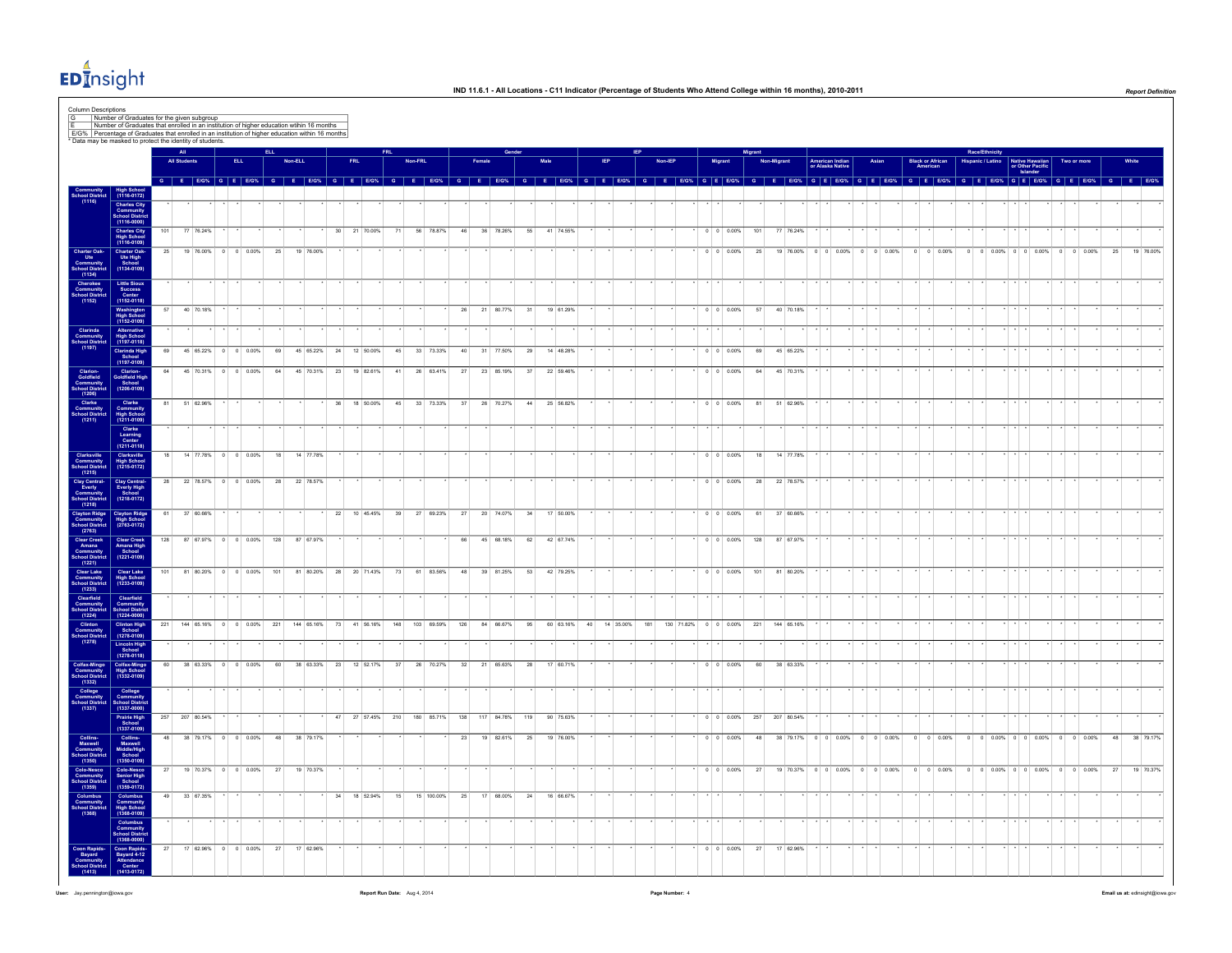# IND 11.6.1 - All Locations - C11 Indicator (Percentage of Students Who Attend College within 16 months), 2010-2011

Column Descriptions

| | |
|---|---|
| G | Number of Graduates for the given subgroup |
| E | Number of Graduates that enrolled in an institution of higher education within 16 months |
| E/G% | Percentage of Graduates that enrolled in an institution of higher education within 16 months |

* Data may be masked to protect the identity of students.

| | | All | | | ELL | | | | | | FRL | | | | | | Gender | | | | | | IEP | | | | | | Migrant | | | | | | Race/Ethnicity | | | | | | | | | | | | | | | | | | | | |
|---|---|---|---|---|---|---|---|---|---|---|---|---|---|---|---|---|---|---|---|---|---|---|---|---|---|---|---|---|---|---|---|---|---|---|---|---|---|---|---|---|---|---|---|---|---|---|---|---|---|---|---|---|---|---|---|---|---|---|
| | | All Students | | | ELL | | | Non-ELL | | | FRL | | | Non-FRL | | | Female | | | Male | | | IEP | | | Non-IEP | | | Migrant | | | Non-Migrant | | | American Indian or Alaska Native | | | Asian | | | Black or African American | | | Hispanic / Latino | | | Native Hawaiian or Other Pacific Islander | | | Two or more | | | White | | |
| | | G | E | E/G% | G | E | E/G% | G | E | E/G% | G | E | E/G% | G | E | E/G% | G | E | E/G% | G | E | E/G% | G | E | E/G% | G | E | E/G% | G | E | E/G% | G | E | E/G% | G | E | E/G% | G | E | E/G% | G | E | E/G% | G | E | E/G% | G | E | E/G% | G | E | E/G% | G | E | E/G% |
| Community School District (1116) | High School (1116-0172) | | | | | | | | | | | | | | | | | | | | | | | | | | | | | | | | | | | | | | | | | | | | | | | | | | | | | | | | |
| | Charles City Community School District (1116-0000) | * | * | * | * | * | * | * | * | * | * | * | * | * | * | * | * | * | * | * | * | * | * | * | * | * | * | * | * | * | * | * | * | * | * | * | * | * | * | * | * | * | * | * | * | * | * | * | * | * | * | * | * | * | * | * | * | * |
| | Charles City High School (1116-0109) | 101 | 77 | 76.24% | * | * | * | * | * | * | 30 | 21 | 70.00% | 71 | 56 | 78.87% | 46 | 36 | 78.26% | 55 | 41 | 74.55% | * | * | * | * | * | * | 0 | 0 | 0.00% | 101 | 77 | 76.24% | * | * | * | * | * | * | * | * | * | * | * | * | * | * | * | * | * | * | * | * | * |
| Charter Oak-Ute Community School District (1134) | Charter Oak-Ute High School (1134-0109) | 25 | 19 | 76.00% | 0 | 0 | 0.00% | 25 | 19 | 76.00% | * | * | * | * | * | * | * | * | * | * | * | * | * | * | * | * | * | * | 0 | 0 | 0.00% | 25 | 19 | 76.00% | 0 | 0 | 0.00% | 0 | 0 | 0.00% | 0 | 0 | 0.00% | 0 | 0 | 0.00% | 0 | 0 | 0.00% | 0 | 0 | 0.00% | 25 | 19 | 76.00% |
| Cherokee Community School District (1152) | Little Sioux Success Center (1152-0118) | * | * | * | * | * | * | * | * | * | * | * | * | * | * | * | * | * | * | * | * | * | * | * | * | * | * | * | * | * | * | * | * | * | * | * | * | * | * | * | * | * | * | * | * | * | * | * | * | * | * | * | * | * | * | * | * | * |
| | Washington High School (1152-0109) | 57 | 40 | 70.18% | * | * | * | * | * | * | * | * | * | * | * | * | 26 | 21 | 80.77% | 31 | 19 | 61.29% | * | * | * | * | * | * | 0 | 0 | 0.00% | 57 | 40 | 70.18% | * | * | * | * | * | * | * | * | * | * | * | * | * | * | * | * | * | * | * | * | * |
| Clarinda Community School District (1197) | Alternative High School (1197-0118) | * | * | * | * | * | * | * | * | * | * | * | * | * | * | * | * | * | * | * | * | * | * | * | * | * | * | * | * | * | * | * | * | * | * | * | * | * | * | * | * | * | * | * | * | * | * | * | * | * | * | * | * | * | * | * | * | * |
| | Clarinda High School (1197-0109) | 69 | 45 | 65.22% | 0 | 0 | 0.00% | 69 | 45 | 65.22% | 24 | 12 | 50.00% | 45 | 33 | 73.33% | 40 | 31 | 77.50% | 29 | 14 | 48.28% | * | * | * | * | * | * | 0 | 0 | 0.00% | 69 | 45 | 65.22% | * | * | * | * | * | * | * | * | * | * | * | * | * | * | * | * | * | * | * | * | * |
| Clarion-Goldfield Community School District (1206) | Clarion-Goldfield High School (1206-0109) | 64 | 45 | 70.31% | 0 | 0 | 0.00% | 64 | 45 | 70.31% | 23 | 19 | 82.61% | 41 | 26 | 63.41% | 27 | 23 | 85.19% | 37 | 22 | 59.46% | * | * | * | * | * | * | 0 | 0 | 0.00% | 64 | 45 | 70.31% | * | * | * | * | * | * | * | * | * | * | * | * | * | * | * | * | * | * | * | * | * |
| Clarke Community School District (1211) | Clarke Community High School (1211-0109) | 81 | 51 | 62.96% | * | * | * | * | * | * | 36 | 18 | 50.00% | 45 | 33 | 73.33% | 37 | 26 | 70.27% | 44 | 25 | 56.82% | * | * | * | * | * | * | 0 | 0 | 0.00% | 81 | 51 | 62.96% | * | * | * | * | * | * | * | * | * | * | * | * | * | * | * | * | * | * | * | * | * |
| | Clarke Learning Center (1211-0118) | * | * | * | * | * | * | * | * | * | * | * | * | * | * | * | * | * | * | * | * | * | * | * | * | * | * | * | * | * | * | * | * | * | * | * | * | * | * | * | * | * | * | * | * | * | * | * | * | * | * | * | * | * | * | * | * | * |
| Clarksville Community School District (1215) | Clarksville High School (1215-0172) | 18 | 14 | 77.78% | 0 | 0 | 0.00% | 18 | 14 | 77.78% | * | * | * | * | * | * | * | * | * | * | * | * | * | * | * | * | * | * | 0 | 0 | 0.00% | 18 | 14 | 77.78% | * | * | * | * | * | * | * | * | * | * | * | * | * | * | * | * | * | * | * | * | * |
| Clay Central-Everly Community School District (1218) | Clay Central-Everly High School (1218-0172) | 28 | 22 | 78.57% | 0 | 0 | 0.00% | 28 | 22 | 78.57% | * | * | * | * | * | * | * | * | * | * | * | * | * | * | * | * | * | * | 0 | 0 | 0.00% | 28 | 22 | 78.57% | * | * | * | * | * | * | * | * | * | * | * | * | * | * | * | * | * | * | * | * | * |
| Clayton Ridge Community School District (2763) | Clayton Ridge High School (2763-0172) | 61 | 37 | 60.66% | * | * | * | * | * | * | 22 | 10 | 45.45% | 39 | 27 | 69.23% | 27 | 20 | 74.07% | 34 | 17 | 50.00% | * | * | * | * | * | * | 0 | 0 | 0.00% | 61 | 37 | 60.66% | * | * | * | * | * | * | * | * | * | * | * | * | * | * | * | * | * | * | * | * | * |
| Clear Creek Amana Community School District (1221) | Clear Creek Amana High School (1221-0109) | 128 | 87 | 67.97% | 0 | 0 | 0.00% | 128 | 87 | 67.97% | * | * | * | * | * | * | 66 | 45 | 68.18% | 62 | 42 | 67.74% | * | * | * | * | * | * | 0 | 0 | 0.00% | 128 | 87 | 67.97% | * | * | * | * | * | * | * | * | * | * | * | * | * | * | * | * | * | * | * | * | * |
| Clear Lake Community School District (1233) | Clear Lake High School (1233-0109) | 101 | 81 | 80.20% | 0 | 0 | 0.00% | 101 | 81 | 80.20% | 28 | 20 | 71.43% | 73 | 61 | 83.56% | 48 | 39 | 81.25% | 53 | 42 | 79.25% | * | * | * | * | * | * | 0 | 0 | 0.00% | 101 | 81 | 80.20% | * | * | * | * | * | * | * | * | * | * | * | * | * | * | * | * | * | * | * | * | * |
| Clearfield Community School District (1224) | Clearfield Community School District (1224-0000) | * | * | * | * | * | * | * | * | * | * | * | * | * | * | * | * | * | * | * | * | * | * | * | * | * | * | * | * | * | * | * | * | * | * | * | * | * | * | * | * | * | * | * | * | * | * | * | * | * | * | * | * | * | * | * | * | * |
| Clinton Community School District (1278) | Clinton High School (1278-0109) | 221 | 144 | 65.16% | 0 | 0 | 0.00% | 221 | 144 | 65.16% | 73 | 41 | 56.16% | 148 | 103 | 69.59% | 126 | 84 | 66.67% | 95 | 60 | 63.16% | 40 | 14 | 35.00% | 181 | 130 | 71.82% | 0 | 0 | 0.00% | 221 | 144 | 65.16% | * | * | * | * | * | * | * | * | * | * | * | * | * | * | * | * | * | * | * | * | * |
| | Lincoln High School (1278-0118) | * | * | * | * | * | * | * | * | * | * | * | * | * | * | * | * | * | * | * | * | * | * | * | * | * | * | * | * | * | * | * | * | * | * | * | * | * | * | * | * | * | * | * | * | * | * | * | * | * | * | * | * | * | * | * | * | * |
| Colfax-Mingo Community School District (1332) | Colfax-Mingo High School (1332-0109) | 60 | 38 | 63.33% | 0 | 0 | 0.00% | 60 | 38 | 63.33% | 23 | 12 | 52.17% | 37 | 26 | 70.27% | 32 | 21 | 65.63% | 28 | 17 | 60.71% | * | * | * | * | * | * | 0 | 0 | 0.00% | 60 | 38 | 63.33% | * | * | * | * | * | * | * | * | * | * | * | * | * | * | * | * | * | * | * | * | * |
| College Community School District (1337) | College Community School District (1337-0000) | * | * | * | * | * | * | * | * | * | * | * | * | * | * | * | * | * | * | * | * | * | * | * | * | * | * | * | * | * | * | * | * | * | * | * | * | * | * | * | * | * | * | * | * | * | * | * | * | * | * | * | * | * | * | * | * | * |
| | Prairie High School (1337-0109) | 257 | 207 | 80.54% | * | * | * | * | * | * | 47 | 27 | 57.45% | 210 | 180 | 85.71% | 138 | 117 | 84.78% | 119 | 90 | 75.63% | * | * | * | * | * | * | 0 | 0 | 0.00% | 257 | 207 | 80.54% | * | * | * | * | * | * | * | * | * | * | * | * | * | * | * | * | * | * | * | * | * |
| Collins-Maxwell Community School District (1350) | Collins-Maxwell Middle/High School (1350-0109) | 48 | 38 | 79.17% | 0 | 0 | 0.00% | 48 | 38 | 79.17% | * | * | * | * | * | * | 23 | 19 | 82.61% | 25 | 19 | 76.00% | * | * | * | * | * | * | 0 | 0 | 0.00% | 48 | 38 | 79.17% | 0 | 0 | 0.00% | 0 | 0 | 0.00% | 0 | 0 | 0.00% | 0 | 0 | 0.00% | 0 | 0 | 0.00% | 0 | 0 | 0.00% | 48 | 38 | 79.17% |
| Colo-Nesco Community School District (1359) | Colo-Nesco Senior High School (1359-0172) | 27 | 19 | 70.37% | 0 | 0 | 0.00% | 27 | 19 | 70.37% | * | * | * | * | * | * | * | * | * | * | * | * | * | * | * | * | * | * | 0 | 0 | 0.00% | 27 | 19 | 70.37% | 0 | 0 | 0.00% | 0 | 0 | 0.00% | 0 | 0 | 0.00% | 0 | 0 | 0.00% | 0 | 0 | 0.00% | 0 | 0 | 0.00% | 27 | 19 | 70.37% |
| Columbus Community School District (1368) | Columbus Community High School (1368-0109) | 49 | 33 | 67.35% | * | * | * | * | * | * | 34 | 18 | 52.94% | 15 | 15 | 100.00% | 25 | 17 | 68.00% | 24 | 16 | 66.67% | * | * | * | * | * | * | * | * | * | * | * | * | * | * | * | * | * | * | * | * | * | * | * | * | * | * | * | * | * | * | * | * | * |
| | Columbus Community School District (1368-0000) | * | * | * | * | * | * | * | * | * | * | * | * | * | * | * | * | * | * | * | * | * | * | * | * | * | * | * | * | * | * | * | * | * | * | * | * | * | * | * | * | * | * | * | * | * | * | * | * | * | * | * | * | * | * | * | * | * |
| Coon Rapids-Bayard Community School District (1413) | Coon Rapids-Bayard 4-12 Attendance Center (1413-0172) | 27 | 17 | 62.96% | 0 | 0 | 0.00% | 27 | 17 | 62.96% | * | * | * | * | * | * | * | * | * | * | * | * | * | * | * | * | * | * | 0 | 0 | 0.00% | 27 | 17 | 62.96% | * | * | * | * | * | * | * | * | * | * | * | * | * | * | * | * | * | * | * | * | * |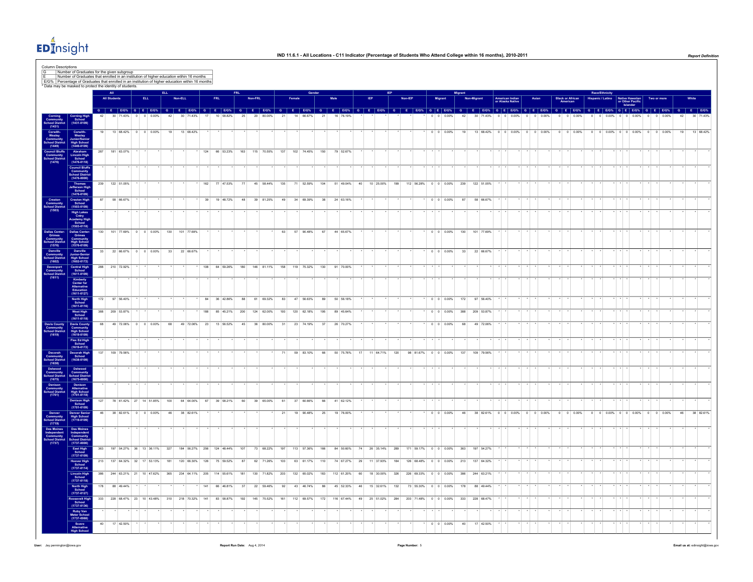# IND 11.6.1 - All Locations - C11 Indicator (Percentage of Students Who Attend College within 16 months), 2010-2011

Report Definition

Column Descriptions

| | |
|---|---|
| G | Number of Graduates for the given subgroup |
| E | Number of Graduates that enrolled in an institution of higher education within 16 months |
| E/G% | Percentage of Graduates that enrolled in an institution of higher education within 16 months |

* Data may be masked to protect the identity of students.

| | | All | | | ELL | | | | | | FRL | | | | | | Gender | | | | | | IEP | | | | | | Migrant | | | | | | Race/Ethnicity | | | | | | | | | | | | | | | | | | | | |
|---|---|---|---|---|---|---|---|---|---|---|---|---|---|---|---|---|---|---|---|---|---|---|---|---|---|---|---|---|---|---|---|---|---|---|---|---|---|---|---|---|---|---|---|---|---|---|---|---|---|---|---|---|---|---|---|---|---|---|
| | | All Students | | | ELL | | | Non-ELL | | | FRL | | | Non-FRL | | | Female | | | Male | | | IEP | | | Non-IEP | | | Migrant | | | Non-Migrant | | | American Indian or Alaska Native | | | Asian | | | Black or African American | | | Hispanic / Latino | | | Native Hawaiian or Other Pacific Islander | | | Two or more | | | White | | |
| | | G | E | E/G% | G | E | E/G% | G | E | E/G% | G | E | E/G% | G | E | E/G% | G | E | E/G% | G | E | E/G% | G | E | E/G% | G | E | E/G% | G | E | E/G% | G | E | E/G% | G | E | E/G% | G | E | E/G% | G | E | E/G% | G | E | E/G% | G | E | E/G% | G | E | E/G% | G | E | E/G% |
| Corning Community School District (1431) | Corning High School (1431-0109) | 42 | 30 | 71.43% | 0 | 0 | 0.00% | 42 | 30 | 71.43% | 17 | 10 | 58.82% | 25 | 20 | 80.00% | 21 | 14 | 66.67% | 21 | 16 | 76.19% | * | * | * | * | * | * | 0 | 0 | 0.00% | 42 | 30 | 71.43% | 0 | 0 | 0.00% | 0 | 0 | 0.00% | 0 | 0 | 0.00% | 0 | 0 | 0.00% | 0 | 0 | 0.00% | 0 | 0 | 0.00% | 42 | 30 | 71.43% |
| Corwith-Wesley Community School District (1449) | Corwith-Wesley Junior/Senior High School (1449-0109) | 19 | 13 | 68.42% | 0 | 0 | 0.00% | 19 | 13 | 68.42% | * | * | * | * | * | * | * | * | * | * | * | * | * | * | * | * | * | * | 0 | 0 | 0.00% | 19 | 13 | 68.42% | 0 | 0 | 0.00% | 0 | 0 | 0.00% | 0 | 0 | 0.00% | 0 | 0 | 0.00% | 0 | 0 | 0.00% | 0 | 0 | 0.00% | 19 | 13 | 68.42% |
| Council Bluffs Community School District (1476) | Abraham Lincoln High School (1476-0118) | 287 | 181 | 63.07% | * | * | * | * | * | * | 124 | 66 | 53.23% | 163 | 115 | 70.55% | 137 | 102 | 74.45% | 150 | 79 | 52.67% | * | * | * | * | * | * | * | * | * | * | * | * | * | * | * | * | * | * | * | * | * | * | * | * | * | * | * | * | * | * | * | * | * |
| | Council Bluffs Community School District (1476-0000) | * | * | * | * | * | * | * | * | * | * | * | * | * | * | * | * | * | * | * | * | * | * | * | * | * | * | * | * | * | * | * | * | * | * | * | * | * | * | * | * | * | * | * | * | * | * | * | * | * | * | * | * | * | * | * | * |
| | Thomas Jefferson High School (1476-0109) | 239 | 122 | 51.05% | * | * | * | * | * | * | 162 | 77 | 47.53% | 77 | 45 | 58.44% | 135 | 71 | 52.59% | 104 | 51 | 49.04% | 40 | 10 | 25.00% | 199 | 112 | 56.28% | 0 | 0 | 0.00% | 239 | 122 | 51.05% | * | * | * | * | * | * | * | * | * | * | * | * | * | * | * | * | * | * | * | * | * |
| Creston Community School District (1503) | Creston High School (1503-0109) | 87 | 58 | 66.67% | * | * | * | * | * | * | 39 | 19 | 48.72% | 48 | 39 | 81.25% | 49 | 34 | 69.39% | 38 | 24 | 63.16% | * | * | * | * | * | * | 0 | 0 | 0.00% | 87 | 58 | 66.67% | * | * | * | * | * | * | * | * | * | * | * | * | * | * | * | * | * | * | * | * | * |
| | High Lakes Cntry Academy High School (1503-0118) | * | * | * | * | * | * | * | * | * | * | * | * | * | * | * | * | * | * | * | * | * | * | * | * | * | * | * | * | * | * | * | * | * | * | * | * | * | * | * | * | * | * | * | * | * | * | * | * | * | * | * | * | * | * | * | * |
| Dallas Center-Grimes Community School District (1576) | Dallas Center-Grimes Community High School (1576-0109) | 130 | 101 | 77.69% | 0 | 0 | 0.00% | 130 | 101 | 77.69% | * | * | * | * | * | * | 63 | 57 | 90.48% | 67 | 44 | 65.67% | * | * | * | * | * | * | 0 | 0 | 0.00% | 130 | 101 | 77.69% | * | * | * | * | * | * | * | * | * | * | * | * | * | * | * | * | * | * | * | * | * |
| Danville Community School District (1602) | Danville Junior-Senior High School (1602-0172) | 33 | 22 | 66.67% | 0 | 0 | 0.00% | 33 | 22 | 66.67% | * | * | * | * | * | * | * | * | * | * | * | * | * | * | * | * | * | * | 0 | 0 | 0.00% | 33 | 22 | 66.67% | * | * | * | * | * | * | * | * | * | * | * | * | * | * | * | * | * | * | * | * | * |
| Davenport Community School District (1611) | Central High School (1611-0109) | 288 | 210 | 72.92% | * | * | * | * | * | * | 108 | 64 | 59.26% | 180 | 146 | 81.11% | 158 | 119 | 75.32% | 130 | 91 | 70.00% | * | * | * | * | * | * | * | * | * | * | * | * | * | * | * | * | * | * | * | * | * | * | * | * | * | * | * | * | * | * | * | * | * |
| | Kimberly Center for Alternative Education (1611-0127) | * | * | * | * | * | * | * | * | * | * | * | * | * | * | * | * | * | * | * | * | * | * | * | * | * | * | * | * | * | * | * | * | * | * | * | * | * | * | * | * | * | * | * | * | * | * | * | * | * | * | * | * | * | * | * | * |
| | North High School (1611-0116) | 172 | 97 | 56.40% | * | * | * | * | * | * | 84 | 36 | 42.86% | 88 | 61 | 69.32% | 83 | 47 | 56.63% | 89 | 50 | 56.18% | * | * | * | * | * | * | 0 | 0 | 0.00% | 172 | 97 | 56.40% | * | * | * | * | * | * | * | * | * | * | * | * | * | * | * | * | * | * | * | * | * |
| | West High School (1611-0118) | 388 | 209 | 53.87% | * | * | * | * | * | * | 188 | 85 | 45.21% | 200 | 124 | 62.00% | 193 | 120 | 62.18% | 195 | 89 | 45.64% | * | * | * | * | * | * | 0 | 0 | 0.00% | 388 | 209 | 53.87% | * | * | * | * | * | * | * | * | * | * | * | * | * | * | * | * | * | * | * | * | * |
| Davis County Community School District (1619) | Davis County Community High School (1619-0109) | 68 | 49 | 72.06% | 0 | 0 | 0.00% | 68 | 49 | 72.06% | 23 | 13 | 56.52% | 45 | 36 | 80.00% | 31 | 23 | 74.19% | 37 | 26 | 70.27% | * | * | * | * | * | * | 0 | 0 | 0.00% | 68 | 49 | 72.06% | * | * | * | * | * | * | * | * | * | * | * | * | * | * | * | * | * | * | * | * | * |
| | Flex Ed High School (1619-0172) | * | * | * | * | * | * | * | * | * | * | * | * | * | * | * | * | * | * | * | * | * | * | * | * | * | * | * | * | * | * | * | * | * | * | * | * | * | * | * | * | * | * | * | * | * | * | * | * | * | * | * | * | * | * | * | * |
| Decorah Community School District (1638) | Decorah High School (1638-0109) | 137 | 109 | 79.56% | * | * | * | * | * | * | * | * | * | * | * | * | 71 | 59 | 83.10% | 66 | 50 | 75.76% | 17 | 11 | 64.71% | 120 | 98 | 81.67% | 0 | 0 | 0.00% | 137 | 109 | 79.56% | * | * | * | * | * | * | * | * | * | * | * | * | * | * | * | * | * | * | * | * | * |
| Delwood Community School District (1675) | Delwood Community School District (1675-0000) | * | * | * | * | * | * | * | * | * | * | * | * | * | * | * | * | * | * | * | * | * | * | * | * | * | * | * | * | * | * | * | * | * | * | * | * | * | * | * | * | * | * | * | * | * | * | * | * | * | * | * | * | * | * | * | * |
| Denison Community School District (1701) | Denison Alternative High School (1701-0118) | * | * | * | * | * | * | * | * | * | * | * | * | * | * | * | * | * | * | * | * | * | * | * | * | * | * | * | * | * | * | * | * | * | * | * | * | * | * | * | * | * | * | * | * | * | * | * | * | * | * | * | * | * | * | * | * |
| | Denison High School (1701-0109) | 127 | 78 | 61.42% | 27 | 14 | 51.85% | 100 | 64 | 64.00% | 67 | 39 | 58.21% | 60 | 39 | 65.00% | 61 | 37 | 60.66% | 66 | 41 | 62.12% | * | * | * | * | * | * | * | * | * | * | * | * | * | * | * | * | * | * | * | * | * | * | * | * | * | * | * | * | * | * | * | * | * |
| Denver Community School District (1719) | Denver Senior High School (1719-0109) | 46 | 38 | 82.61% | 0 | 0 | 0.00% | 46 | 38 | 82.61% | * | * | * | * | * | * | 21 | 19 | 90.48% | 25 | 19 | 76.00% | * | * | * | * | * | * | 0 | 0 | 0.00% | 46 | 38 | 82.61% | 0 | 0 | 0.00% | 0 | 0 | 0.00% | 0 | 0 | 0.00% | 0 | 0 | 0.00% | 0 | 0 | 0.00% | 0 | 0 | 0.00% | 46 | 38 | 82.61% |
| Des Moines Independent Community School District (1737) | Des Moines Independent Community School District (1737-0000) | * | * | * | * | * | * | * | * | * | * | * | * | * | * | * | * | * | * | * | * | * | * | * | * | * | * | * | * | * | * | * | * | * | * | * | * | * | * | * | * | * | * | * | * | * | * | * | * | * | * | * | * | * | * | * | * |
| | East High School (1737-0109) | 363 | 197 | 54.27% | 36 | 13 | 36.11% | 327 | 184 | 56.27% | 256 | 124 | 48.44% | 107 | 73 | 68.22% | 197 | 113 | 57.36% | 166 | 84 | 50.60% | 74 | 26 | 35.14% | 289 | 171 | 59.17% | 0 | 0 | 0.00% | 363 | 197 | 54.27% | * | * | * | * | * | * | * | * | * | * | * | * | * | * | * | * | * | * | * | * | * |
| | Hoover High School (1737-0114) | 213 | 137 | 64.32% | 32 | 17 | 53.13% | 181 | 120 | 66.30% | 126 | 75 | 59.52% | 87 | 62 | 71.26% | 103 | 63 | 61.17% | 110 | 74 | 67.27% | 29 | 11 | 37.93% | 184 | 126 | 68.48% | 0 | 0 | 0.00% | 213 | 137 | 64.32% | * | * | * | * | * | * | * | * | * | * | * | * | * | * | * | * | * | * | * | * | * |
| | Lincoln High School (1737-0118) | 386 | 244 | 63.21% | 21 | 10 | 47.62% | 365 | 234 | 64.11% | 205 | 114 | 55.61% | 181 | 130 | 71.82% | 203 | 132 | 65.02% | 183 | 112 | 61.20% | 60 | 18 | 30.00% | 326 | 226 | 69.33% | 0 | 0 | 0.00% | 386 | 244 | 63.21% | * | * | * | * | * | * | * | * | * | * | * | * | * | * | * | * | * | * | * | * | * |
| | North High School (1737-0127) | 178 | 88 | 49.44% | * | * | * | * | * | * | 141 | 66 | 46.81% | 37 | 22 | 59.46% | 92 | 43 | 46.74% | 86 | 45 | 52.33% | 46 | 15 | 32.61% | 132 | 73 | 55.30% | 0 | 0 | 0.00% | 178 | 88 | 49.44% | * | * | * | * | * | * | * | * | * | * | * | * | * | * | * | * | * | * | * | * | * |
| | Roosevelt High School (1737-0136) | 333 | 228 | 68.47% | 23 | 10 | 43.48% | 310 | 218 | 70.32% | 141 | 83 | 58.87% | 192 | 145 | 75.52% | 161 | 112 | 69.57% | 172 | 116 | 67.44% | 49 | 25 | 51.02% | 284 | 203 | 71.48% | 0 | 0 | 0.00% | 333 | 228 | 68.47% | * | * | * | * | * | * | * | * | * | * | * | * | * | * | * | * | * | * | * | * | * |
| | Ruby Van Meter School (1737-0988) | * | * | * | * | * | * | * | * | * | * | * | * | * | * | * | * | * | * | * | * | * | * | * | * | * | * | * | * | * | * | * | * | * | * | * | * | * | * | * | * | * | * | * | * | * | * | * | * | * | * | * | * | * | * | * | * |
| | Scavo Alternative High School | 40 | 17 | 42.50% | * | * | * | * | * | * | * | * | * | * | * | * | * | * | * | * | * | * | * | * | * | * | * | * | 0 | 0 | 0.00% | 40 | 17 | 42.50% | * | * | * | * | * | * | * | * | * | * | * | * | * | * | * | * | * | * | * | * | * |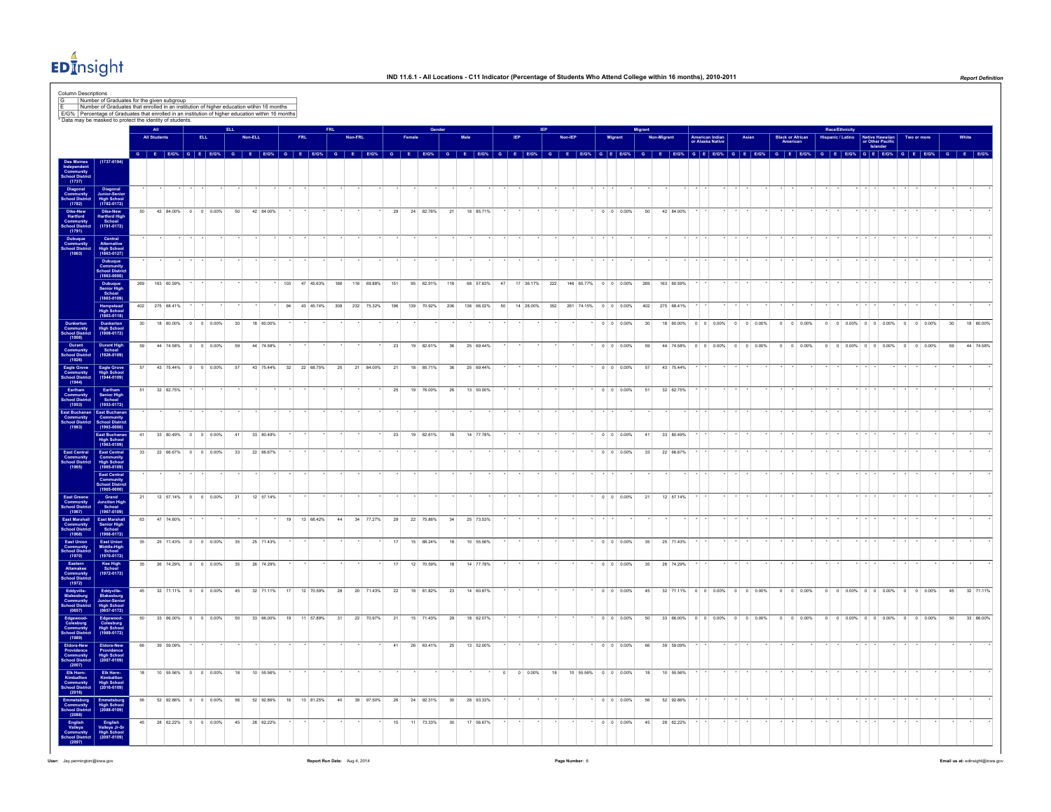# IND 11.6.1 - All Locations - C11 Indicator (Percentage of Students Who Attend College within 16 months), 2010-2011

Column Descriptions

| | |
|---|---|
| G | Number of Graduates for the given subgroup |
| E | Number of Graduates that enrolled in an institution of higher education within 16 months |
| E/G% | Percentage of Graduates that enrolled in an institution of higher education within 16 months |

* Data may be masked to protect the identity of students.

| | | All | | | ELL | | | | | | FRL | | | | | | Gender | | | | | | IEP | | | | | | Migrant | | | | | | Race/Ethnicity | | | | | | | | | | | | | | | | | | | | |
|---|---|---|---|---|---|---|---|---|---|---|---|---|---|---|---|---|---|---|---|---|---|---|---|---|---|---|---|---|---|---|---|---|---|---|---|---|---|---|---|---|---|---|---|---|---|---|---|---|---|---|---|---|---|---|---|---|---|---|
| | | All Students | | | ELL | | | Non-ELL | | | FRL | | | Non-FRL | | | Female | | | Male | | | IEP | | | Non-IEP | | | Migrant | | | Non-Migrant | | | American Indian or Alaska Native | | | Asian | | | Black or African American | | | Hispanic / Latino | | | Native Hawaiian or Other Pacific Islander | | | Two or more | | | White | | |
| | | G | E | E/G% | G | E | E/G% | G | E | E/G% | G | E | E/G% | G | E | E/G% | G | E | E/G% | G | E | E/G% | G | E | E/G% | G | E | E/G% | G | E | E/G% | G | E | E/G% | G | E | E/G% | G | E | E/G% | G | E | E/G% | G | E | E/G% | G | E | E/G% | G | E | E/G% | G | E | E/G% |
| Des Moines Independent Community School District (1737) | (1737-0194) | | | | | | | | | | | | | | | | | | | | | | | | | | | | | | | | | | | | | | | | | | | | | | | | | | | | | | | | | |
| Diagonal Community School District (1782) | Diagonal Junior-Senior High School (1782-0172) | * | * | * | * | * | * | * | * | * | * | * | * | * | * | * | * | * | * | * | * | * | * | * | * | * | * | * | * | * | * | * | * | * | * | * | * | * | * | * | * | * | * | * | * | * | * | * | * | * | * | * | * | * | * | * | * | * |
| Dike-New Hartford Community School District (1791) | Dike-New Hartford High School (1791-0172) | 50 | 42 | 84.00% | 0 | 0 | 0.00% | 50 | 42 | 84.00% | * | * | * | * | * | * | 29 | 24 | 82.76% | 21 | 18 | 85.71% | * | * | * | * | * | * | 0 | 0 | 0.00% | 50 | 42 | 84.00% | * | * | * | * | * | * | * | * | * | * | * | * | * | * | * | * | * | * | * | * | * |
| Dubuque Community School District (1863) | Central Alternative High School (1863-0127) | * | * | * | * | * | * | * | * | * | * | * | * | * | * | * | * | * | * | * | * | * | * | * | * | * | * | * | * | * | * | * | * | * | * | * | * | * | * | * | * | * | * | * | * | * | * | * | * | * | * | * | * | * | * | * | * | * |
| | Dubuque Community School District (1863-0000) | * | * | * | * | * | * | * | * | * | * | * | * | * | * | * | * | * | * | * | * | * | * | * | * | * | * | * | * | * | * | * | * | * | * | * | * | * | * | * | * | * | * | * | * | * | * | * | * | * | * | * | * | * | * | * | * | * |
| | Dubuque Senior High School (1863-0109) | 269 | 163 | 60.59% | * | * | * | * | * | * | 103 | 47 | 45.63% | 166 | 116 | 69.88% | 151 | 95 | 62.91% | 118 | 68 | 57.63% | 47 | 17 | 36.17% | 222 | 146 | 65.77% | 0 | 0 | 0.00% | 269 | 163 | 60.59% | * | * | * | * | * | * | * | * | * | * | * | * | * | * | * | * | * | * | * | * | * |
| | Hempstead High School (1863-0118) | 402 | 275 | 68.41% | * | * | * | * | * | * | 94 | 43 | 45.74% | 308 | 232 | 75.32% | 196 | 139 | 70.92% | 206 | 136 | 66.02% | 50 | 14 | 28.00% | 352 | 261 | 74.15% | 0 | 0 | 0.00% | 402 | 275 | 68.41% | * | * | * | * | * | * | * | * | * | * | * | * | * | * | * | * | * | * | * | * | * |
| Dunkerton Community School District (1908) | Dunkerton High School (1908-0172) | 30 | 18 | 60.00% | 0 | 0 | 0.00% | 30 | 18 | 60.00% | * | * | * | * | * | * | * | * | * | * | * | * | * | * | * | * | * | * | 0 | 0 | 0.00% | 30 | 18 | 60.00% | 0 | 0 | 0.00% | 0 | 0 | 0.00% | 0 | 0 | 0.00% | 0 | 0 | 0.00% | 0 | 0 | 0.00% | 0 | 0 | 0.00% | 30 | 18 | 60.00% |
| Durant Community School District (1926) | Durant High School (1926-0109) | 59 | 44 | 74.58% | 0 | 0 | 0.00% | 59 | 44 | 74.58% | * | * | * | * | * | * | 23 | 19 | 82.61% | 36 | 25 | 69.44% | * | * | * | * | * | * | 0 | 0 | 0.00% | 59 | 44 | 74.58% | 0 | 0 | 0.00% | 0 | 0 | 0.00% | 0 | 0 | 0.00% | 0 | 0 | 0.00% | 0 | 0 | 0.00% | 0 | 0 | 0.00% | 59 | 44 | 74.58% |
| Eagle Grove Community School District (1944) | Eagle Grove High School (1944-0109) | 57 | 43 | 75.44% | 0 | 0 | 0.00% | 57 | 43 | 75.44% | 32 | 22 | 68.75% | 25 | 21 | 84.00% | 21 | 18 | 85.71% | 36 | 25 | 69.44% | * | * | * | * | * | * | 0 | 0 | 0.00% | 57 | 43 | 75.44% | * | * | * | * | * | * | * | * | * | * | * | * | * | * | * | * | * | * | * | * | * |
| Earlham Community School District (1953) | Earlham Senior High School (1953-0172) | 51 | 32 | 62.75% | * | * | * | * | * | * | * | * | * | * | * | * | 25 | 19 | 76.00% | 26 | 13 | 50.00% | * | * | * | * | * | * | 0 | 0 | 0.00% | 51 | 32 | 62.75% | * | * | * | * | * | * | * | * | * | * | * | * | * | * | * | * | * | * | * | * | * |
| East Buchanan Community School District (1963) | East Buchanan Community School District (1963-0000) | * | * | * | * | * | * | * | * | * | * | * | * | * | * | * | * | * | * | * | * | * | * | * | * | * | * | * | * | * | * | * | * | * | * | * | * | * | * | * | * | * | * | * | * | * | * | * | * | * | * | * | * | * | * | * | * | * |
| | East Buchanan High School (1963-0109) | 41 | 33 | 80.49% | 0 | 0 | 0.00% | 41 | 33 | 80.49% | * | * | * | * | * | * | 23 | 19 | 82.61% | 18 | 14 | 77.78% | * | * | * | * | * | * | 0 | 0 | 0.00% | 41 | 33 | 80.49% | * | * | * | * | * | * | * | * | * | * | * | * | * | * | * | * | * | * | * | * | * |
| East Central Community School District (1965) | East Central Community High School (1965-0109) | 33 | 22 | 66.67% | 0 | 0 | 0.00% | 33 | 22 | 66.67% | * | * | * | * | * | * | * | * | * | * | * | * | * | * | * | * | * | * | 0 | 0 | 0.00% | 33 | 22 | 66.67% | * | * | * | * | * | * | * | * | * | * | * | * | * | * | * | * | * | * | * | * | * |
| | East Central Community School District (1965-0000) | * | * | * | * | * | * | * | * | * | * | * | * | * | * | * | * | * | * | * | * | * | * | * | * | * | * | * | * | * | * | * | * | * | * | * | * | * | * | * | * | * | * | * | * | * | * | * | * | * | * | * | * | * | * | * | * | * |
| East Greene Community School District (1967) | Grand Junction High School (1967-0109) | 21 | 12 | 57.14% | 0 | 0 | 0.00% | 21 | 12 | 57.14% | * | * | * | * | * | * | * | * | * | * | * | * | * | * | * | * | * | * | 0 | 0 | 0.00% | 21 | 12 | 57.14% | * | * | * | * | * | * | * | * | * | * | * | * | * | * | * | * | * | * | * | * | * |
| East Marshall Community School District (1968) | East Marshall Senior High School (1968-0172) | 63 | 47 | 74.60% | * | * | * | * | * | * | 19 | 13 | 68.42% | 44 | 34 | 77.27% | 29 | 22 | 75.86% | 34 | 25 | 73.53% | * | * | * | * | * | * | * | * | * | * | * | * | * | * | * | * | * | * | * | * | * | * | * | * | * | * | * | * | * | * | * | * | * |
| East Union Community School District (1970) | East Union Middle-High School (1970-0172) | 35 | 25 | 71.43% | 0 | 0 | 0.00% | 35 | 25 | 71.43% | * | * | * | * | * | * | 17 | 15 | 88.24% | 18 | 10 | 55.56% | * | * | * | * | * | * | 0 | 0 | 0.00% | 35 | 25 | 71.43% | * | * | * | * | * | * | * | * | * | * | * | * | * | * | * | * | * | * | * | * | * |
| Eastern Allamakee Community School District (1972) | Kee High School (1972-0172) | 35 | 26 | 74.29% | 0 | 0 | 0.00% | 35 | 26 | 74.29% | * | * | * | * | * | * | 17 | 12 | 70.59% | 18 | 14 | 77.78% | * | * | * | * | * | * | 0 | 0 | 0.00% | 35 | 26 | 74.29% | * | * | * | * | * | * | * | * | * | * | * | * | * | * | * | * | * | * | * | * | * |
| Eddyville-Blakesburg Community School District (0657) | Eddyville-Blakesburg Junior-Senior High School (0657-0172) | 45 | 32 | 71.11% | 0 | 0 | 0.00% | 45 | 32 | 71.11% | 17 | 12 | 70.59% | 28 | 20 | 71.43% | 22 | 18 | 81.82% | 23 | 14 | 60.87% | * | * | * | * | * | * | 0 | 0 | 0.00% | 45 | 32 | 71.11% | 0 | 0 | 0.00% | 0 | 0 | 0.00% | 0 | 0 | 0.00% | 0 | 0 | 0.00% | 0 | 0 | 0.00% | 0 | 0 | 0.00% | 45 | 32 | 71.11% |
| Edgewood-Colesburg Community School District (1989) | Edgewood-Colesburg High School (1989-0172) | 50 | 33 | 66.00% | 0 | 0 | 0.00% | 50 | 33 | 66.00% | 19 | 11 | 57.89% | 31 | 22 | 70.97% | 21 | 15 | 71.43% | 29 | 18 | 62.07% | * | * | * | * | * | * | 0 | 0 | 0.00% | 50 | 33 | 66.00% | 0 | 0 | 0.00% | 0 | 0 | 0.00% | 0 | 0 | 0.00% | 0 | 0 | 0.00% | 0 | 0 | 0.00% | 0 | 0 | 0.00% | 50 | 33 | 66.00% |
| Eldora-New Providence Community School District (2007) | Eldora-New Providence High School (2007-0109) | 66 | 39 | 59.09% | * | * | * | * | * | * | * | * | * | * | * | * | 41 | 26 | 63.41% | 25 | 13 | 52.00% | * | * | * | * | * | * | 0 | 0 | 0.00% | 66 | 39 | 59.09% | * | * | * | * | * | * | * | * | * | * | * | * | * | * | * | * | * | * | * | * | * |
| Elk Horn-Kimballton Community School District (2016) | Elk Horn-Kimballton High School (2016-0109) | 18 | 10 | 55.56% | 0 | 0 | 0.00% | 18 | 10 | 55.56% | * | * | * | * | * | * | * | * | * | * | * | * | 0 | 0 | 0.00% | 18 | 10 | 55.56% | 0 | 0 | 0.00% | 18 | 10 | 55.56% | * | * | * | * | * | * | * | * | * | * | * | * | * | * | * | * | * | * | * | * | * |
| Emmetsburg Community School District (2088) | Emmetsburg High School (2088-0109) | 56 | 52 | 92.86% | 0 | 0 | 0.00% | 56 | 52 | 92.86% | 16 | 13 | 81.25% | 40 | 39 | 97.50% | 26 | 24 | 92.31% | 30 | 28 | 93.33% | * | * | * | * | * | * | 0 | 0 | 0.00% | 56 | 52 | 92.86% | * | * | * | * | * | * | * | * | * | * | * | * | * | * | * | * | * | * | * | * | * |
| English Valleys Community School District (2097) | English Valleys Jr-Sr High School (2097-0109) | 45 | 28 | 62.22% | 0 | 0 | 0.00% | 45 | 28 | 62.22% | * | * | * | * | * | * | 15 | 11 | 73.33% | 30 | 17 | 56.67% | * | * | * | * | * | * | 0 | 0 | 0.00% | 45 | 28 | 62.22% | * | * | * | * | * | * | * | * | * | * | * | * | * | * | * | * | * | * | * | * | * |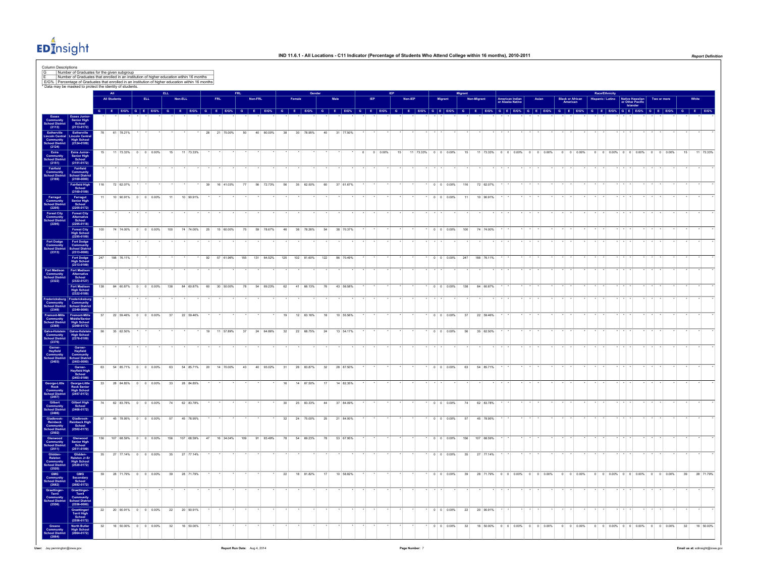# IND 11.6.1 - All Locations - C11 Indicator (Percentage of Students Who Attend College within 16 months), 2010-2011

Column Descriptions

| | |
|---|---|
| G | Number of Graduates for the given subgroup |
| E | Number of Graduates that enrolled in an institution of higher education within 16 months |
| E/G% | Percentage of Graduates that enrolled in an institution of higher education within 16 months |

* Data may be masked to protect the identity of students.

| District | School | All: All Students | | | ELL: ELL | | | ELL: Non-ELL | | | FRL: FRL | | | FRL: Non-FRL | | | Gender: Female | | | Gender: Male | | | IEP: IEP | | | IEP: Non-IEP | | | Migrant: Migrant | | | Migrant: Non-Migrant | | | Race/Ethnicity: American Indian or Alaska Native | | | Race/Ethnicity: Asian | | | Race/Ethnicity: Black or African American | | | Race/Ethnicity: Hispanic / Latino | | | Race/Ethnicity: Native Hawaiian or Other Pacific Islander | | | Race/Ethnicity: Two or more | | | Race/Ethnicity: White | | |
|---|---|---|---|---|---|---|---|---|---|---|---|---|---|---|---|---|---|---|---|---|---|---|---|---|---|---|---|---|---|---|---|---|---|---|---|---|---|---|---|---|---|---|---|---|---|---|---|---|---|---|---|---|---|---|---|---|---|---|
| | | G | E | E/G% | G | E | E/G% | G | E | E/G% | G | E | E/G% | G | E | E/G% | G | E | E/G% | G | E | E/G% | G | E | E/G% | G | E | E/G% | G | E | E/G% | G | E | E/G% | G | E | E/G% | G | E | E/G% | G | E | E/G% | G | E | E/G% | G | E | E/G% | G | E | E/G% | G | E | E/G% |
| Essex Community School District (2113) | Essex Junior-Senior High School (2113-0172) | * | * | * | * | * | * | * | * | * | * | * | * | * | * | * | * | * | * | * | * | * | * | * | * | * | * | * | * | * | * | * | * | * | * | * | * | * | * | * | * | * | * | * | * | * | * | * | * | * | * | * | * | * | * | * | * | * |
| Estherville Lincoln Central Community School District (2124) | Estherville Lincoln Central High School (2124-0109) | 78 | 61 | 78.21% | * | * | * | * | * | * | 28 | 21 | 75.00% | 50 | 40 | 80.00% | 38 | 30 | 78.95% | 40 | 31 | 77.50% | * | * | * | * | * | * | * | * | * | * | * | * | * | * | * | * | * | * | * | * | * | * | * | * | * | * | * | * | * | * | * | * | * |
| Exira Community School District (2151) | Exira Junior-Senior High School (2151-0172) | 15 | 11 | 73.33% | 0 | 0 | 0.00% | 15 | 11 | 73.33% | * | * | * | * | * | * | * | * | * | * | * | * | 0 | 0 | 0.00% | 15 | 11 | 73.33% | 0 | 0 | 0.00% | 15 | 11 | 73.33% | 0 | 0 | 0.00% | 0 | 0 | 0.00% | 0 | 0 | 0.00% | 0 | 0 | 0.00% | 0 | 0 | 0.00% | 0 | 0 | 0.00% | 15 | 11 | 73.33% |
| Fairfield Community School District (2169) | Fairfield Community School District (2169-0000) | * | * | * | * | * | * | * | * | * | * | * | * | * | * | * | * | * | * | * | * | * | * | * | * | * | * | * | * | * | * | * | * | * | * | * | * | * | * | * | * | * | * | * | * | * | * | * | * | * | * | * | * | * | * | * | * | * |
| | Fairfield High School (2169-0109) | 116 | 72 | 62.07% | * | * | * | * | * | * | 39 | 16 | 41.03% | 77 | 56 | 72.73% | 56 | 35 | 62.50% | 60 | 37 | 61.67% | * | * | * | * | * | * | 0 | 0 | 0.00% | 116 | 72 | 62.07% | * | * | * | * | * | * | * | * | * | * | * | * | * | * | * | * | * | * | * | * | * |
| Farragut Community School District (2205) | Farragut Senior High School (2205-0172) | 11 | 10 | 90.91% | 0 | 0 | 0.00% | 11 | 10 | 90.91% | * | * | * | * | * | * | * | * | * | * | * | * | * | * | * | * | * | * | 0 | 0 | 0.00% | 11 | 10 | 90.91% | * | * | * | * | * | * | * | * | * | * | * | * | * | * | * | * | * | * | * | * | * |
| Forest City Community School District (2295) | Forest City Alternative School (2295-0118) | * | * | * | * | * | * | * | * | * | * | * | * | * | * | * | * | * | * | * | * | * | * | * | * | * | * | * | * | * | * | * | * | * | * | * | * | * | * | * | * | * | * | * | * | * | * | * | * | * | * | * | * | * | * | * | * | * |
| | Forest City High School (2295-0109) | 100 | 74 | 74.00% | 0 | 0 | 0.00% | 100 | 74 | 74.00% | 25 | 15 | 60.00% | 75 | 59 | 78.67% | 46 | 36 | 78.26% | 54 | 38 | 70.37% | * | * | * | * | * | * | 0 | 0 | 0.00% | 100 | 74 | 74.00% | * | * | * | * | * | * | * | * | * | * | * | * | * | * | * | * | * | * | * | * | * |
| Fort Dodge Community School District (2313) | Fort Dodge Community School District (2313-0000) | * | * | * | * | * | * | * | * | * | * | * | * | * | * | * | * | * | * | * | * | * | * | * | * | * | * | * | * | * | * | * | * | * | * | * | * | * | * | * | * | * | * | * | * | * | * | * | * | * | * | * | * | * | * | * | * | * |
| | Fort Dodge High School (2313-0109) | 247 | 188 | 76.11% | * | * | * | * | * | * | 92 | 57 | 61.96% | 155 | 131 | 84.52% | 125 | 102 | 81.60% | 122 | 86 | 70.49% | * | * | * | * | * | * | 0 | 0 | 0.00% | 247 | 188 | 76.11% | * | * | * | * | * | * | * | * | * | * | * | * | * | * | * | * | * | * | * | * | * |
| Fort Madison Community School District (2322) | Fort Madison Alternative School (2322-0127) | * | * | * | * | * | * | * | * | * | * | * | * | * | * | * | * | * | * | * | * | * | * | * | * | * | * | * | * | * | * | * | * | * | * | * | * | * | * | * | * | * | * | * | * | * | * | * | * | * | * | * | * | * | * | * | * | * |
| | Fort Madison High School (2322-0109) | 138 | 84 | 60.87% | 0 | 0 | 0.00% | 138 | 84 | 60.87% | 60 | 30 | 50.00% | 78 | 54 | 69.23% | 62 | 41 | 66.13% | 76 | 43 | 56.58% | * | * | * | * | * | * | 0 | 0 | 0.00% | 138 | 84 | 60.87% | * | * | * | * | * | * | * | * | * | * | * | * | * | * | * | * | * | * | * | * | * |
| Fredericksburg Community School District (2349) | Fredericksburg Community School District (2349-0000) | * | * | * | * | * | * | * | * | * | * | * | * | * | * | * | * | * | * | * | * | * | * | * | * | * | * | * | * | * | * | * | * | * | * | * | * | * | * | * | * | * | * | * | * | * | * | * | * | * | * | * | * | * | * | * | * | * |
| Fremont-Mills Community School District (2369) | Fremont-Mills Middle/Senior High School (2369-0172) | 37 | 22 | 59.46% | 0 | 0 | 0.00% | 37 | 22 | 59.46% | * | * | * | * | * | * | 19 | 12 | 63.16% | 18 | 10 | 55.56% | * | * | * | * | * | * | 0 | 0 | 0.00% | 37 | 22 | 59.46% | * | * | * | * | * | * | * | * | * | * | * | * | * | * | * | * | * | * | * | * | * |
| Galva-Holstein Community School District (2376) | Galva-Holstein High School (2376-0109) | 56 | 35 | 62.50% | * | * | * | * | * | * | 19 | 11 | 57.89% | 37 | 24 | 64.86% | 32 | 22 | 68.75% | 24 | 13 | 54.17% | * | * | * | * | * | * | 0 | 0 | 0.00% | 56 | 35 | 62.50% | * | * | * | * | * | * | * | * | * | * | * | * | * | * | * | * | * | * | * | * | * |
| Garner-Hayfield Community School District (2403) | Garner-Hayfield Community School District (2403-0000) | * | * | * | * | * | * | * | * | * | * | * | * | * | * | * | * | * | * | * | * | * | * | * | * | * | * | * | * | * | * | * | * | * | * | * | * | * | * | * | * | * | * | * | * | * | * | * | * | * | * | * | * | * | * | * | * | * |
| | Garner-Hayfield High School (2403-0109) | 63 | 54 | 85.71% | 0 | 0 | 0.00% | 63 | 54 | 85.71% | 20 | 14 | 70.00% | 43 | 40 | 93.02% | 31 | 26 | 83.87% | 32 | 28 | 87.50% | * | * | * | * | * | * | 0 | 0 | 0.00% | 63 | 54 | 85.71% | * | * | * | * | * | * | * | * | * | * | * | * | * | * | * | * | * | * | * | * | * |
| George-Little Rock Community School District (2457) | George-Little Rock Senior High School (2457-0172) | 33 | 28 | 84.85% | 0 | 0 | 0.00% | 33 | 28 | 84.85% | * | * | * | * | * | * | 16 | 14 | 87.50% | 17 | 14 | 82.35% | * | * | * | * | * | * | * | * | * | * | * | * | * | * | * | * | * | * | * | * | * | * | * | * | * | * | * | * | * | * | * | * | * |
| Gilbert Community School District (2466) | Gilbert High School (2466-0172) | 74 | 62 | 83.78% | 0 | 0 | 0.00% | 74 | 62 | 83.78% | * | * | * | * | * | * | 30 | 25 | 83.33% | 44 | 37 | 84.09% | * | * | * | * | * | * | 0 | 0 | 0.00% | 74 | 62 | 83.78% | * | * | * | * | * | * | * | * | * | * | * | * | * | * | * | * | * | * | * | * | * |
| Gladbrook-Reinbeck Community School District (2502) | Gladbrook-Reinbeck High School (2502-0172) | 57 | 45 | 78.95% | 0 | 0 | 0.00% | 57 | 45 | 78.95% | * | * | * | * | * | * | 32 | 24 | 75.00% | 25 | 21 | 84.00% | * | * | * | * | * | * | 0 | 0 | 0.00% | 57 | 45 | 78.95% | * | * | * | * | * | * | * | * | * | * | * | * | * | * | * | * | * | * | * | * | * |
| Glenwood Community School District (2511) | Glenwood Senior High School (2511-0109) | 156 | 107 | 68.59% | 0 | 0 | 0.00% | 156 | 107 | 68.59% | 47 | 16 | 34.04% | 109 | 91 | 83.49% | 78 | 54 | 69.23% | 78 | 53 | 67.95% | * | * | * | * | * | * | 0 | 0 | 0.00% | 156 | 107 | 68.59% | * | * | * | * | * | * | * | * | * | * | * | * | * | * | * | * | * | * | * | * | * |
| Glidden-Ralston Community School District (2520) | Glidden-Ralston Jr-Sr High School (2520-0172) | 35 | 27 | 77.14% | 0 | 0 | 0.00% | 35 | 27 | 77.14% | * | * | * | * | * | * | * | * | * | * | * | * | * | * | * | * | * | * | 0 | 0 | 0.00% | 35 | 27 | 77.14% | * | * | * | * | * | * | * | * | * | * | * | * | * | * | * | * | * | * | * | * | * |
| GMG Community School District (2682) | GMG Secondary School (2682-0172) | 39 | 28 | 71.79% | 0 | 0 | 0.00% | 39 | 28 | 71.79% | * | * | * | * | * | * | 22 | 18 | 81.82% | 17 | 10 | 58.82% | * | * | * | * | * | * | 0 | 0 | 0.00% | 39 | 28 | 71.79% | 0 | 0 | 0.00% | 0 | 0 | 0.00% | 0 | 0 | 0.00% | 0 | 0 | 0.00% | 0 | 0 | 0.00% | 0 | 0 | 0.00% | 39 | 28 | 71.79% |
| Graettinger-Terril Community School District (2556) | Graettinger-Terril Community School District (2556-0000) | * | * | * | * | * | * | * | * | * | * | * | * | * | * | * | * | * | * | * | * | * | * | * | * | * | * | * | * | * | * | * | * | * | * | * | * | * | * | * | * | * | * | * | * | * | * | * | * | * | * | * | * | * | * | * | * | * |
| | Graettinger/Terril High School (2556-0172) | 22 | 20 | 90.91% | 0 | 0 | 0.00% | 22 | 20 | 90.91% | * | * | * | * | * | * | * | * | * | * | * | * | * | * | * | * | * | * | 0 | 0 | 0.00% | 22 | 20 | 90.91% | * | * | * | * | * | * | * | * | * | * | * | * | * | * | * | * | * | * | * | * | * |
| Greene Community School District (2664) | North Butler High School (2664-0172) | 32 | 16 | 50.00% | 0 | 0 | 0.00% | 32 | 16 | 50.00% | * | * | * | * | * | * | * | * | * | * | * | * | * | * | * | * | * | * | 0 | 0 | 0.00% | 32 | 16 | 50.00% | 0 | 0 | 0.00% | 0 | 0 | 0.00% | 0 | 0 | 0.00% | 0 | 0 | 0.00% | 0 | 0 | 0.00% | 0 | 0 | 0.00% | 32 | 16 | 50.00% |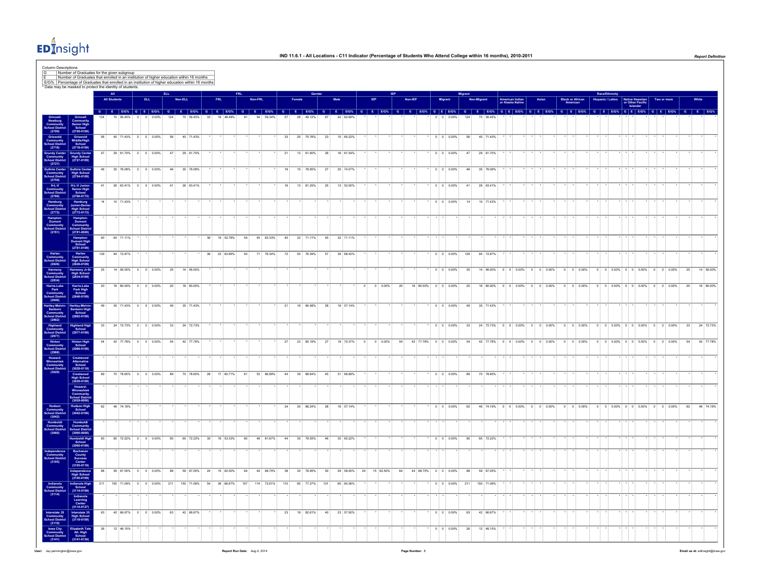# IND 11.6.1 - All Locations - C11 Indicator (Percentage of Students Who Attend College within 16 months), 2010-2011

Column Descriptions

| | |
|---|---|
| G | Number of Graduates for the given subgroup |
| E | Number of Graduates that enrolled in an institution of higher education within 16 months |
| E/G% | Percentage of Graduates that enrolled in an institution of higher education within 16 months |

* Data may be masked to protect the identity of students.

| | | All | | | ELL | | | | | | FRL | | | | | | Gender | | | | | | IEP | | | | | | Migrant | | | | | | Race/Ethnicity | | | | | | | | | | | | | | | | | | | | |
|---|---|---|---|---|---|---|---|---|---|---|---|---|---|---|---|---|---|---|---|---|---|---|---|---|---|---|---|---|---|---|---|---|---|---|---|---|---|---|---|---|---|---|---|---|---|---|---|---|---|---|---|---|---|---|---|
| | | All Students | | | ELL | | | Non-ELL | | | FRL | | | Non-FRL | | | Female | | | Male | | | IEP | | | Non-IEP | | | Migrant | | | Non-Migrant | | | American Indian or Alaska Native | | | Asian | | | Black or African American | | | Hispanic / Latino | | | Native Hawaiian or Other Pacific Islander | | | Two or more | | | White | | |
| | | G | E | E/G% | G | E | E/G% | G | E | E/G% | G | E | E/G% | G | E | E/G% | G | E | E/G% | G | E | E/G% | G | E | E/G% | G | E | E/G% | G | E | E/G% | G | E | E/G% | G | E | E/G% | G | E | E/G% | G | E | E/G% | G | E | E/G% | G | E | E/G% | G | E | E/G% | G | E | E/G% |
| Grinnell-Newburg Community School District (2709) | Grinnell Community Senior High School (2709-0109) | 124 | 70 | 56.45% | 0 | 0 | 0.00% | 124 | 70 | 56.45% | 33 | 16 | 48.48% | 91 | 54 | 59.34% | 57 | 28 | 49.12% | 67 | 42 | 62.69% | * | * | * | * | * | * | 0 | 0 | 0.00% | 124 | 70 | 56.45% | * | * | * | * | * | * | * | * | * | * | * | * | * | * | * | * | * | * | * | * | * |
| Griswold Community School District (2718) | Griswold Middle/High School (2718-0109) | 56 | 40 | 71.43% | 0 | 0 | 0.00% | 56 | 40 | 71.43% | * | * | * | * | * | * | 33 | 25 | 75.76% | 23 | 15 | 65.22% | * | * | * | * | * | * | 0 | 0 | 0.00% | 56 | 40 | 71.43% | * | * | * | * | * | * | * | * | * | * | * | * | * | * | * | * | * | * | * | * | * |
| Grundy Center Community School District (2727) | Grundy Center High School (2727-0109) | 47 | 29 | 61.70% | 0 | 0 | 0.00% | 47 | 29 | 61.70% | * | * | * | * | * | * | 21 | 13 | 61.90% | 26 | 16 | 61.54% | * | * | * | * | * | * | 0 | 0 | 0.00% | 47 | 29 | 61.70% | * | * | * | * | * | * | * | * | * | * | * | * | * | * | * | * | * | * | * | * | * |
| Guthrie Center Community School District (2754) | Guthrie Center High School (2754-0109) | 46 | 35 | 76.09% | 0 | 0 | 0.00% | 46 | 35 | 76.09% | * | * | * | * | * | * | 19 | 15 | 78.95% | 27 | 20 | 74.07% | * | * | * | * | * | * | 0 | 0 | 0.00% | 46 | 35 | 76.09% | * | * | * | * | * | * | * | * | * | * | * | * | * | * | * | * | * | * | * | * | * |
| H-L-V Community School District (2766) | H-L-V Junior-Senior High School (2766-0172) | 41 | 26 | 63.41% | 0 | 0 | 0.00% | 41 | 26 | 63.41% | * | * | * | * | * | * | 16 | 13 | 81.25% | 25 | 13 | 52.00% | * | * | * | * | * | * | 0 | 0 | 0.00% | 41 | 26 | 63.41% | * | * | * | * | * | * | * | * | * | * | * | * | * | * | * | * | * | * | * | * | * |
| Hamburg Community School District (2772) | Hamburg Junior-Senior High School (2772-0172) | 14 | 10 | 71.43% | * | * | * | * | * | * | * | * | * | * | * | * | * | * | * | * | * | * | * | * | * | * | * | * | 0 | 0 | 0.00% | 14 | 10 | 71.43% | * | * | * | * | * | * | * | * | * | * | * | * | * | * | * | * | * | * | * | * | * |
| Hampton-Dumont Community School District (2781) | Hampton-Dumont Community School District (2781-0000) | * | * | * | * | * | * | * | * | * | * | * | * | * | * | * | * | * | * | * | * | * | * | * | * | * | * | * | * | * | * | * | * | * | * | * | * | * | * | * | * | * | * | * | * | * | * | * | * | * | * | * | * | * | * |
| | Hampton-Dumont High School (2781-0109) | 90 | 64 | 71.11% | * | * | * | * | * | * | 36 | 19 | 52.78% | 54 | 45 | 83.33% | 45 | 32 | 71.11% | 45 | 32 | 71.11% | * | * | * | * | * | * | * | * | * | * | * | * | * | * | * | * | * | * | * | * | * | * | * | * | * | * | * | * | * | * | * | * | * |
| Harlan Community School District (2826) | Harlan Community High School (2826-0109) | 129 | 94 | 72.87% | * | * | * | * | * | * | 36 | 23 | 63.89% | 93 | 71 | 76.34% | 72 | 55 | 76.39% | 57 | 39 | 68.42% | * | * | * | * | * | * | 0 | 0 | 0.00% | 129 | 94 | 72.87% | * | * | * | * | * | * | * | * | * | * | * | * | * | * | * | * | * | * | * | * | * |
| Harmony Community School District (2834) | Harmony Jr-Sr High School (2834-0109) | 25 | 14 | 56.00% | 0 | 0 | 0.00% | 25 | 14 | 56.00% | * | * | * | * | * | * | * | * | * | * | * | * | * | * | * | * | * | * | 0 | 0 | 0.00% | 25 | 14 | 56.00% | 0 | 0 | 0.00% | 0 | 0 | 0.00% | 0 | 0 | 0.00% | 0 | 0 | 0.00% | 0 | 0 | 0.00% | 0 | 0 | 0.00% | 25 | 14 | 56.00% |
| Harris-Lake Park Community School District (2846) | Harris-Lake Park High School (2846-0109) | 20 | 16 | 80.00% | 0 | 0 | 0.00% | 20 | 16 | 80.00% | * | * | * | * | * | * | * | * | * | * | * | * | 0 | 0 | 0.00% | 20 | 16 | 80.00% | 0 | 0 | 0.00% | 20 | 16 | 80.00% | 0 | 0 | 0.00% | 0 | 0 | 0.00% | 0 | 0 | 0.00% | 0 | 0 | 0.00% | 0 | 0 | 0.00% | 0 | 0 | 0.00% | 20 | 16 | 80.00% |
| Hartley-Melvin-Sanborn Community School District (2862) | Hartley-Melvin-Sanborn High School (2862-0109) | 49 | 35 | 71.43% | 0 | 0 | 0.00% | 49 | 35 | 71.43% | * | * | * | * | * | * | 21 | 19 | 90.48% | 28 | 16 | 57.14% | * | * | * | * | * | * | 0 | 0 | 0.00% | 49 | 35 | 71.43% | * | * | * | * | * | * | * | * | * | * | * | * | * | * | * | * | * | * | * | * | * |
| Highland Community School District (2977) | Highland High School (2977-0109) | 33 | 24 | 72.73% | 0 | 0 | 0.00% | 33 | 24 | 72.73% | * | * | * | * | * | * | * | * | * | * | * | * | * | * | * | * | * | * | 0 | 0 | 0.00% | 33 | 24 | 72.73% | 0 | 0 | 0.00% | 0 | 0 | 0.00% | 0 | 0 | 0.00% | 0 | 0 | 0.00% | 0 | 0 | 0.00% | 0 | 0 | 0.00% | 33 | 24 | 72.73% |
| Hinton Community School District (2988) | Hinton High School (2988-0109) | 54 | 42 | 77.78% | 0 | 0 | 0.00% | 54 | 42 | 77.78% | * | * | * | * | * | * | 27 | 23 | 85.19% | 27 | 19 | 70.37% | 0 | 0 | 0.00% | 54 | 42 | 77.78% | 0 | 0 | 0.00% | 54 | 42 | 77.78% | 0 | 0 | 0.00% | 0 | 0 | 0.00% | 0 | 0 | 0.00% | 0 | 0 | 0.00% | 0 | 0 | 0.00% | 0 | 0 | 0.00% | 54 | 42 | 77.78% |
| Howard-Winneshiek Community School District (3029) | Crestwood Alternative School (3029-0118) | * | * | * | * | * | * | * | * | * | * | * | * | * | * | * | * | * | * | * | * | * | * | * | * | * | * | * | * | * | * | * | * | * | * | * | * | * | * | * | * | * | * | * | * | * | * | * | * | * | * | * | * | * | * |
| | Crestwood High School (3029-0109) | 89 | 70 | 78.65% | 0 | 0 | 0.00% | 89 | 70 | 78.65% | 28 | 17 | 60.71% | 61 | 53 | 86.89% | 44 | 39 | 88.64% | 45 | 31 | 68.89% | * | * | * | * | * | * | 0 | 0 | 0.00% | 89 | 70 | 78.65% | * | * | * | * | * | * | * | * | * | * | * | * | * | * | * | * | * | * | * | * | * |
| | Howard-Winneshiek Community School District (3029-0000) | * | * | * | * | * | * | * | * | * | * | * | * | * | * | * | * | * | * | * | * | * | * | * | * | * | * | * | * | * | * | * | * | * | * | * | * | * | * | * | * | * | * | * | * | * | * | * | * | * | * | * | * | * | * |
| Hudson Community School District (3042) | Hudson High School (3042-0109) | 62 | 46 | 74.19% | * | * | * | * | * | * | * | * | * | * | * | * | 34 | 30 | 88.24% | 28 | 16 | 57.14% | * | * | * | * | * | * | 0 | 0 | 0.00% | 62 | 46 | 74.19% | 0 | 0 | 0.00% | 0 | 0 | 0.00% | 0 | 0 | 0.00% | 0 | 0 | 0.00% | 0 | 0 | 0.00% | 0 | 0 | 0.00% | 62 | 46 | 74.19% |
| Humboldt Community School District (3060) | Humboldt Community School District (3060-0000) | * | * | * | * | * | * | * | * | * | * | * | * | * | * | * | * | * | * | * | * | * | * | * | * | * | * | * | * | * | * | * | * | * | * | * | * | * | * | * | * | * | * | * | * | * | * | * | * | * | * | * | * | * | * |
| | Humboldt High School (3060-0109) | 90 | 65 | 72.22% | 0 | 0 | 0.00% | 90 | 65 | 72.22% | 30 | 16 | 53.33% | 60 | 49 | 81.67% | 44 | 35 | 79.55% | 46 | 30 | 65.22% | * | * | * | * | * | * | 0 | 0 | 0.00% | 90 | 65 | 72.22% | * | * | * | * | * | * | * | * | * | * | * | * | * | * | * | * | * | * | * | * | * |
| Independence Community School District (3105) | Buchanan County Success Center (3105-0118) | * | * | * | * | * | * | * | * | * | * | * | * | * | * | * | * | * | * | * | * | * | * | * | * | * | * | * | * | * | * | * | * | * | * | * | * | * | * | * | * | * | * | * | * | * | * | * | * | * | * | * | * | * | * |
| | Independence High School (3105-0109) | 88 | 59 | 67.05% | 0 | 0 | 0.00% | 88 | 59 | 67.05% | 24 | 15 | 62.50% | 64 | 44 | 68.75% | 38 | 30 | 78.95% | 50 | 29 | 58.00% | 24 | 15 | 62.50% | 64 | 44 | 68.75% | 0 | 0 | 0.00% | 88 | 59 | 67.05% | * | * | * | * | * | * | * | * | * | * | * | * | * | * | * | * | * | * | * | * | * |
| Indianola Community School District (3114) | Indianola High School (3114-0109) | 211 | 150 | 71.09% | 0 | 0 | 0.00% | 211 | 150 | 71.09% | 54 | 36 | 66.67% | 157 | 114 | 72.61% | 110 | 85 | 77.27% | 101 | 65 | 64.36% | * | * | * | * | * | * | 0 | 0 | 0.00% | 211 | 150 | 71.09% | * | * | * | * | * | * | * | * | * | * | * | * | * | * | * | * | * | * | * | * | * |
| | Indianola Learning Center (3114-0127) | * | * | * | * | * | * | * | * | * | * | * | * | * | * | * | * | * | * | * | * | * | * | * | * | * | * | * | * | * | * | * | * | * | * | * | * | * | * | * | * | * | * | * | * | * | * | * | * | * | * | * | * | * | * |
| Interstate 35 Community School District (3119) | Interstate 35 High School (3119-0109) | 63 | 42 | 66.67% | 0 | 0 | 0.00% | 63 | 42 | 66.67% | * | * | * | * | * | * | 23 | 19 | 82.61% | 40 | 23 | 57.50% | * | * | * | * | * | * | 0 | 0 | 0.00% | 63 | 42 | 66.67% | * | * | * | * | * | * | * | * | * | * | * | * | * | * | * | * | * | * | * | * | * |
| Iowa City Community School District (3141) | Elizabeth Tate Alt. High School (3141-0136) | 26 | 12 | 46.15% | * | * | * | * | * | * | * | * | * | * | * | * | * | * | * | * | * | * | * | * | * | * | * | * | 0 | 0 | 0.00% | 26 | 12 | 46.15% | * | * | * | * | * | * | * | * | * | * | * | * | * | * | * | * | * | * | * | * | * |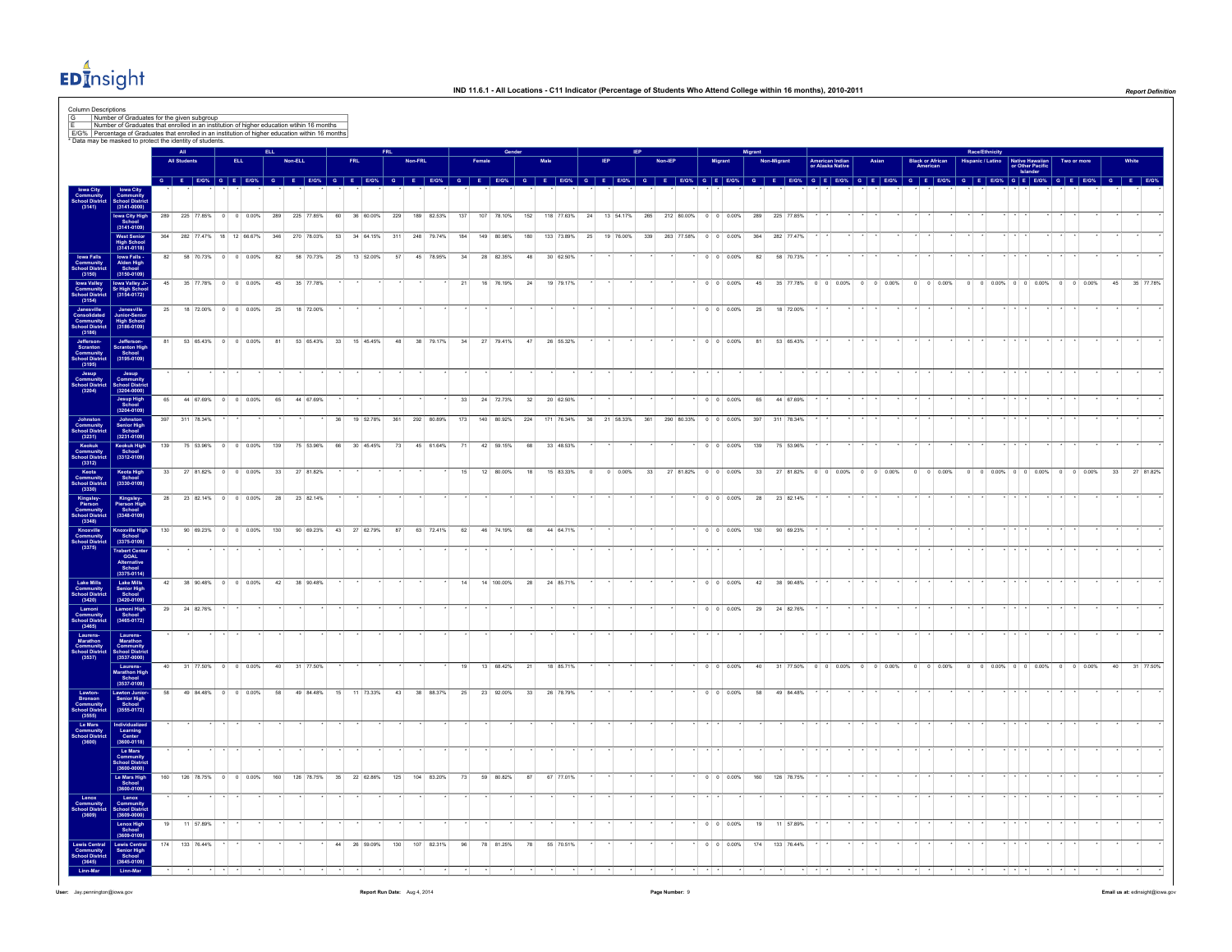# IND 11.6.1 - All Locations - C11 Indicator (Percentage of Students Who Attend College within 16 months), 2010-2011

Column Descriptions

| | |
|---|---|
| G | Number of Graduates for the given subgroup |
| E | Number of Graduates that enrolled in an institution of higher education within 16 months |
| E/G% | Percentage of Graduates that enrolled in an institution of higher education within 16 months |

* Data may be masked to protect the identity of students.

| | | All | | | ELL | | | | | | FRL | | | | | | Gender | | | | | | IEP | | | | | | Migrant | | | | | | Race/Ethnicity | | | | | | | | | | | | | | | | | | | | |
|---|---|---|---|---|---|---|---|---|---|---|---|---|---|---|---|---|---|---|---|---|---|---|---|---|---|---|---|---|---|---|---|---|---|---|---|---|---|---|---|---|---|---|---|---|---|---|---|---|---|---|---|---|---|---|---|---|---|---|---|---|---|
| | | All Students | | | ELL | | | Non-ELL | | | FRL | | | Non-FRL | | | Female | | | Male | | | IEP | | | Non-IEP | | | Migrant | | | Non-Migrant | | | American Indian or Alaska Native | | | Asian | | | Black or African American | | | Hispanic / Latino | | | Native Hawaiian or Other Pacific Islander | | | Two or more | | | White | | |
| | | G | E | E/G% | G | E | E/G% | G | E | E/G% | G | E | E/G% | G | E | E/G% | G | E | E/G% | G | E | E/G% | G | E | E/G% | G | E | E/G% | G | E | E/G% | G | E | E/G% | G | E | E/G% | G | E | E/G% | G | E | E/G% | G | E | E/G% | G | E | E/G% | G | E | E/G% | G | E | E/G% |
| Iowa City Community School District (3141) | Iowa City Community School District (3141-0000) | * | * | * | * | * | * | * | * | * | * | * | * | * | * | * | * | * | * | * | * | * | * | * | * | * | * | * | * | * | * | * | * | * | * | * | * | * | * | * | * | * | * | * | * | * | * | * | * | * | * | * | * | * | * | * | * | * | * | * | * |
| | Iowa City High School (3141-0109) | 289 | 225 | 77.85% | 0 | 0 | 0.00% | 289 | 225 | 77.85% | 60 | 36 | 60.00% | 229 | 189 | 82.53% | 137 | 107 | 78.10% | 152 | 118 | 77.63% | 24 | 13 | 54.17% | 265 | 212 | 80.00% | 0 | 0 | 0.00% | 289 | 225 | 77.85% | * | * | * | * | * | * | * | * | * | * | * | * | * | * | * | * | * | * | * | * | * |
| | West Senior High School (3141-0118) | 364 | 282 | 77.47% | 18 | 12 | 66.67% | 346 | 270 | 78.03% | 53 | 34 | 64.15% | 311 | 248 | 79.74% | 184 | 149 | 80.98% | 180 | 133 | 73.89% | 25 | 19 | 76.00% | 339 | 263 | 77.58% | 0 | 0 | 0.00% | 364 | 282 | 77.47% | * | * | * | * | * | * | * | * | * | * | * | * | * | * | * | * | * | * | * | * | * |
| Iowa Falls Community School District (3150) | Iowa Falls - Alden High School (3150-0109) | 82 | 58 | 70.73% | 0 | 0 | 0.00% | 82 | 58 | 70.73% | 25 | 13 | 52.00% | 57 | 45 | 78.95% | 34 | 28 | 82.35% | 48 | 30 | 62.50% | * | * | * | * | * | * | 0 | 0 | 0.00% | 82 | 58 | 70.73% | * | * | * | * | * | * | * | * | * | * | * | * | * | * | * | * | * | * | * | * | * |
| Iowa Valley Community School District (3154) | Iowa Valley Jr-Sr High School (3154-0172) | 45 | 35 | 77.78% | 0 | 0 | 0.00% | 45 | 35 | 77.78% | * | * | * | * | * | * | 21 | 16 | 76.19% | 24 | 19 | 79.17% | * | * | * | * | * | * | 0 | 0 | 0.00% | 45 | 35 | 77.78% | 0 | 0 | 0.00% | 0 | 0 | 0.00% | 0 | 0 | 0.00% | 0 | 0 | 0.00% | 0 | 0 | 0.00% | 0 | 0 | 0.00% | 45 | 35 | 77.78% |
| Janesville Consolidated Community School District (3186) | Janesville Junior-Senior High School (3186-0109) | 25 | 18 | 72.00% | 0 | 0 | 0.00% | 25 | 18 | 72.00% | * | * | * | * | * | * | * | * | * | * | * | * | * | * | * | * | * | * | 0 | 0 | 0.00% | 25 | 18 | 72.00% | * | * | * | * | * | * | * | * | * | * | * | * | * | * | * | * | * | * | * | * | * |
| Jefferson-Scranton Community School District (3195) | Jefferson-Scranton High School (3195-0109) | 81 | 53 | 65.43% | 0 | 0 | 0.00% | 81 | 53 | 65.43% | 33 | 15 | 45.45% | 48 | 38 | 79.17% | 34 | 27 | 79.41% | 47 | 26 | 55.32% | * | * | * | * | * | * | 0 | 0 | 0.00% | 81 | 53 | 65.43% | * | * | * | * | * | * | * | * | * | * | * | * | * | * | * | * | * | * | * | * | * |
| Jesup Community School District (3204) | Jesup Community School District (3204-0000) | * | * | * | * | * | * | * | * | * | * | * | * | * | * | * | * | * | * | * | * | * | * | * | * | * | * | * | * | * | * | * | * | * | * | * | * | * | * | * | * | * | * | * | * | * | * | * | * | * | * | * | * | * | * | * | * | * | * | * | * |
| | Jesup High School (3204-0109) | 65 | 44 | 67.69% | 0 | 0 | 0.00% | 65 | 44 | 67.69% | * | * | * | * | * | * | 33 | 24 | 72.73% | 32 | 20 | 62.50% | * | * | * | * | * | * | 0 | 0 | 0.00% | 65 | 44 | 67.69% | * | * | * | * | * | * | * | * | * | * | * | * | * | * | * | * | * | * | * | * | * |
| Johnston Community School District (3231) | Johnston Senior High School (3231-0109) | 397 | 311 | 78.34% | * | * | * | * | * | * | 36 | 19 | 52.78% | 361 | 292 | 80.89% | 173 | 140 | 80.92% | 224 | 171 | 76.34% | 36 | 21 | 58.33% | 361 | 290 | 80.33% | 0 | 0 | 0.00% | 397 | 311 | 78.34% | * | * | * | * | * | * | * | * | * | * | * | * | * | * | * | * | * | * | * | * | * |
| Keokuk Community School District (3312) | Keokuk High School (3312-0109) | 139 | 75 | 53.96% | 0 | 0 | 0.00% | 139 | 75 | 53.96% | 66 | 30 | 45.45% | 73 | 45 | 61.64% | 71 | 42 | 59.15% | 68 | 33 | 48.53% | * | * | * | * | * | * | 0 | 0 | 0.00% | 139 | 75 | 53.96% | * | * | * | * | * | * | * | * | * | * | * | * | * | * | * | * | * | * | * | * | * |
| Keota Community School District (3330) | Keota High School (3330-0109) | 33 | 27 | 81.82% | 0 | 0 | 0.00% | 33 | 27 | 81.82% | * | * | * | * | * | * | 15 | 12 | 80.00% | 18 | 15 | 83.33% | 0 | 0 | 0.00% | 33 | 27 | 81.82% | 0 | 0 | 0.00% | 33 | 27 | 81.82% | 0 | 0 | 0.00% | 0 | 0 | 0.00% | 0 | 0 | 0.00% | 0 | 0 | 0.00% | 0 | 0 | 0.00% | 0 | 0 | 0.00% | 33 | 27 | 81.82% |
| Kingsley-Pierson Community School District (3348) | Kingsley-Pierson High School (3348-0109) | 28 | 23 | 82.14% | 0 | 0 | 0.00% | 28 | 23 | 82.14% | * | * | * | * | * | * | * | * | * | * | * | * | * | * | * | * | * | * | 0 | 0 | 0.00% | 28 | 23 | 82.14% | * | * | * | * | * | * | * | * | * | * | * | * | * | * | * | * | * | * | * | * | * |
| Knoxville Community School District (3375) | Knoxville High School (3375-0109) | 130 | 90 | 69.23% | 0 | 0 | 0.00% | 130 | 90 | 69.23% | 43 | 27 | 62.79% | 87 | 63 | 72.41% | 62 | 46 | 74.19% | 68 | 44 | 64.71% | * | * | * | * | * | * | 0 | 0 | 0.00% | 130 | 90 | 69.23% | * | * | * | * | * | * | * | * | * | * | * | * | * | * | * | * | * | * | * | * | * |
| | Trabert Center GOAL Alternative School (3375-0114) | * | * | * | * | * | * | * | * | * | * | * | * | * | * | * | * | * | * | * | * | * | * | * | * | * | * | * | * | * | * | * | * | * | * | * | * | * | * | * | * | * | * | * | * | * | * | * | * | * | * | * | * | * | * | * | * | * | * | * | * |
| Lake Mills Community School District (3420) | Lake Mills Senior High School (3420-0109) | 42 | 38 | 90.48% | 0 | 0 | 0.00% | 42 | 38 | 90.48% | * | * | * | * | * | * | 14 | 14 | 100.00% | 28 | 24 | 85.71% | * | * | * | * | * | * | 0 | 0 | 0.00% | 42 | 38 | 90.48% | * | * | * | * | * | * | * | * | * | * | * | * | * | * | * | * | * | * | * | * | * |
| Lamoni Community School District (3465) | Lamoni High School (3465-0172) | 29 | 24 | 82.76% | * | * | * | * | * | * | * | * | * | * | * | * | * | * | * | * | * | * | * | * | * | * | * | * | 0 | 0 | 0.00% | 29 | 24 | 82.76% | * | * | * | * | * | * | * | * | * | * | * | * | * | * | * | * | * | * | * | * | * |
| Laurens-Marathon Community School District (3537) | Laurens-Marathon Community School District (3537-0000) | * | * | * | * | * | * | * | * | * | * | * | * | * | * | * | * | * | * | * | * | * | * | * | * | * | * | * | * | * | * | * | * | * | * | * | * | * | * | * | * | * | * | * | * | * | * | * | * | * | * | * | * | * | * | * | * | * | * | * | * |
| | Laurens-Marathon High School (3537-0109) | 40 | 31 | 77.50% | 0 | 0 | 0.00% | 40 | 31 | 77.50% | * | * | * | * | * | * | 19 | 13 | 68.42% | 21 | 18 | 85.71% | * | * | * | * | * | * | 0 | 0 | 0.00% | 40 | 31 | 77.50% | 0 | 0 | 0.00% | 0 | 0 | 0.00% | 0 | 0 | 0.00% | 0 | 0 | 0.00% | 0 | 0 | 0.00% | 0 | 0 | 0.00% | 40 | 31 | 77.50% |
| Lawton-Bronson Community School District (3555) | Lawton Junior-Senior High School (3555-0172) | 58 | 49 | 84.48% | 0 | 0 | 0.00% | 58 | 49 | 84.48% | 15 | 11 | 73.33% | 43 | 38 | 88.37% | 25 | 23 | 92.00% | 33 | 26 | 78.79% | * | * | * | * | * | * | 0 | 0 | 0.00% | 58 | 49 | 84.48% | * | * | * | * | * | * | * | * | * | * | * | * | * | * | * | * | * | * | * | * | * |
| Le Mars Community School District (3600) | Individualized Learning Center (3600-0118) | * | * | * | * | * | * | * | * | * | * | * | * | * | * | * | * | * | * | * | * | * | * | * | * | * | * | * | * | * | * | * | * | * | * | * | * | * | * | * | * | * | * | * | * | * | * | * | * | * | * | * | * | * | * | * | * | * | * | * | * |
| | Le Mars Community School District (3600-0000) | * | * | * | * | * | * | * | * | * | * | * | * | * | * | * | * | * | * | * | * | * | * | * | * | * | * | * | * | * | * | * | * | * | * | * | * | * | * | * | * | * | * | * | * | * | * | * | * | * | * | * | * | * | * | * | * | * | * | * | * |
| | Le Mars High School (3600-0109) | 160 | 126 | 78.75% | 0 | 0 | 0.00% | 160 | 126 | 78.75% | 35 | 22 | 62.86% | 125 | 104 | 83.20% | 73 | 59 | 80.82% | 87 | 67 | 77.01% | * | * | * | * | * | * | 0 | 0 | 0.00% | 160 | 126 | 78.75% | * | * | * | * | * | * | * | * | * | * | * | * | * | * | * | * | * | * | * | * | * |
| Lenox Community School District (3609) | Lenox Community School District (3609-0000) | * | * | * | * | * | * | * | * | * | * | * | * | * | * | * | * | * | * | * | * | * | * | * | * | * | * | * | * | * | * | * | * | * | * | * | * | * | * | * | * | * | * | * | * | * | * | * | * | * | * | * | * | * | * | * | * | * | * | * | * |
| | Lenox High School (3609-0109) | 19 | 11 | 57.89% | * | * | * | * | * | * | * | * | * | * | * | * | * | * | * | * | * | * | * | * | * | * | * | * | 0 | 0 | 0.00% | 19 | 11 | 57.89% | * | * | * | * | * | * | * | * | * | * | * | * | * | * | * | * | * | * | * | * | * |
| Lewis Central Community School District (3645) | Lewis Central Senior High School (3645-0109) | 174 | 133 | 76.44% | * | * | * | * | * | * | 44 | 26 | 59.09% | 130 | 107 | 82.31% | 96 | 78 | 81.25% | 78 | 55 | 70.51% | * | * | * | * | * | * | 0 | 0 | 0.00% | 174 | 133 | 76.44% | * | * | * | * | * | * | * | * | * | * | * | * | * | * | * | * | * | * | * | * | * |
| Linn-Mar | Linn-Mar | * | * | * | * | * | * | * | * | * | * | * | * | * | * | * | * | * | * | * | * | * | * | * | * | * | * | * | * | * | * | * | * | * | * | * | * | * | * | * | * | * | * | * | * | * | * | * | * | * | * | * | * | * | * | * | * | * | * | * | * |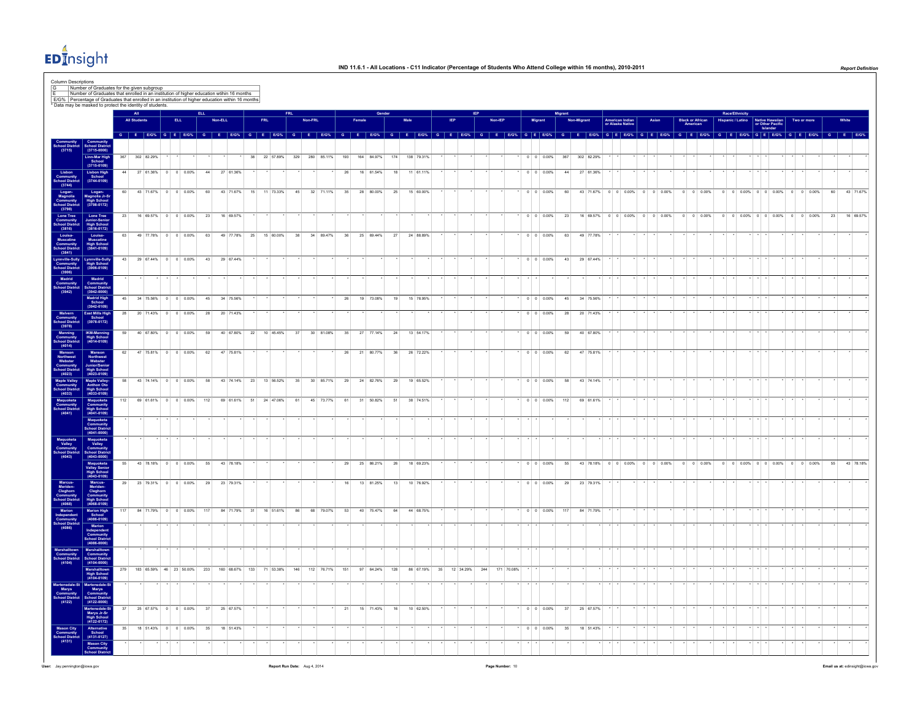Column Descriptions

| | |
|---|---|
| G | Number of Graduates for the given subgroup |
| E | Number of Graduates that enrolled in an institution of higher education within 16 months |
| E/G% | Percentage of Graduates that enrolled in an institution of higher education within 16 months |

* Data may be masked to protect the identity of students.

| | | All | | | ELL | | | | | | FRL | | | | | | Gender | | | | | | IEP | | | | | | Migrant | | | | | | Race/Ethnicity | | | | | | | | | | | | | | | | | | | | |
|---|---|---|---|---|---|---|---|---|---|---|---|---|---|---|---|---|---|---|---|---|---|---|---|---|---|---|---|---|---|---|---|---|---|---|---|---|---|---|---|---|---|---|---|---|---|---|---|---|---|---|---|---|---|---|---|---|---|---|
| | | All Students | | | ELL | | | Non-ELL | | | FRL | | | Non-FRL | | | Female | | | Male | | | IEP | | | Non-IEP | | | Migrant | | | Non-Migrant | | | American Indian or Alaska Native | | | Asian | | | Black or African American | | | Hispanic / Latino | | | Native Hawaiian or Other Pacific Islander | | | Two or more | | | White | | |
| | | G | E | E/G% | G | E | E/G% | G | E | E/G% | G | E | E/G% | G | E | E/G% | G | E | E/G% | G | E | E/G% | G | E | E/G% | G | E | E/G% | G | E | E/G% | G | E | E/G% | G | E | E/G% | G | E | E/G% | G | E | E/G% | G | E | E/G% | G | E | E/G% | G | E | E/G% | G | E | E/G% |
| Community School District (3715) | Community School District (3715-0000) | * | * | * | * | * | * | * | * | * | * | * | * | * | * | * | * | * | * | * | * | * | * | * | * | * | * | * | * | * | * | * | * | * | * | * | * | * | * | * | * | * | * | * | * | * | * | * | * | * | * | * | * | * | * | * | * | * |
| | Linn-Mar High School (3715-0109) | 367 | 302 | 82.29% | * | * | * | * | * | * | 38 | 22 | 57.89% | 329 | 280 | 85.11% | 193 | 164 | 84.97% | 174 | 138 | 79.31% | * | * | * | * | * | * | 0 | 0 | 0.00% | 367 | 302 | 82.29% | * | * | * | * | * | * | * | * | * | * | * | * | * | * | * | * | * | * | * | * | * |
| Lisbon Community School District (3744) | Lisbon High School (3744-0109) | 44 | 27 | 61.36% | 0 | 0 | 0.00% | 44 | 27 | 61.36% | * | * | * | * | * | * | 26 | 16 | 61.54% | 18 | 11 | 61.11% | * | * | * | * | * | * | 0 | 0 | 0.00% | 44 | 27 | 61.36% | * | * | * | * | * | * | * | * | * | * | * | * | * | * | * | * | * | * | * | * | * |
| Logan-Magnolia Community School District (3798) | Logan-Magnolia Jr-Sr High School (3798-0172) | 60 | 43 | 71.67% | 0 | 0 | 0.00% | 60 | 43 | 71.67% | 15 | 11 | 73.33% | 45 | 32 | 71.11% | 35 | 28 | 80.00% | 25 | 15 | 60.00% | * | * | * | * | * | * | 0 | 0 | 0.00% | 60 | 43 | 71.67% | 0 | 0 | 0.00% | 0 | 0 | 0.00% | 0 | 0 | 0.00% | 0 | 0 | 0.00% | 0 | 0 | 0.00% | 0 | 0 | 0.00% | 60 | 43 | 71.67% |
| Lone Tree Community School District (3816) | Lone Tree Junior-Senior High School (3816-0172) | 23 | 16 | 69.57% | 0 | 0 | 0.00% | 23 | 16 | 69.57% | * | * | * | * | * | * | * | * | * | * | * | * | * | * | * | * | * | * | 0 | 0 | 0.00% | 23 | 16 | 69.57% | 0 | 0 | 0.00% | 0 | 0 | 0.00% | 0 | 0 | 0.00% | 0 | 0 | 0.00% | 0 | 0 | 0.00% | 0 | 0 | 0.00% | 23 | 16 | 69.57% |
| Louisa-Muscatine Community School District (3841) | Louisa-Muscatine High School (3841-0109) | 63 | 49 | 77.78% | 0 | 0 | 0.00% | 63 | 49 | 77.78% | 25 | 15 | 60.00% | 38 | 34 | 89.47% | 36 | 25 | 69.44% | 27 | 24 | 88.89% | * | * | * | * | * | * | 0 | 0 | 0.00% | 63 | 49 | 77.78% | * | * | * | * | * | * | * | * | * | * | * | * | * | * | * | * | * | * | * | * | * |
| Lynnville-Sully Community School District (3906) | Lynnville-Sully High School (3906-0109) | 43 | 29 | 67.44% | 0 | 0 | 0.00% | 43 | 29 | 67.44% | * | * | * | * | * | * | * | * | * | * | * | * | * | * | * | * | * | * | 0 | 0 | 0.00% | 43 | 29 | 67.44% | * | * | * | * | * | * | * | * | * | * | * | * | * | * | * | * | * | * | * | * | * |
| Madrid Community School District (3942) | Madrid Community School District (3942-0000) | * | * | * | * | * | * | * | * | * | * | * | * | * | * | * | * | * | * | * | * | * | * | * | * | * | * | * | * | * | * | * | * | * | * | * | * | * | * | * | * | * | * | * | * | * | * | * | * | * | * | * | * | * | * | * | * | * |
| | Madrid High School (3942-0109) | 45 | 34 | 75.56% | 0 | 0 | 0.00% | 45 | 34 | 75.56% | * | * | * | * | * | * | 26 | 19 | 73.08% | 19 | 15 | 78.95% | * | * | * | * | * | * | 0 | 0 | 0.00% | 45 | 34 | 75.56% | * | * | * | * | * | * | * | * | * | * | * | * | * | * | * | * | * | * | * | * | * |
| Malvern Community School District (3978) | East Mills High School (3978-0172) | 28 | 20 | 71.43% | 0 | 0 | 0.00% | 28 | 20 | 71.43% | * | * | * | * | * | * | * | * | * | * | * | * | * | * | * | * | * | * | 0 | 0 | 0.00% | 28 | 20 | 71.43% | * | * | * | * | * | * | * | * | * | * | * | * | * | * | * | * | * | * | * | * | * |
| Manning Community School District (4014) | IKM-Manning High School (4014-0109) | 59 | 40 | 67.80% | 0 | 0 | 0.00% | 59 | 40 | 67.80% | 22 | 10 | 45.45% | 37 | 30 | 81.08% | 35 | 27 | 77.14% | 24 | 13 | 54.17% | * | * | * | * | * | * | 0 | 0 | 0.00% | 59 | 40 | 67.80% | * | * | * | * | * | * | * | * | * | * | * | * | * | * | * | * | * | * | * | * | * |
| Manson Northwest Webster Community School District (4023) | Manson Northwest Webster Junior/Senior High School (4023-0109) | 62 | 47 | 75.81% | 0 | 0 | 0.00% | 62 | 47 | 75.81% | * | * | * | * | * | * | 26 | 21 | 80.77% | 36 | 26 | 72.22% | * | * | * | * | * | * | 0 | 0 | 0.00% | 62 | 47 | 75.81% | * | * | * | * | * | * | * | * | * | * | * | * | * | * | * | * | * | * | * | * | * |
| Maple Valley Community School District (4033) | Maple Valley-Anthon Oto High School (4033-0109) | 58 | 43 | 74.14% | 0 | 0 | 0.00% | 58 | 43 | 74.14% | 23 | 13 | 56.52% | 35 | 30 | 85.71% | 29 | 24 | 82.76% | 29 | 19 | 65.52% | * | * | * | * | * | * | 0 | 0 | 0.00% | 58 | 43 | 74.14% | * | * | * | * | * | * | * | * | * | * | * | * | * | * | * | * | * | * | * | * | * |
| Maquoketa Community School District (4041) | Maquoketa Community High School (4041-0109) | 112 | 69 | 61.61% | 0 | 0 | 0.00% | 112 | 69 | 61.61% | 51 | 24 | 47.06% | 61 | 45 | 73.77% | 61 | 31 | 50.82% | 51 | 38 | 74.51% | * | * | * | * | * | * | 0 | 0 | 0.00% | 112 | 69 | 61.61% | * | * | * | * | * | * | * | * | * | * | * | * | * | * | * | * | * | * | * | * | * |
| | Maquoketa Community School District (4041-0000) | * | * | * | * | * | * | * | * | * | * | * | * | * | * | * | * | * | * | * | * | * | * | * | * | * | * | * | * | * | * | * | * | * | * | * | * | * | * | * | * | * | * | * | * | * | * | * | * | * | * | * | * | * | * | * | * | * |
| Maquoketa Valley Community School District (4043) | Maquoketa Valley Community School District (4043-0000) | * | * | * | * | * | * | * | * | * | * | * | * | * | * | * | * | * | * | * | * | * | * | * | * | * | * | * | * | * | * | * | * | * | * | * | * | * | * | * | * | * | * | * | * | * | * | * | * | * | * | * | * | * | * | * | * | * |
| | Maquoketa Valley Senior High School (4043-0109) | 55 | 43 | 78.18% | 0 | 0 | 0.00% | 55 | 43 | 78.18% | * | * | * | * | * | * | 29 | 25 | 86.21% | 26 | 18 | 69.23% | * | * | * | * | * | * | 0 | 0 | 0.00% | 55 | 43 | 78.18% | 0 | 0 | 0.00% | 0 | 0 | 0.00% | 0 | 0 | 0.00% | 0 | 0 | 0.00% | 0 | 0 | 0.00% | 0 | 0 | 0.00% | 55 | 43 | 78.18% |
| Marcus-Meriden-Cleghorn Community School District (4068) | Marcus-Meriden-Cleghorn Community High School (4068-0109) | 29 | 23 | 79.31% | 0 | 0 | 0.00% | 29 | 23 | 79.31% | * | * | * | * | * | * | 16 | 13 | 81.25% | 13 | 10 | 76.92% | * | * | * | * | * | * | 0 | 0 | 0.00% | 29 | 23 | 79.31% | * | * | * | * | * | * | * | * | * | * | * | * | * | * | * | * | * | * | * | * | * |
| Marion Independent Community School District (4086) | Marion High School (4086-0109) | 117 | 84 | 71.79% | 0 | 0 | 0.00% | 117 | 84 | 71.79% | 31 | 16 | 51.61% | 86 | 68 | 79.07% | 53 | 40 | 75.47% | 64 | 44 | 68.75% | * | * | * | * | * | * | 0 | 0 | 0.00% | 117 | 84 | 71.79% | * | * | * | * | * | * | * | * | * | * | * | * | * | * | * | * | * | * | * | * | * |
| | Marion Independent Community School District (4086-0000) | * | * | * | * | * | * | * | * | * | * | * | * | * | * | * | * | * | * | * | * | * | * | * | * | * | * | * | * | * | * | * | * | * | * | * | * | * | * | * | * | * | * | * | * | * | * | * | * | * | * | * | * | * | * | * | * | * |
| Marshalltown Community School District (4104) | Marshalltown Community School District (4104-0000) | * | * | * | * | * | * | * | * | * | * | * | * | * | * | * | * | * | * | * | * | * | * | * | * | * | * | * | * | * | * | * | * | * | * | * | * | * | * | * | * | * | * | * | * | * | * | * | * | * | * | * | * | * | * | * | * | * |
| | Marshalltown High School (4104-0109) | 279 | 183 | 65.59% | 46 | 23 | 50.00% | 233 | 160 | 68.67% | 133 | 71 | 53.38% | 146 | 112 | 76.71% | 151 | 97 | 64.24% | 128 | 86 | 67.19% | 35 | 12 | 34.29% | 244 | 171 | 70.08% | * | * | * | * | * | * | * | * | * | * | * | * | * | * | * | * | * | * | * | * | * | * | * | * | * | * | * |
| Martensdale-St Marys Community School District (4122) | Martensdale-St Marys Community School District (4122-0000) | * | * | * | * | * | * | * | * | * | * | * | * | * | * | * | * | * | * | * | * | * | * | * | * | * | * | * | * | * | * | * | * | * | * | * | * | * | * | * | * | * | * | * | * | * | * | * | * | * | * | * | * | * | * | * | * | * |
| | Martensdale-St Marys Jr-Sr High School (4122-0172) | 37 | 25 | 67.57% | 0 | 0 | 0.00% | 37 | 25 | 67.57% | * | * | * | * | * | * | 21 | 15 | 71.43% | 16 | 10 | 62.50% | * | * | * | * | * | * | 0 | 0 | 0.00% | 37 | 25 | 67.57% | * | * | * | * | * | * | * | * | * | * | * | * | * | * | * | * | * | * | * | * | * |
| Mason City Community School District (4131) | Alternative School (4131-0127) | 35 | 18 | 51.43% | 0 | 0 | 0.00% | 35 | 18 | 51.43% | * | * | * | * | * | * | * | * | * | * | * | * | * | * | * | * | * | * | 0 | 0 | 0.00% | 35 | 18 | 51.43% | * | * | * | * | * | * | * | * | * | * | * | * | * | * | * | * | * | * | * | * | * |
| | Mason City Community School District | * | * | * | * | * | * | * | * | * | * | * | * | * | * | * | * | * | * | * | * | * | * | * | * | * | * | * | * | * | * | * | * | * | * | * | * | * | * | * | * | * | * | * | * | * | * | * | * | * | * | * | * | * | * | * | * | * |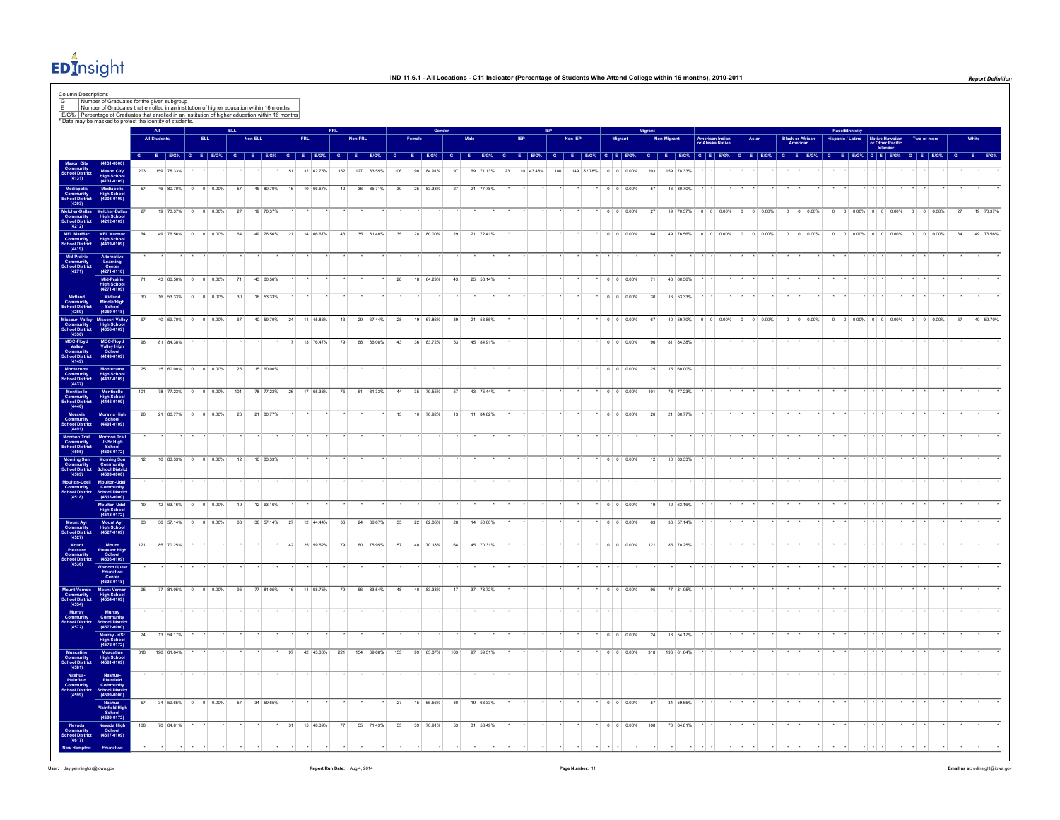# IND 11.6.1 - All Locations - C11 Indicator (Percentage of Students Who Attend College within 16 months), 2010-2011

Column Descriptions

| | |
|---|---|
| G | Number of Graduates for the given subgroup |
| E | Number of Graduates that enrolled in an institution of higher education within 16 months |
| E/G% | Percentage of Graduates that enrolled in an institution of higher education within 16 months |

* Data may be masked to protect the identity of students.

| District | School | All: All Students G | E | E/G% | ELL: ELL G | E | E/G% | ELL: Non-ELL G | E | E/G% | FRL: FRL G | E | E/G% | FRL: Non-FRL G | E | E/G% | Gender: Female G | E | E/G% | Gender: Male G | E | E/G% | IEP: IEP G | E | E/G% | IEP: Non-IEP G | E | E/G% | Migrant: Migrant G | E | E/G% | Migrant: Non-Migrant G | E | E/G% | Race/Ethnicity: American Indian or Alaska Native G | E | E/G% | Asian G | E | E/G% | Black or African American G | E | E/G% | Hispanic / Latino G | E | E/G% | Native Hawaiian or Other Pacific Islander G | E | E/G% | Two or more G | E | E/G% | White G | E | E/G% |
|---|---|---|---|---|---|---|---|---|---|---|---|---|---|---|---|---|---|---|---|---|---|---|---|---|---|---|---|---|---|---|---|---|---|---|---|---|---|---|---|---|---|---|---|---|---|---|---|---|---|---|---|---|---|---|---|---|---|---|
| Mason City Community School District (4131) | (4131-0000) | | | | | | | | | | | | | | | | | | | | | | | | | | | | | | | | | | | | | | | | | | | | | | | | | | | | | | | | | |
| | Mason City High School (4131-0109) | 203 | 159 | 78.33% | * | * | * | * | * | * | 51 | 32 | 62.75% | 152 | 127 | 83.55% | 106 | 90 | 84.91% | 97 | 69 | 71.13% | 23 | 10 | 43.48% | 180 | 149 | 82.78% | 0 | 0 | 0.00% | 203 | 159 | 78.33% | * | * | * | * | * | * | * | * | * | * | * | * | * | * | * | * | * | * | * | * | * |
| Mediapolis Community School District (4203) | Mediapolis High School (4203-0109) | 57 | 46 | 80.70% | 0 | 0 | 0.00% | 57 | 46 | 80.70% | 15 | 10 | 66.67% | 42 | 36 | 85.71% | 30 | 25 | 83.33% | 27 | 21 | 77.78% | * | * | * | * | * | * | 0 | 0 | 0.00% | 57 | 46 | 80.70% | * | * | * | * | * | * | * | * | * | * | * | * | * | * | * | * | * | * | * | * | * |
| Melcher-Dallas Community School District (4212) | Melcher-Dallas High School (4212-0109) | 27 | 19 | 70.37% | 0 | 0 | 0.00% | 27 | 19 | 70.37% | * | * | * | * | * | * | * | * | * | * | * | * | * | * | * | * | * | * | 0 | 0 | 0.00% | 27 | 19 | 70.37% | 0 | 0 | 0.00% | 0 | 0 | 0.00% | 0 | 0 | 0.00% | 0 | 0 | 0.00% | 0 | 0 | 0.00% | 0 | 0 | 0.00% | 27 | 19 | 70.37% |
| MFL MarMac Community School District (4419) | MFL Marmac High School (4419-0109) | 64 | 49 | 76.56% | 0 | 0 | 0.00% | 64 | 49 | 76.56% | 21 | 14 | 66.67% | 43 | 35 | 81.40% | 35 | 28 | 80.00% | 29 | 21 | 72.41% | * | * | * | * | * | * | 0 | 0 | 0.00% | 64 | 49 | 76.56% | 0 | 0 | 0.00% | 0 | 0 | 0.00% | 0 | 0 | 0.00% | 0 | 0 | 0.00% | 0 | 0 | 0.00% | 0 | 0 | 0.00% | 64 | 49 | 76.56% |
| Mid-Prairie Community School District (4271) | Alternative Learning Center (4271-0118) | * | * | * | * | * | * | * | * | * | * | * | * | * | * | * | * | * | * | * | * | * | * | * | * | * | * | * | * | * | * | * | * | * | * | * | * | * | * | * | * | * | * | * | * | * | * | * | * | * | * | * | * | * | * | * | * | * |
| | Mid-Prairie High School (4271-0109) | 71 | 43 | 60.56% | 0 | 0 | 0.00% | 71 | 43 | 60.56% | * | * | * | * | * | * | 28 | 18 | 64.29% | 43 | 25 | 58.14% | * | * | * | * | * | * | 0 | 0 | 0.00% | 71 | 43 | 60.56% | * | * | * | * | * | * | * | * | * | * | * | * | * | * | * | * | * | * | * | * | * |
| Midland Community School District (4269) | Midland Middle/High School (4269-0118) | 30 | 16 | 53.33% | 0 | 0 | 0.00% | 30 | 16 | 53.33% | * | * | * | * | * | * | * | * | * | * | * | * | * | * | * | * | * | * | 0 | 0 | 0.00% | 30 | 16 | 53.33% | * | * | * | * | * | * | * | * | * | * | * | * | * | * | * | * | * | * | * | * | * |
| Missouri Valley Community School District (4356) | Missouri Valley High School (4356-0109) | 67 | 40 | 59.70% | 0 | 0 | 0.00% | 67 | 40 | 59.70% | 24 | 11 | 45.83% | 43 | 29 | 67.44% | 28 | 19 | 67.86% | 39 | 21 | 53.85% | * | * | * | * | * | * | 0 | 0 | 0.00% | 67 | 40 | 59.70% | 0 | 0 | 0.00% | 0 | 0 | 0.00% | 0 | 0 | 0.00% | 0 | 0 | 0.00% | 0 | 0 | 0.00% | 0 | 0 | 0.00% | 67 | 40 | 59.70% |
| MOC-Floyd Valley Community School District (4149) | MOC-Floyd Valley High School (4149-0109) | 96 | 81 | 84.38% | * | * | * | * | * | * | 17 | 13 | 76.47% | 79 | 68 | 86.08% | 43 | 36 | 83.72% | 53 | 45 | 84.91% | * | * | * | * | * | * | 0 | 0 | 0.00% | 96 | 81 | 84.38% | * | * | * | * | * | * | * | * | * | * | * | * | * | * | * | * | * | * | * | * | * |
| Montezuma Community School District (4437) | Montezuma High School (4437-0109) | 25 | 15 | 60.00% | 0 | 0 | 0.00% | 25 | 15 | 60.00% | * | * | * | * | * | * | * | * | * | * | * | * | * | * | * | * | * | * | 0 | 0 | 0.00% | 25 | 15 | 60.00% | * | * | * | * | * | * | * | * | * | * | * | * | * | * | * | * | * | * | * | * | * |
| Monticello Community School District (4446) | Monticello High School (4446-0109) | 101 | 78 | 77.23% | 0 | 0 | 0.00% | 101 | 78 | 77.23% | 26 | 17 | 65.38% | 75 | 61 | 81.33% | 44 | 35 | 79.55% | 57 | 43 | 75.44% | * | * | * | * | * | * | 0 | 0 | 0.00% | 101 | 78 | 77.23% | * | * | * | * | * | * | * | * | * | * | * | * | * | * | * | * | * | * | * | * | * |
| Moravia Community School District (4491) | Moravia High School (4491-0109) | 26 | 21 | 80.77% | 0 | 0 | 0.00% | 26 | 21 | 80.77% | * | * | * | * | * | * | 13 | 10 | 76.92% | 13 | 11 | 84.62% | * | * | * | * | * | * | 0 | 0 | 0.00% | 26 | 21 | 80.77% | * | * | * | * | * | * | * | * | * | * | * | * | * | * | * | * | * | * | * | * | * |
| Mormon Trail Community School District (4505) | Mormon Trail Jr-Sr High School (4505-0172) | * | * | * | * | * | * | * | * | * | * | * | * | * | * | * | * | * | * | * | * | * | * | * | * | * | * | * | * | * | * | * | * | * | * | * | * | * | * | * | * | * | * | * | * | * | * | * | * | * | * | * | * | * | * | * | * | * |
| Morning Sun Community School District (4509) | Morning Sun Community School District (4509-0000) | 12 | 10 | 83.33% | 0 | 0 | 0.00% | 12 | 10 | 83.33% | * | * | * | * | * | * | * | * | * | * | * | * | * | * | * | * | * | * | 0 | 0 | 0.00% | 12 | 10 | 83.33% | * | * | * | * | * | * | * | * | * | * | * | * | * | * | * | * | * | * | * | * | * |
| Moulton-Udell Community School District (4518) | Moulton-Udell Community School District (4518-0000) | * | * | * | * | * | * | * | * | * | * | * | * | * | * | * | * | * | * | * | * | * | * | * | * | * | * | * | * | * | * | * | * | * | * | * | * | * | * | * | * | * | * | * | * | * | * | * | * | * | * | * | * | * | * | * | * | * |
| | Moulton-Udell High School (4518-0172) | 19 | 12 | 63.16% | 0 | 0 | 0.00% | 19 | 12 | 63.16% | * | * | * | * | * | * | * | * | * | * | * | * | * | * | * | * | * | * | 0 | 0 | 0.00% | 19 | 12 | 63.16% | * | * | * | * | * | * | * | * | * | * | * | * | * | * | * | * | * | * | * | * | * |
| Mount Ayr Community School District (4527) | Mount Ayr High School (4527-0109) | 63 | 36 | 57.14% | 0 | 0 | 0.00% | 63 | 36 | 57.14% | 27 | 12 | 44.44% | 36 | 24 | 66.67% | 35 | 22 | 62.86% | 28 | 14 | 50.00% | * | * | * | * | * | * | 0 | 0 | 0.00% | 63 | 36 | 57.14% | * | * | * | * | * | * | * | * | * | * | * | * | * | * | * | * | * | * | * | * | * |
| Mount Pleasant Community School District (4536) | Mount Pleasant High School (4536-0109) | 121 | 85 | 70.25% | * | * | * | * | * | * | 42 | 25 | 59.52% | 79 | 60 | 75.95% | 57 | 40 | 70.18% | 64 | 45 | 70.31% | * | * | * | * | * | * | 0 | 0 | 0.00% | 121 | 85 | 70.25% | * | * | * | * | * | * | * | * | * | * | * | * | * | * | * | * | * | * | * | * | * |
| | Wisdom Quest Education Center (4536-0118) | * | * | * | * | * | * | * | * | * | * | * | * | * | * | * | * | * | * | * | * | * | * | * | * | * | * | * | * | * | * | * | * | * | * | * | * | * | * | * | * | * | * | * | * | * | * | * | * | * | * | * | * | * | * | * | * | * |
| Mount Vernon Community School District (4554) | Mount Vernon High School (4554-0109) | 95 | 77 | 81.05% | 0 | 0 | 0.00% | 95 | 77 | 81.05% | 16 | 11 | 68.75% | 79 | 66 | 83.54% | 48 | 40 | 83.33% | 47 | 37 | 78.72% | * | * | * | * | * | * | 0 | 0 | 0.00% | 95 | 77 | 81.05% | * | * | * | * | * | * | * | * | * | * | * | * | * | * | * | * | * | * | * | * | * |
| Murray Community School District (4572) | Murray Community School District (4572-0000) | * | * | * | * | * | * | * | * | * | * | * | * | * | * | * | * | * | * | * | * | * | * | * | * | * | * | * | * | * | * | * | * | * | * | * | * | * | * | * | * | * | * | * | * | * | * | * | * | * | * | * | * | * | * | * | * | * |
| | Murray Jr/Sr High School (4572-0172) | 24 | 13 | 54.17% | * | * | * | * | * | * | * | * | * | * | * | * | * | * | * | * | * | * | * | * | * | * | * | * | 0 | 0 | 0.00% | 24 | 13 | 54.17% | * | * | * | * | * | * | * | * | * | * | * | * | * | * | * | * | * | * | * | * | * |
| Muscatine Community School District (4581) | Muscatine High School (4581-0109) | 318 | 196 | 61.64% | * | * | * | * | * | * | 97 | 42 | 43.30% | 221 | 154 | 69.68% | 155 | 99 | 63.87% | 163 | 97 | 59.51% | * | * | * | * | * | * | 0 | 0 | 0.00% | 318 | 196 | 61.64% | * | * | * | * | * | * | * | * | * | * | * | * | * | * | * | * | * | * | * | * | * |
| Nashua-Plainfield Community School District (4599) | Nashua-Plainfield Community School District (4599-0000) | * | * | * | * | * | * | * | * | * | * | * | * | * | * | * | * | * | * | * | * | * | * | * | * | * | * | * | * | * | * | * | * | * | * | * | * | * | * | * | * | * | * | * | * | * | * | * | * | * | * | * | * | * | * | * | * | * |
| | Nashua-Plainfield High School (4599-0172) | 57 | 34 | 59.65% | 0 | 0 | 0.00% | 57 | 34 | 59.65% | * | * | * | * | * | * | 27 | 15 | 55.56% | 30 | 19 | 63.33% | * | * | * | * | * | * | 0 | 0 | 0.00% | 57 | 34 | 59.65% | * | * | * | * | * | * | * | * | * | * | * | * | * | * | * | * | * | * | * | * | * |
| Nevada Community School District (4617) | Nevada High School (4617-0109) | 108 | 70 | 64.81% | * | * | * | * | * | * | 31 | 15 | 48.39% | 77 | 55 | 71.43% | 55 | 39 | 70.91% | 53 | 31 | 58.49% | * | * | * | * | * | * | 0 | 0 | 0.00% | 108 | 70 | 64.81% | * | * | * | * | * | * | * | * | * | * | * | * | * | * | * | * | * | * | * | * | * |
| New Hampton | Education | * | * | * | * | * | * | * | * | * | * | * | * | * | * | * | * | * | * | * | * | * | * | * | * | * | * | * | * | * | * | * | * | * | * | * | * | * | * | * | * | * | * | * | * | * | * | * | * | * | * | * | * | * | * | * | * | * |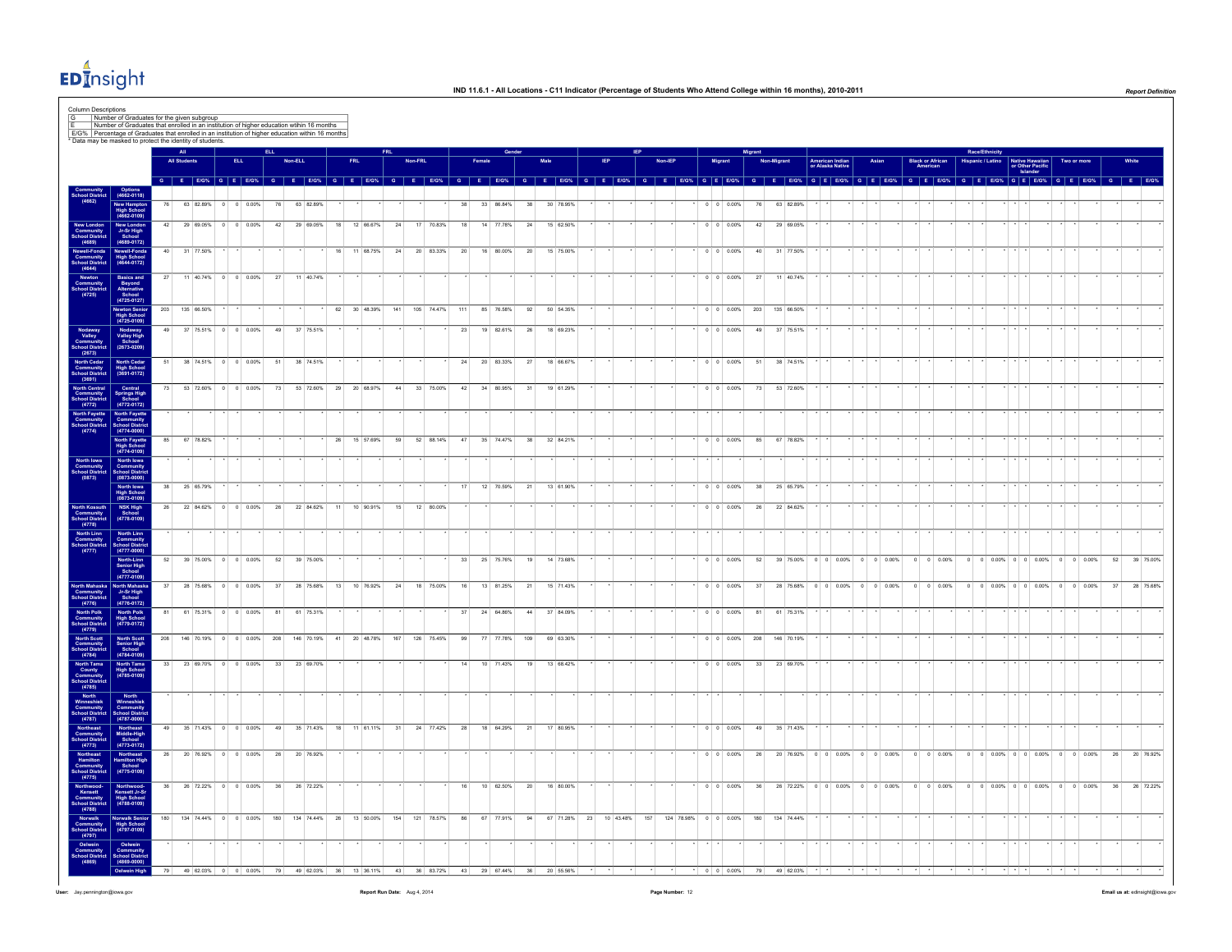# IND 11.6.1 - All Locations - C11 Indicator (Percentage of Students Who Attend College within 16 months), 2010-2011

Report Definition

Column Descriptions

| | |
|---|---|
| G | Number of Graduates for the given subgroup |
| E | Number of Graduates that enrolled in an institution of higher education within 16 months |
| E/G% | Percentage of Graduates that enrolled in an institution of higher education within 16 months |

* Data may be masked to protect the identity of students.

| | | All | | | ELL | | | | | | FRL | | | | | | Gender | | | | | | IEP | | | | | | Migrant | | | | | | Race/Ethnicity | | | | | | | | | | | | | | | | | | | | |
|---|---|---|---|---|---|---|---|---|---|---|---|---|---|---|---|---|---|---|---|---|---|---|---|---|---|---|---|---|---|---|---|---|---|---|---|---|---|---|---|---|---|---|---|---|---|---|---|---|---|---|---|---|---|---|---|---|---|---|
| | | All Students | | | ELL | | | Non-ELL | | | FRL | | | Non-FRL | | | Female | | | Male | | | IEP | | | Non-IEP | | | Migrant | | | Non-Migrant | | | American Indian or Alaska Native | | | Asian | | | Black or African American | | | Hispanic / Latino | | | Native Hawaiian or Other Pacific Islander | | | Two or more | | | White | | |
| | | G | E | E/G% | G | E | E/G% | G | E | E/G% | G | E | E/G% | G | E | E/G% | G | E | E/G% | G | E | E/G% | G | E | E/G% | G | E | E/G% | G | E | E/G% | G | E | E/G% | G | E | E/G% | G | E | E/G% | G | E | E/G% | G | E | E/G% | G | E | E/G% | G | E | E/G% | G | E | E/G% |
| Community School District (4662) | Options (4662-0118) | | | | | | | | | | | | | | | | | | | | | | | | | | | | | | | | | | | | | | | | | | | | | | | | | | | | | | | | | |
| | New Hampton High School (4662-0109) | 76 | 63 | 82.89% | 0 | 0 | 0.00% | 76 | 63 | 82.89% | * | * | * | * | * | * | 38 | 33 | 86.84% | 38 | 30 | 78.95% | * | * | * | * | * | * | 0 | 0 | 0.00% | 76 | 63 | 82.89% | * | * | * | * | * | * | * | * | * | * | * | * | * | * | * | * | * | * | * | * | * |
| New London Community School District (4689) | New London Jr-Sr High School (4689-0172) | 42 | 29 | 69.05% | 0 | 0 | 0.00% | 42 | 29 | 69.05% | 18 | 12 | 66.67% | 24 | 17 | 70.83% | 18 | 14 | 77.78% | 24 | 15 | 62.50% | * | * | * | * | * | * | 0 | 0 | 0.00% | 42 | 29 | 69.05% | * | * | * | * | * | * | * | * | * | * | * | * | * | * | * | * | * | * | * | * | * |
| Newell-Fonda Community School District (4644) | Newell-Fonda High School (4644-0172) | 40 | 31 | 77.50% | * | * | * | * | * | * | 16 | 11 | 68.75% | 24 | 20 | 83.33% | 20 | 16 | 80.00% | 20 | 15 | 75.00% | * | * | * | * | * | * | 0 | 0 | 0.00% | 40 | 31 | 77.50% | * | * | * | * | * | * | * | * | * | * | * | * | * | * | * | * | * | * | * | * | * |
| Newton Community School District (4725) | Basics and Beyond Alternative School (4725-0127) | 27 | 11 | 40.74% | 0 | 0 | 0.00% | 27 | 11 | 40.74% | * | * | * | * | * | * | * | * | * | * | * | * | * | * | * | * | * | * | 0 | 0 | 0.00% | 27 | 11 | 40.74% | * | * | * | * | * | * | * | * | * | * | * | * | * | * | * | * | * | * | * | * | * |
| | Newton Senior High School (4725-0109) | 203 | 135 | 66.50% | * | * | * | * | * | * | 62 | 30 | 48.39% | 141 | 105 | 74.47% | 111 | 85 | 76.58% | 92 | 50 | 54.35% | * | * | * | * | * | * | 0 | 0 | 0.00% | 203 | 135 | 66.50% | * | * | * | * | * | * | * | * | * | * | * | * | * | * | * | * | * | * | * | * | * |
| Nodaway Valley Community School District (2673) | Nodaway Valley High School (2673-0209) | 49 | 37 | 75.51% | 0 | 0 | 0.00% | 49 | 37 | 75.51% | * | * | * | * | * | * | 23 | 19 | 82.61% | 26 | 18 | 69.23% | * | * | * | * | * | * | 0 | 0 | 0.00% | 49 | 37 | 75.51% | * | * | * | * | * | * | * | * | * | * | * | * | * | * | * | * | * | * | * | * | * |
| North Cedar Community School District (3691) | North Cedar High School (3691-0172) | 51 | 38 | 74.51% | 0 | 0 | 0.00% | 51 | 38 | 74.51% | * | * | * | * | * | * | 24 | 20 | 83.33% | 27 | 18 | 66.67% | * | * | * | * | * | * | 0 | 0 | 0.00% | 51 | 38 | 74.51% | * | * | * | * | * | * | * | * | * | * | * | * | * | * | * | * | * | * | * | * | * |
| North Central Community School District (4772) | Central Springs High School (4772-0172) | 73 | 53 | 72.60% | 0 | 0 | 0.00% | 73 | 53 | 72.60% | 29 | 20 | 68.97% | 44 | 33 | 75.00% | 42 | 34 | 80.95% | 31 | 19 | 61.29% | * | * | * | * | * | * | 0 | 0 | 0.00% | 73 | 53 | 72.60% | * | * | * | * | * | * | * | * | * | * | * | * | * | * | * | * | * | * | * | * | * |
| North Fayette Community School District (4774) | North Fayette Community School District (4774-0000) | * | * | * | * | * | * | * | * | * | * | * | * | * | * | * | * | * | * | * | * | * | * | * | * | * | * | * | * | * | * | * | * | * | * | * | * | * | * | * | * | * | * | * | * | * | * | * | * | * | * | * | * | * | * | * | * | * |
| | North Fayette High School (4774-0109) | 85 | 67 | 78.82% | * | * | * | * | * | * | 26 | 15 | 57.69% | 59 | 52 | 88.14% | 47 | 35 | 74.47% | 38 | 32 | 84.21% | * | * | * | * | * | * | 0 | 0 | 0.00% | 85 | 67 | 78.82% | * | * | * | * | * | * | * | * | * | * | * | * | * | * | * | * | * | * | * | * | * |
| North Iowa Community School District (0873) | North Iowa Community School District (0873-0000) | * | * | * | * | * | * | * | * | * | * | * | * | * | * | * | * | * | * | * | * | * | * | * | * | * | * | * | * | * | * | * | * | * | * | * | * | * | * | * | * | * | * | * | * | * | * | * | * | * | * | * | * | * | * | * | * | * |
| | North Iowa High School (0873-0109) | 38 | 25 | 65.79% | * | * | * | * | * | * | * | * | * | * | * | * | 17 | 12 | 70.59% | 21 | 13 | 61.90% | * | * | * | * | * | * | 0 | 0 | 0.00% | 38 | 25 | 65.79% | * | * | * | * | * | * | * | * | * | * | * | * | * | * | * | * | * | * | * | * | * |
| North Kossuth Community School District (4778) | NSK High School (4778-0109) | 26 | 22 | 84.62% | 0 | 0 | 0.00% | 26 | 22 | 84.62% | 11 | 10 | 90.91% | 15 | 12 | 80.00% | * | * | * | * | * | * | * | * | * | * | * | * | 0 | 0 | 0.00% | 26 | 22 | 84.62% | * | * | * | * | * | * | * | * | * | * | * | * | * | * | * | * | * | * | * | * | * |
| North Linn Community School District (4777) | North Linn Community School District (4777-0000) | * | * | * | * | * | * | * | * | * | * | * | * | * | * | * | * | * | * | * | * | * | * | * | * | * | * | * | * | * | * | * | * | * | * | * | * | * | * | * | * | * | * | * | * | * | * | * | * | * | * | * | * | * | * | * | * | * |
| | North-Linn Senior High School (4777-0109) | 52 | 39 | 75.00% | 0 | 0 | 0.00% | 52 | 39 | 75.00% | * | * | * | * | * | * | 33 | 25 | 75.76% | 19 | 14 | 73.68% | * | * | * | * | * | * | 0 | 0 | 0.00% | 52 | 39 | 75.00% | 0 | 0 | 0.00% | 0 | 0 | 0.00% | 0 | 0 | 0.00% | 0 | 0 | 0.00% | 0 | 0 | 0.00% | 0 | 0 | 0.00% | 52 | 39 | 75.00% |
| North Mahaska Community School District (4776) | North Mahaska Jr-Sr High School (4776-0172) | 37 | 28 | 75.68% | 0 | 0 | 0.00% | 37 | 28 | 75.68% | 13 | 10 | 76.92% | 24 | 18 | 75.00% | 16 | 13 | 81.25% | 21 | 15 | 71.43% | * | * | * | * | * | * | 0 | 0 | 0.00% | 37 | 28 | 75.68% | 0 | 0 | 0.00% | 0 | 0 | 0.00% | 0 | 0 | 0.00% | 0 | 0 | 0.00% | 0 | 0 | 0.00% | 0 | 0 | 0.00% | 37 | 28 | 75.68% |
| North Polk Community School District (4779) | North Polk High School (4779-0172) | 81 | 61 | 75.31% | 0 | 0 | 0.00% | 81 | 61 | 75.31% | * | * | * | * | * | * | 37 | 24 | 64.86% | 44 | 37 | 84.09% | * | * | * | * | * | * | 0 | 0 | 0.00% | 81 | 61 | 75.31% | * | * | * | * | * | * | * | * | * | * | * | * | * | * | * | * | * | * | * | * | * |
| North Scott Community School District (4784) | North Scott Senior High School (4784-0109) | 208 | 146 | 70.19% | 0 | 0 | 0.00% | 208 | 146 | 70.19% | 41 | 20 | 48.78% | 167 | 126 | 75.45% | 99 | 77 | 77.78% | 109 | 69 | 63.30% | * | * | * | * | * | * | 0 | 0 | 0.00% | 208 | 146 | 70.19% | * | * | * | * | * | * | * | * | * | * | * | * | * | * | * | * | * | * | * | * | * |
| North Tama County Community School District (4785) | North Tama High School (4785-0109) | 33 | 23 | 69.70% | 0 | 0 | 0.00% | 33 | 23 | 69.70% | * | * | * | * | * | * | 14 | 10 | 71.43% | 19 | 13 | 68.42% | * | * | * | * | * | * | 0 | 0 | 0.00% | 33 | 23 | 69.70% | * | * | * | * | * | * | * | * | * | * | * | * | * | * | * | * | * | * | * | * | * |
| North Winneshiek Community School District (4787) | North Winneshiek Community School District (4787-0000) | * | * | * | * | * | * | * | * | * | * | * | * | * | * | * | * | * | * | * | * | * | * | * | * | * | * | * | * | * | * | * | * | * | * | * | * | * | * | * | * | * | * | * | * | * | * | * | * | * | * | * | * | * | * | * | * | * |
| Northeast Community School District (4773) | Northeast Middle-High School (4773-0172) | 49 | 35 | 71.43% | 0 | 0 | 0.00% | 49 | 35 | 71.43% | 18 | 11 | 61.11% | 31 | 24 | 77.42% | 28 | 18 | 64.29% | 21 | 17 | 80.95% | * | * | * | * | * | * | 0 | 0 | 0.00% | 49 | 35 | 71.43% | * | * | * | * | * | * | * | * | * | * | * | * | * | * | * | * | * | * | * | * | * |
| Northeast Hamilton Community School District (4775) | Northeast Hamilton High School (4775-0109) | 26 | 20 | 76.92% | 0 | 0 | 0.00% | 26 | 20 | 76.92% | * | * | * | * | * | * | * | * | * | * | * | * | * | * | * | * | * | * | 0 | 0 | 0.00% | 26 | 20 | 76.92% | 0 | 0 | 0.00% | 0 | 0 | 0.00% | 0 | 0 | 0.00% | 0 | 0 | 0.00% | 0 | 0 | 0.00% | 0 | 0 | 0.00% | 26 | 20 | 76.92% |
| Northwood-Kensett Community School District (4788) | Northwood-Kensett Jr-Sr High School (4788-0109) | 36 | 26 | 72.22% | 0 | 0 | 0.00% | 36 | 26 | 72.22% | * | * | * | * | * | * | 16 | 10 | 62.50% | 20 | 16 | 80.00% | * | * | * | * | * | * | 0 | 0 | 0.00% | 36 | 26 | 72.22% | 0 | 0 | 0.00% | 0 | 0 | 0.00% | 0 | 0 | 0.00% | 0 | 0 | 0.00% | 0 | 0 | 0.00% | 0 | 0 | 0.00% | 36 | 26 | 72.22% |
| Norwalk Community School District (4797) | Norwalk Senior High School (4797-0109) | 180 | 134 | 74.44% | 0 | 0 | 0.00% | 180 | 134 | 74.44% | 26 | 13 | 50.00% | 154 | 121 | 78.57% | 86 | 67 | 77.91% | 94 | 67 | 71.28% | 23 | 10 | 43.48% | 157 | 124 | 78.98% | 0 | 0 | 0.00% | 180 | 134 | 74.44% | * | * | * | * | * | * | * | * | * | * | * | * | * | * | * | * | * | * | * | * | * |
| Oelwein Community School District (4869) | Oelwein Community School District (4869-0000) | * | * | * | * | * | * | * | * | * | * | * | * | * | * | * | * | * | * | * | * | * | * | * | * | * | * | * | * | * | * | * | * | * | * | * | * | * | * | * | * | * | * | * | * | * | * | * | * | * | * | * | * | * | * | * | * | * |
| | Oelwein High | 79 | 49 | 62.03% | 0 | 0 | 0.00% | 79 | 49 | 62.03% | 36 | 13 | 36.11% | 43 | 36 | 83.72% | 43 | 29 | 67.44% | 36 | 20 | 55.56% | * | * | * | * | * | * | 0 | 0 | 0.00% | 79 | 49 | 62.03% | * | * | * | * | * | * | * | * | * | * | * | * | * | * | * | * | * | * | * | * | * |

User: Jay.pennington@iowa.gov　　Report Run Date: Aug 4, 2014　　Email us at: edinsight@iowa.gov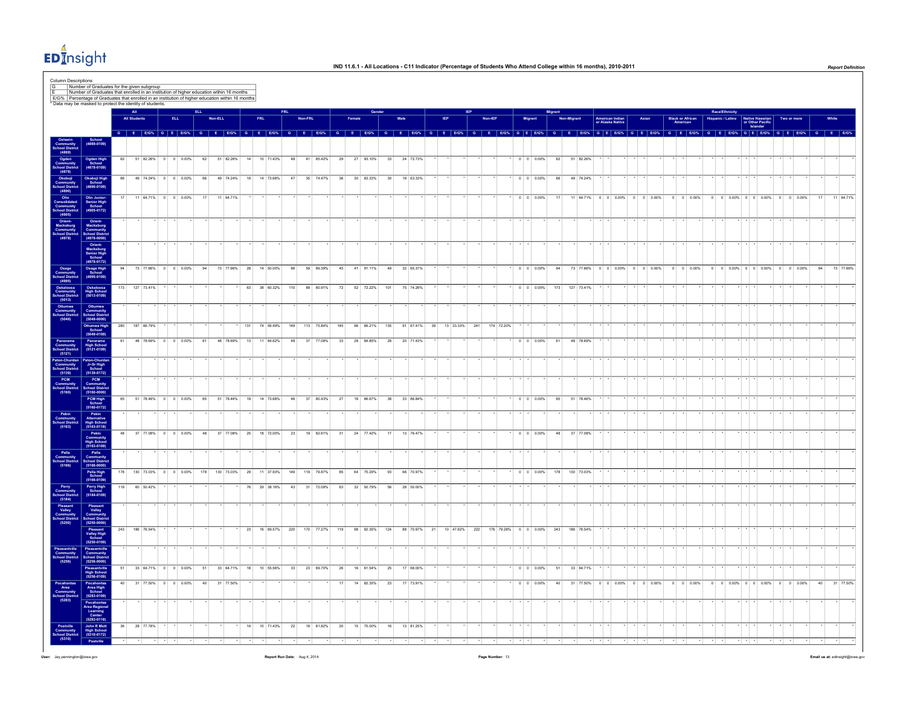# IND 11.6.1 - All Locations - C11 Indicator (Percentage of Students Who Attend College within 16 months), 2010-2011

Report Definition

Column Descriptions

| | |
|---|---|
| G | Number of Graduates for the given subgroup |
| E | Number of Graduates that enrolled in an institution of higher education within 16 months |
| E/G% | Percentage of Graduates that enrolled in an institution of higher education within 16 months |

* Data may be masked to protect the identity of students.

| | | All | | | ELL | | | | | | FRL | | | | | | Gender | | | | | | IEP | | | | | | Migrant | | | | | | Race/Ethnicity | | | | | | | | | | | | | | | | | | | | |
|---|---|---|---|---|---|---|---|---|---|---|---|---|---|---|---|---|---|---|---|---|---|---|---|---|---|---|---|---|---|---|---|---|---|---|---|---|---|---|---|---|---|---|---|---|---|---|---|---|---|---|---|---|---|---|---|---|---|---|---|---|---|---|---|---|
| | | All Students | | | ELL | | | Non-ELL | | | FRL | | | Non-FRL | | | Female | | | Male | | | IEP | | | Non-IEP | | | Migrant | | | Non-Migrant | | | American Indian or Alaska Native | | | Asian | | | Black or African American | | | Hispanic / Latino | | | Native Hawaiian or Other Pacific Islander | | | Two or more | | | White | | |
| | | G | E | E/G% | G | E | E/G% | G | E | E/G% | G | E | E/G% | G | E | E/G% | G | E | E/G% | G | E | E/G% | G | E | E/G% | G | E | E/G% | G | E | E/G% | G | E | E/G% | G | E | E/G% | G | E | E/G% | G | E | E/G% | G | E | E/G% | G | E | E/G% | G | E | E/G% | G | E | E/G% |
| Oelwein Community School District (4869) | School (4869-0109) | | | | | | | | | | | | | | | | | | | | | | | | | | | | | | | | | | | | | | | | | | | | | | | | | | | | | | | | |
| Ogden Community School District (4878) | Ogden High School (4878-0109) | 62 | 51 | 82.26% | 0 | 0 | 0.00% | 62 | 51 | 82.26% | 14 | 10 | 71.43% | 48 | 41 | 85.42% | 29 | 27 | 93.10% | 33 | 24 | 72.73% | * | * | * | * | * | * | 0 | 0 | 0.00% | 62 | 51 | 82.26% | * | * | * | * | * | * | * | * | * | * | * | * | * | * | * | * | * | * | * | * | * |
| Okoboji Community School District (4890) | Okoboji High School (4890-0109) | 66 | 49 | 74.24% | 0 | 0 | 0.00% | 66 | 49 | 74.24% | 19 | 14 | 73.68% | 47 | 35 | 74.47% | 36 | 30 | 83.33% | 30 | 19 | 63.33% | * | * | * | * | * | * | 0 | 0 | 0.00% | 66 | 49 | 74.24% | * | * | * | * | * | * | * | * | * | * | * | * | * | * | * | * | * | * | * | * | * |
| Olin Consolidated Community School District (4905) | Olin Junior-Senior High School (4905-0172) | 17 | 11 | 64.71% | 0 | 0 | 0.00% | 17 | 11 | 64.71% | * | * | * | * | * | * | * | * | * | * | * | * | * | * | * | * | * | * | 0 | 0 | 0.00% | 17 | 11 | 64.71% | 0 | 0 | 0.00% | 0 | 0 | 0.00% | 0 | 0 | 0.00% | 0 | 0 | 0.00% | 0 | 0 | 0.00% | 0 | 0 | 0.00% | 17 | 11 | 64.71% |
| Orient-Macksburg Community School District (4978) | Orient-Macksburg Community School District (4978-0000) | * | * | * | * | * | * | * | * | * | * | * | * | * | * | * | * | * | * | * | * | * | * | * | * | * | * | * | * | * | * | * | * | * | * | * | * | * | * | * | * | * | * | * | * | * | * | * | * | * | * | * | * | * | * | * |
| | Orient-Macksburg Senior High School (4978-0172) | * | * | * | * | * | * | * | * | * | * | * | * | * | * | * | * | * | * | * | * | * | * | * | * | * | * | * | * | * | * | * | * | * | * | * | * | * | * | * | * | * | * | * | * | * | * | * | * | * | * | * | * | * | * | * |
| Osage Community School District (4995) | Osage High School (4995-0109) | 94 | 73 | 77.66% | 0 | 0 | 0.00% | 94 | 73 | 77.66% | 28 | 14 | 50.00% | 66 | 59 | 89.39% | 45 | 41 | 91.11% | 49 | 32 | 65.31% | * | * | * | * | * | * | 0 | 0 | 0.00% | 94 | 73 | 77.66% | 0 | 0 | 0.00% | 0 | 0 | 0.00% | 0 | 0 | 0.00% | 0 | 0 | 0.00% | 0 | 0 | 0.00% | 0 | 0 | 0.00% | 94 | 73 | 77.66% |
| Oskaloosa Community School District (5013) | Oskaloosa High School (5013-0109) | 173 | 127 | 73.41% | * | * | * | * | * | * | 63 | 38 | 60.32% | 110 | 89 | 80.91% | 72 | 52 | 72.22% | 101 | 75 | 74.26% | * | * | * | * | * | * | 0 | 0 | 0.00% | 173 | 127 | 73.41% | * | * | * | * | * | * | * | * | * | * | * | * | * | * | * | * | * | * | * | * | * |
| Ottumwa Community School District (5049) | Ottumwa Community School District (5049-0000) | * | * | * | * | * | * | * | * | * | * | * | * | * | * | * | * | * | * | * | * | * | * | * | * | * | * | * | * | * | * | * | * | * | * | * | * | * | * | * | * | * | * | * | * | * | * | * | * | * | * | * | * | * | * | * |
| | Ottumwa High School (5049-0109) | 280 | 187 | 66.79% | * | * | * | * | * | * | 131 | 74 | 56.49% | 149 | 113 | 75.84% | 145 | 96 | 66.21% | 135 | 91 | 67.41% | 39 | 13 | 33.33% | 241 | 174 | 72.20% | * | * | * | * | * | * | * | * | * | * | * | * | * | * | * | * | * | * | * | * | * | * | * | * | * | * | * |
| Panorama Community School District (5121) | Panorama High School (5121-0109) | 61 | 48 | 78.69% | 0 | 0 | 0.00% | 61 | 48 | 78.69% | 13 | 11 | 84.62% | 48 | 37 | 77.08% | 33 | 28 | 84.85% | 28 | 20 | 71.43% | * | * | * | * | * | * | 0 | 0 | 0.00% | 61 | 48 | 78.69% | * | * | * | * | * | * | * | * | * | * | * | * | * | * | * | * | * | * | * | * | * |
| Paton-Churdan Community School District (5139) | Paton-Churdan Jr-Sr High School (5139-0172) | * | * | * | * | * | * | * | * | * | * | * | * | * | * | * | * | * | * | * | * | * | * | * | * | * | * | * | * | * | * | * | * | * | * | * | * | * | * | * | * | * | * | * | * | * | * | * | * | * | * | * | * | * | * | * |
| PCM Community School District (5160) | PCM Community School District (5160-0000) | * | * | * | * | * | * | * | * | * | * | * | * | * | * | * | * | * | * | * | * | * | * | * | * | * | * | * | * | * | * | * | * | * | * | * | * | * | * | * | * | * | * | * | * | * | * | * | * | * | * | * | * | * | * | * |
| | PCM High School (5160-0172) | 65 | 51 | 78.46% | 0 | 0 | 0.00% | 65 | 51 | 78.46% | 19 | 14 | 73.68% | 46 | 37 | 80.43% | 27 | 18 | 66.67% | 38 | 33 | 86.84% | * | * | * | * | * | * | 0 | 0 | 0.00% | 65 | 51 | 78.46% | * | * | * | * | * | * | * | * | * | * | * | * | * | * | * | * | * | * | * | * | * |
| Pekin Community School District (5163) | Pekin Alternative High School (5163-0118) | * | * | * | * | * | * | * | * | * | * | * | * | * | * | * | * | * | * | * | * | * | * | * | * | * | * | * | * | * | * | * | * | * | * | * | * | * | * | * | * | * | * | * | * | * | * | * | * | * | * | * | * | * | * | * |
| | Pekin Community High School (5163-0109) | 48 | 37 | 77.08% | 0 | 0 | 0.00% | 48 | 37 | 77.08% | 25 | 18 | 72.00% | 23 | 19 | 82.61% | 31 | 24 | 77.42% | 17 | 13 | 76.47% | * | * | * | * | * | * | 0 | 0 | 0.00% | 48 | 37 | 77.08% | * | * | * | * | * | * | * | * | * | * | * | * | * | * | * | * | * | * | * | * | * |
| Pella Community School District (5166) | Pella Community School District (5166-0000) | * | * | * | * | * | * | * | * | * | * | * | * | * | * | * | * | * | * | * | * | * | * | * | * | * | * | * | * | * | * | * | * | * | * | * | * | * | * | * | * | * | * | * | * | * | * | * | * | * | * | * | * | * | * | * |
| | Pella High School (5166-0109) | 178 | 130 | 73.03% | 0 | 0 | 0.00% | 178 | 130 | 73.03% | 29 | 11 | 37.93% | 149 | 119 | 79.87% | 85 | 64 | 75.29% | 93 | 66 | 70.97% | * | * | * | * | * | * | 0 | 0 | 0.00% | 178 | 130 | 73.03% | * | * | * | * | * | * | * | * | * | * | * | * | * | * | * | * | * | * | * | * | * |
| Perry Community School District (5184) | Perry High School (5184-0109) | 119 | 60 | 50.42% | * | * | * | * | * | * | 76 | 29 | 38.16% | 43 | 31 | 72.09% | 63 | 32 | 50.79% | 56 | 28 | 50.00% | * | * | * | * | * | * | * | * | * | * | * | * | * | * | * | * | * | * | * | * | * | * | * | * | * | * | * | * | * | * | * | * | * |
| Pleasant Valley Community School District (5250) | Pleasant Valley Community School District (5250-0000) | * | * | * | * | * | * | * | * | * | * | * | * | * | * | * | * | * | * | * | * | * | * | * | * | * | * | * | * | * | * | * | * | * | * | * | * | * | * | * | * | * | * | * | * | * | * | * | * | * | * | * | * | * | * | * |
| | Pleasant Valley High School (5250-0109) | 243 | 186 | 76.54% | * | * | * | * | * | * | 23 | 16 | 69.57% | 220 | 170 | 77.27% | 119 | 98 | 82.35% | 124 | 88 | 70.97% | 21 | 10 | 47.62% | 222 | 176 | 79.28% | 0 | 0 | 0.00% | 243 | 186 | 76.54% | * | * | * | * | * | * | * | * | * | * | * | * | * | * | * | * | * | * | * | * | * |
| Pleasantville Community School District (5256) | Pleasantville Community School District (5256-0000) | * | * | * | * | * | * | * | * | * | * | * | * | * | * | * | * | * | * | * | * | * | * | * | * | * | * | * | * | * | * | * | * | * | * | * | * | * | * | * | * | * | * | * | * | * | * | * | * | * | * | * | * | * | * | * |
| | Pleasantville High School (5256-0109) | 51 | 33 | 64.71% | 0 | 0 | 0.00% | 51 | 33 | 64.71% | 18 | 10 | 55.56% | 33 | 23 | 69.70% | 26 | 16 | 61.54% | 25 | 17 | 68.00% | * | * | * | * | * | * | 0 | 0 | 0.00% | 51 | 33 | 64.71% | * | * | * | * | * | * | * | * | * | * | * | * | * | * | * | * | * | * | * | * | * |
| Pocahontas Area Community School District (5283) | Pocahontas Area High School (5283-0109) | 40 | 31 | 77.50% | 0 | 0 | 0.00% | 40 | 31 | 77.50% | * | * | * | * | * | * | 17 | 14 | 82.35% | 23 | 17 | 73.91% | * | * | * | * | * | * | 0 | 0 | 0.00% | 40 | 31 | 77.50% | 0 | 0 | 0.00% | 0 | 0 | 0.00% | 0 | 0 | 0.00% | 0 | 0 | 0.00% | 0 | 0 | 0.00% | 0 | 0 | 0.00% | 40 | 31 | 77.50% |
| | Pocahontas Area Regional Learning Center (5283-0118) | * | * | * | * | * | * | * | * | * | * | * | * | * | * | * | * | * | * | * | * | * | * | * | * | * | * | * | * | * | * | * | * | * | * | * | * | * | * | * | * | * | * | * | * | * | * | * | * | * | * | * | * | * | * | * |
| Postville Community School District (5310) | John R Mott High School (5310-0172) | 36 | 28 | 77.78% | * | * | * | * | * | * | 14 | 10 | 71.43% | 22 | 18 | 81.82% | 20 | 15 | 75.00% | 16 | 13 | 81.25% | * | * | * | * | * | * | * | * | * | * | * | * | * | * | * | * | * | * | * | * | * | * | * | * | * | * | * | * | * | * | * | * | * |
| | Postville | * | * | * | * | * | * | * | * | * | * | * | * | * | * | * | * | * | * | * | * | * | * | * | * | * | * | * | * | * | * | * | * | * | * | * | * | * | * | * | * | * | * | * | * | * | * | * | * | * | * | * | * | * | * | * |

User: Jay.pennington@iowa.gov | Report Run Date: Aug 4, 2014 | Email us at: edinsight@iowa.gov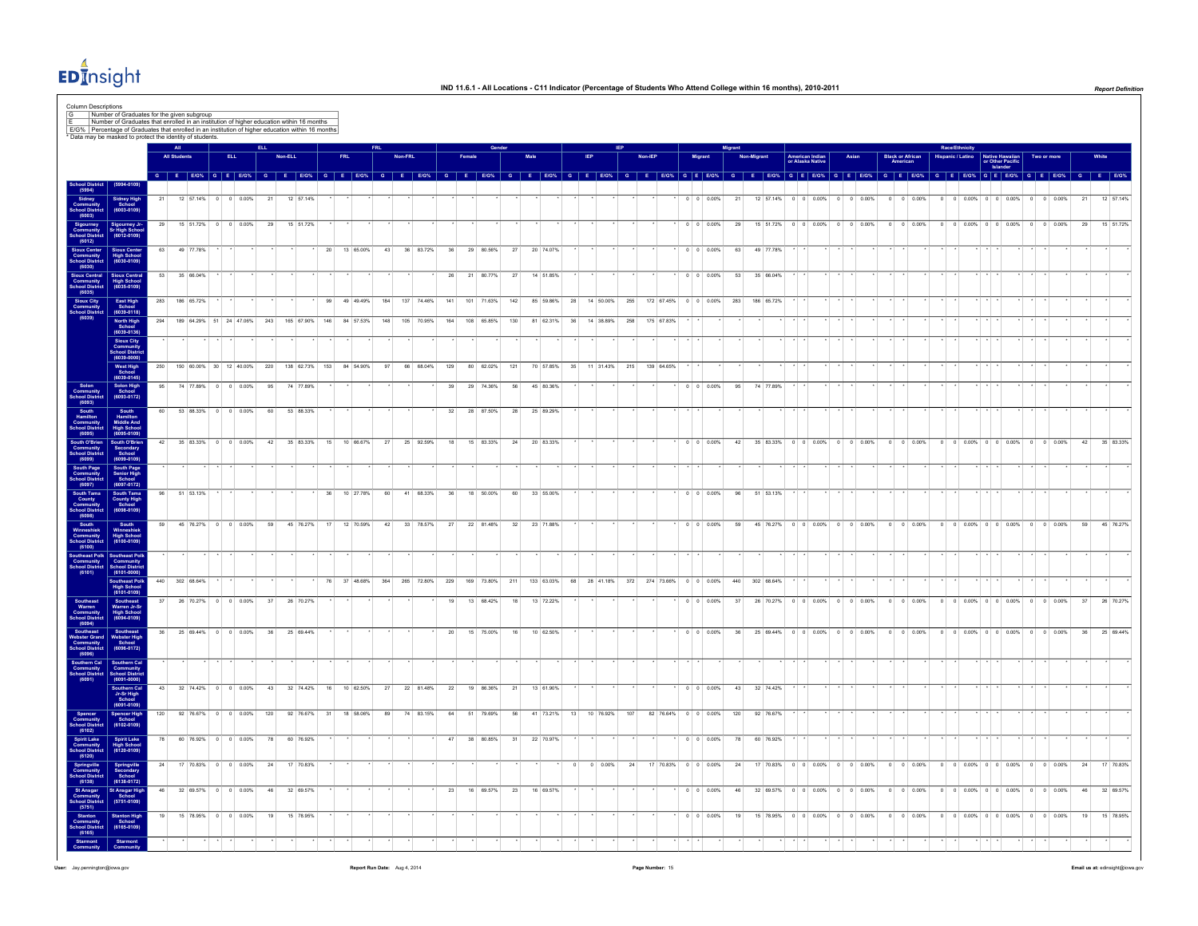# IND 11.6.1 - All Locations - C11 Indicator (Percentage of Students Who Attend College within 16 months), 2010-2011

**Column Descriptions**

| | |
|---|---|
| G | Number of Graduates for the given subgroup |
| E | Number of Graduates that enrolled in an institution of higher education within 16 months |
| E/G% | Percentage of Graduates that enrolled in an institution of higher education within 16 months |

\* Data may be masked to protect the identity of students.

| | | All | | | ELL | | | | | | FRL | | | | | | Gender | | | | | | IEP | | | | | | Migrant | | | | | | Race/Ethnicity | | | | | | | | | | | | | | | | | | | | |
|---|---|---|---|---|---|---|---|---|---|---|---|---|---|---|---|---|---|---|---|---|---|---|---|---|---|---|---|---|---|---|---|---|---|---|---|---|---|---|---|---|---|---|---|---|---|---|---|---|---|---|---|---|---|---|---|---|---|---|
| | | All Students | | | ELL | | | Non-ELL | | | FRL | | | Non-FRL | | | Female | | | Male | | | IEP | | | Non-IEP | | | Migrant | | | Non-Migrant | | | American Indian or Alaska Native | | | Asian | | | Black or African American | | | Hispanic / Latino | | | Native Hawaiian or Other Pacific Islander | | | Two or more | | | White | | |
| | | G | E | E/G% | G | E | E/G% | G | E | E/G% | G | E | E/G% | G | E | E/G% | G | E | E/G% | G | E | E/G% | G | E | E/G% | G | E | E/G% | G | E | E/G% | G | E | E/G% | G | E | E/G% | G | E | E/G% | G | E | E/G% | G | E | E/G% | G | E | E/G% | G | E | E/G% | G | E | E/G% |
| School District (5994) | (5994-0109) | | | | | | | | | | | | | | | | | | | | | | | | | | | | | | | | | | | | | | | | | | | | | | | | | | | | | | | | | |
| Sidney Community School District (6003) | Sidney High School (6003-0109) | 21 | 12 | 57.14% | 0 | 0 | 0.00% | 21 | 12 | 57.14% | * | * | * | * | * | * | * | * | * | * | * | * | * | * | * | * | * | * | 0 | 0 | 0.00% | 21 | 12 | 57.14% | 0 | 0 | 0.00% | 0 | 0 | 0.00% | 0 | 0 | 0.00% | 0 | 0 | 0.00% | 0 | 0 | 0.00% | 0 | 0 | 0.00% | 21 | 12 | 57.14% |
| Sigourney Community School District (6012) | Sigourney Jr-Sr High School (6012-0109) | 29 | 15 | 51.72% | 0 | 0 | 0.00% | 29 | 15 | 51.72% | * | * | * | * | * | * | * | * | * | * | * | * | * | * | * | * | * | * | 0 | 0 | 0.00% | 29 | 15 | 51.72% | 0 | 0 | 0.00% | 0 | 0 | 0.00% | 0 | 0 | 0.00% | 0 | 0 | 0.00% | 0 | 0 | 0.00% | 0 | 0 | 0.00% | 29 | 15 | 51.72% |
| Sioux Center Community School District (6030) | Sioux Center High School (6030-0109) | 63 | 49 | 77.78% | * | * | * | * | * | * | 20 | 13 | 65.00% | 43 | 36 | 83.72% | 36 | 29 | 80.56% | 27 | 20 | 74.07% | * | * | * | * | * | * | 0 | 0 | 0.00% | 63 | 49 | 77.78% | * | * | * | * | * | * | * | * | * | * | * | * | * | * | * | * | * | * | * | * | * |
| Sioux Central Community School District (6035) | Sioux Central High School (6035-0109) | 53 | 35 | 66.04% | * | * | * | * | * | * | * | * | * | * | * | * | 26 | 21 | 80.77% | 27 | 14 | 51.85% | * | * | * | * | * | * | 0 | 0 | 0.00% | 53 | 35 | 66.04% | * | * | * | * | * | * | * | * | * | * | * | * | * | * | * | * | * | * | * | * | * |
| Sioux City Community School District (6039) | East High School (6039-0118) | 283 | 186 | 65.72% | * | * | * | * | * | * | 99 | 49 | 49.49% | 184 | 137 | 74.46% | 141 | 101 | 71.63% | 142 | 85 | 59.86% | 28 | 14 | 50.00% | 255 | 172 | 67.45% | 0 | 0 | 0.00% | 283 | 186 | 65.72% | * | * | * | * | * | * | * | * | * | * | * | * | * | * | * | * | * | * | * | * | * |
| | North High School (6039-0136) | 294 | 189 | 64.29% | 51 | 24 | 47.06% | 243 | 165 | 67.90% | 146 | 84 | 57.53% | 148 | 105 | 70.95% | 164 | 108 | 65.85% | 130 | 81 | 62.31% | 36 | 14 | 38.89% | 258 | 175 | 67.83% | * | * | * | * | * | * | * | * | * | * | * | * | * | * | * | * | * | * | * | * | * | * | * | * | * | * | * |
| | Sioux City Community School District (6039-0000) | * | * | * | * | * | * | * | * | * | * | * | * | * | * | * | * | * | * | * | * | * | * | * | * | * | * | * | * | * | * | * | * | * | * | * | * | * | * | * | * | * | * | * | * | * | * | * | * | * | * | * | * | * | * | * | * | * |
| | West High School (6039-0145) | 250 | 150 | 60.00% | 30 | 12 | 40.00% | 220 | 138 | 62.73% | 153 | 84 | 54.90% | 97 | 66 | 68.04% | 129 | 80 | 62.02% | 121 | 70 | 57.85% | 35 | 11 | 31.43% | 215 | 139 | 64.65% | * | * | * | * | * | * | * | * | * | * | * | * | * | * | * | * | * | * | * | * | * | * | * | * | * | * | * |
| Solon Community School District (6093) | Solon High School (6093-0172) | 95 | 74 | 77.89% | 0 | 0 | 0.00% | 95 | 74 | 77.89% | * | * | * | * | * | * | 39 | 29 | 74.36% | 56 | 45 | 80.36% | * | * | * | * | * | * | 0 | 0 | 0.00% | 95 | 74 | 77.89% | * | * | * | * | * | * | * | * | * | * | * | * | * | * | * | * | * | * | * | * | * |
| South Hamilton Community School District (6095) | South Hamilton Middle And High School (6095-0109) | 60 | 53 | 88.33% | 0 | 0 | 0.00% | 60 | 53 | 88.33% | * | * | * | * | * | * | 32 | 28 | 87.50% | 28 | 25 | 89.29% | * | * | * | * | * | * | * | * | * | * | * | * | * | * | * | * | * | * | * | * | * | * | * | * | * | * | * | * | * | * | * | * | * |
| South O'Brien Community School District (6099) | South O'Brien Secondary School (6099-0109) | 42 | 35 | 83.33% | 0 | 0 | 0.00% | 42 | 35 | 83.33% | 15 | 10 | 66.67% | 27 | 25 | 92.59% | 18 | 15 | 83.33% | 24 | 20 | 83.33% | * | * | * | * | * | * | 0 | 0 | 0.00% | 42 | 35 | 83.33% | 0 | 0 | 0.00% | 0 | 0 | 0.00% | 0 | 0 | 0.00% | 0 | 0 | 0.00% | 0 | 0 | 0.00% | 0 | 0 | 0.00% | 42 | 35 | 83.33% |
| South Page Community School District (6097) | South Page Senior High School (6097-0172) | * | * | * | * | * | * | * | * | * | * | * | * | * | * | * | * | * | * | * | * | * | * | * | * | * | * | * | * | * | * | * | * | * | * | * | * | * | * | * | * | * | * | * | * | * | * | * | * | * | * | * | * | * | * | * | * | * |
| South Tama County Community School District (6098) | South Tama County High School (6098-0109) | 96 | 51 | 53.13% | * | * | * | * | * | * | 36 | 10 | 27.78% | 60 | 41 | 68.33% | 36 | 18 | 50.00% | 60 | 33 | 55.00% | * | * | * | * | * | * | 0 | 0 | 0.00% | 96 | 51 | 53.13% | * | * | * | * | * | * | * | * | * | * | * | * | * | * | * | * | * | * | * | * | * |
| South Winneshiek Community School District (6100) | South Winneshiek High School (6100-0109) | 59 | 45 | 76.27% | 0 | 0 | 0.00% | 59 | 45 | 76.27% | 17 | 12 | 70.59% | 42 | 33 | 78.57% | 27 | 22 | 81.48% | 32 | 23 | 71.88% | * | * | * | * | * | * | 0 | 0 | 0.00% | 59 | 45 | 76.27% | 0 | 0 | 0.00% | 0 | 0 | 0.00% | 0 | 0 | 0.00% | 0 | 0 | 0.00% | 0 | 0 | 0.00% | 0 | 0 | 0.00% | 59 | 45 | 76.27% |
| Southeast Polk Community School District (6101) | Southeast Polk Community School District (6101-0000) | * | * | * | * | * | * | * | * | * | * | * | * | * | * | * | * | * | * | * | * | * | * | * | * | * | * | * | * | * | * | * | * | * | * | * | * | * | * | * | * | * | * | * | * | * | * | * | * | * | * | * | * | * | * | * | * | * |
| | Southeast Polk High School (6101-0109) | 440 | 302 | 68.64% | * | * | * | * | * | * | 76 | 37 | 48.68% | 364 | 265 | 72.80% | 229 | 169 | 73.80% | 211 | 133 | 63.03% | 68 | 28 | 41.18% | 372 | 274 | 73.66% | 0 | 0 | 0.00% | 440 | 302 | 68.64% | * | * | * | * | * | * | * | * | * | * | * | * | * | * | * | * | * | * | * | * | * |
| Southeast Warren Community School District (6094) | Southeast Warren Jr-Sr High School (6094-0109) | 37 | 26 | 70.27% | 0 | 0 | 0.00% | 37 | 26 | 70.27% | * | * | * | * | * | * | 19 | 13 | 68.42% | 18 | 13 | 72.22% | * | * | * | * | * | * | 0 | 0 | 0.00% | 37 | 26 | 70.27% | 0 | 0 | 0.00% | 0 | 0 | 0.00% | 0 | 0 | 0.00% | 0 | 0 | 0.00% | 0 | 0 | 0.00% | 0 | 0 | 0.00% | 37 | 26 | 70.27% |
| Southeast Webster Grand Community School District (6096) | Southeast Webster High School (6096-0172) | 36 | 25 | 69.44% | 0 | 0 | 0.00% | 36 | 25 | 69.44% | * | * | * | * | * | * | 20 | 15 | 75.00% | 16 | 10 | 62.50% | * | * | * | * | * | * | 0 | 0 | 0.00% | 36 | 25 | 69.44% | 0 | 0 | 0.00% | 0 | 0 | 0.00% | 0 | 0 | 0.00% | 0 | 0 | 0.00% | 0 | 0 | 0.00% | 0 | 0 | 0.00% | 36 | 25 | 69.44% |
| Southern Cal Community School District (6091) | Southern Cal Community School District (6091-0000) | * | * | * | * | * | * | * | * | * | * | * | * | * | * | * | * | * | * | * | * | * | * | * | * | * | * | * | * | * | * | * | * | * | * | * | * | * | * | * | * | * | * | * | * | * | * | * | * | * | * | * | * | * | * | * | * | * |
| | Southern Cal Jr-Sr High School (6091-0109) | 43 | 32 | 74.42% | 0 | 0 | 0.00% | 43 | 32 | 74.42% | 16 | 10 | 62.50% | 27 | 22 | 81.48% | 22 | 19 | 86.36% | 21 | 13 | 61.90% | * | * | * | * | * | * | 0 | 0 | 0.00% | 43 | 32 | 74.42% | * | * | * | * | * | * | * | * | * | * | * | * | * | * | * | * | * | * | * | * | * |
| Spencer Community School District (6102) | Spencer High School (6102-0109) | 120 | 92 | 76.67% | 0 | 0 | 0.00% | 120 | 92 | 76.67% | 31 | 18 | 58.06% | 89 | 74 | 83.15% | 64 | 51 | 79.69% | 56 | 41 | 73.21% | 13 | 10 | 76.92% | 107 | 82 | 76.64% | 0 | 0 | 0.00% | 120 | 92 | 76.67% | * | * | * | * | * | * | * | * | * | * | * | * | * | * | * | * | * | * | * | * | * |
| Spirit Lake Community School District (6120) | Spirit Lake High School (6120-0109) | 78 | 60 | 76.92% | 0 | 0 | 0.00% | 78 | 60 | 76.92% | * | * | * | * | * | * | 47 | 38 | 80.85% | 31 | 22 | 70.97% | * | * | * | * | * | * | 0 | 0 | 0.00% | 78 | 60 | 76.92% | * | * | * | * | * | * | * | * | * | * | * | * | * | * | * | * | * | * | * | * | * |
| Springville Community School District (6138) | Springville Secondary School (6138-0172) | 24 | 17 | 70.83% | 0 | 0 | 0.00% | 24 | 17 | 70.83% | * | * | * | * | * | * | * | * | * | * | * | * | 0 | 0 | 0.00% | 24 | 17 | 70.83% | 0 | 0 | 0.00% | 24 | 17 | 70.83% | 0 | 0 | 0.00% | 0 | 0 | 0.00% | 0 | 0 | 0.00% | 0 | 0 | 0.00% | 0 | 0 | 0.00% | 0 | 0 | 0.00% | 24 | 17 | 70.83% |
| St Ansgar Community School District (5751) | St Ansgar High School (5751-0109) | 46 | 32 | 69.57% | 0 | 0 | 0.00% | 46 | 32 | 69.57% | * | * | * | * | * | * | 23 | 16 | 69.57% | 23 | 16 | 69.57% | * | * | * | * | * | * | 0 | 0 | 0.00% | 46 | 32 | 69.57% | 0 | 0 | 0.00% | 0 | 0 | 0.00% | 0 | 0 | 0.00% | 0 | 0 | 0.00% | 0 | 0 | 0.00% | 0 | 0 | 0.00% | 46 | 32 | 69.57% |
| Stanton Community School District (6165) | Stanton High School (6165-0109) | 19 | 15 | 78.95% | 0 | 0 | 0.00% | 19 | 15 | 78.95% | * | * | * | * | * | * | * | * | * | * | * | * | * | * | * | * | * | * | 0 | 0 | 0.00% | 19 | 15 | 78.95% | 0 | 0 | 0.00% | 0 | 0 | 0.00% | 0 | 0 | 0.00% | 0 | 0 | 0.00% | 0 | 0 | 0.00% | 0 | 0 | 0.00% | 19 | 15 | 78.95% |
| Starmont Community | Starmont Community | * | * | * | * | * | * | * | * | * | * | * | * | * | * | * | * | * | * | * | * | * | * | * | * | * | * | * | * | * | * | * | * | * | * | * | * | * | * | * | * | * | * | * | * | * | * | * | * | * | * | * | * | * | * | * | * | * |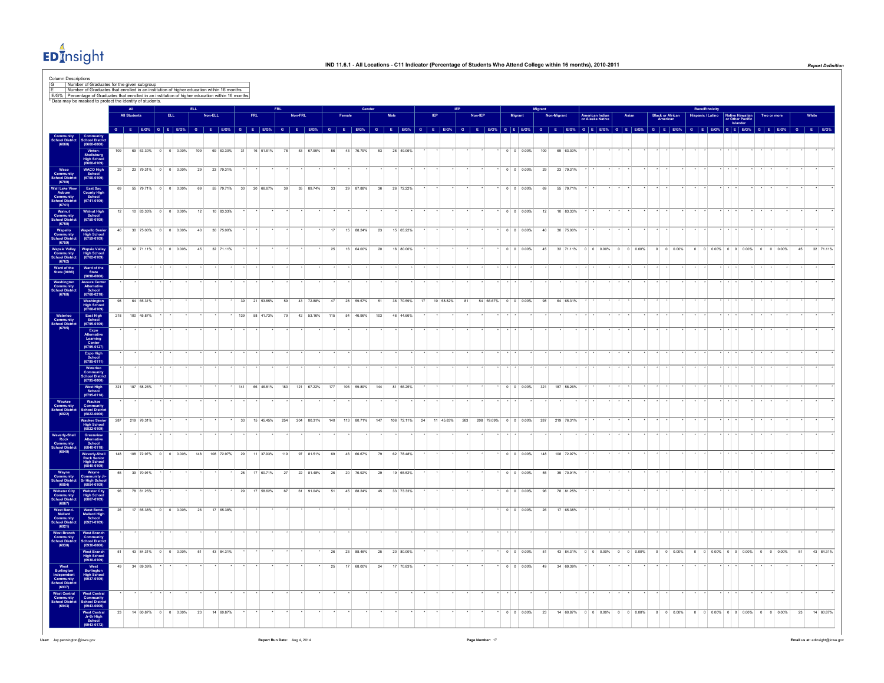# IND 11.6.1 - All Locations - C11 Indicator (Percentage of Students Who Attend College within 16 months), 2010-2011

**Column Descriptions**

| | |
|---|---|
| G | Number of Graduates for the given subgroup |
| E | Number of Graduates that enrolled in an institution of higher education within 16 months |
| E/G% | Percentage of Graduates that enrolled in an institution of higher education within 16 months |

* Data may be masked to protect the identity of students.

| | | All | | | ELL | | | | | | FRL | | | | | | Gender | | | | | | IEP | | | | | | Migrant | | | | | | Race/Ethnicity | | | | | | | | | | | | | | | | | | | | |
|---|---|---|---|---|---|---|---|---|---|---|---|---|---|---|---|---|---|---|---|---|---|---|---|---|---|---|---|---|---|---|---|---|---|---|---|---|---|---|---|---|---|---|---|---|---|---|---|---|---|---|---|---|---|---|---|---|---|---|
| | | All Students | | | ELL | | | Non-ELL | | | FRL | | | Non-FRL | | | Female | | | Male | | | IEP | | | Non-IEP | | | Migrant | | | Non-Migrant | | | American Indian or Alaska Native | | | Asian | | | Black or African American | | | Hispanic / Latino | | | Native Hawaiian or Other Pacific Islander | | | Two or more | | | White | | |
| | | G | E | E/G% | G | E | E/G% | G | E | E/G% | G | E | E/G% | G | E | E/G% | G | E | E/G% | G | E | E/G% | G | E | E/G% | G | E | E/G% | G | E | E/G% | G | E | E/G% | G | E | E/G% | G | E | E/G% | G | E | E/G% | G | E | E/G% | G | E | E/G% | G | E | E/G% | G | E | E/G% |
| Community School District (6660) | Community School District (6660-0000) | * | * | * | * | * | * | * | * | * | * | * | * | * | * | * | * | * | * | * | * | * | * | * | * | * | * | * | * | * | * | * | * | * | * | * | * | * | * | * | * | * | * | * | * | * | * | * | * | * | * | * | * | * | * | * | * | * |
| | Vinton-Shellsburg High School (6660-0109) | 109 | 69 | 63.30% | 0 | 0 | 0.00% | 109 | 69 | 63.30% | 31 | 16 | 51.61% | 78 | 53 | 67.95% | 56 | 43 | 76.79% | 53 | 26 | 49.06% | * | * | * | * | * | * | 0 | 0 | 0.00% | 109 | 69 | 63.30% | * | * | * | * | * | * | * | * | * | * | * | * | * | * | * | * | * | * | * | * | * |
| Waco Community School District (6700) | WACO High School (6700-0109) | 29 | 23 | 79.31% | 0 | 0 | 0.00% | 29 | 23 | 79.31% | * | * | * | * | * | * | * | * | * | * | * | * | * | * | * | * | * | * | 0 | 0 | 0.00% | 29 | 23 | 79.31% | * | * | * | * | * | * | * | * | * | * | * | * | * | * | * | * | * | * | * | * | * |
| Wall Lake View Auburn Community School District (6741) | East Sac County High School (6741-0109) | 69 | 55 | 79.71% | 0 | 0 | 0.00% | 69 | 55 | 79.71% | 30 | 20 | 66.67% | 39 | 35 | 89.74% | 33 | 29 | 87.88% | 36 | 26 | 72.22% | * | * | * | * | * | * | 0 | 0 | 0.00% | 69 | 55 | 79.71% | * | * | * | * | * | * | * | * | * | * | * | * | * | * | * | * | * | * | * | * | * |
| Walnut Community School District (6750) | Walnut High School (6750-0109) | 12 | 10 | 83.33% | 0 | 0 | 0.00% | 12 | 10 | 83.33% | * | * | * | * | * | * | * | * | * | * | * | * | * | * | * | * | * | * | 0 | 0 | 0.00% | 12 | 10 | 83.33% | * | * | * | * | * | * | * | * | * | * | * | * | * | * | * | * | * | * | * | * | * |
| Wapello Community School District (6759) | Wapello Senior High School (6759-0109) | 40 | 30 | 75.00% | 0 | 0 | 0.00% | 40 | 30 | 75.00% | * | * | * | * | * | * | 17 | 15 | 88.24% | 23 | 15 | 65.22% | * | * | * | * | * | * | 0 | 0 | 0.00% | 40 | 30 | 75.00% | * | * | * | * | * | * | * | * | * | * | * | * | * | * | * | * | * | * | * | * | * |
| Wapsie Valley Community School District (6762) | Wapsie Valley High School (6762-0109) | 45 | 32 | 71.11% | 0 | 0 | 0.00% | 45 | 32 | 71.11% | * | * | * | * | * | * | 25 | 16 | 64.00% | 20 | 16 | 80.00% | * | * | * | * | * | * | 0 | 0 | 0.00% | 45 | 32 | 71.11% | 0 | 0 | 0.00% | 0 | 0 | 0.00% | 0 | 0 | 0.00% | 0 | 0 | 0.00% | 0 | 0 | 0.00% | 0 | 0 | 0.00% | 45 | 32 | 71.11% |
| Ward of the State (9098) | Ward of the State (9098-0000) | * | * | * | * | * | * | * | * | * | * | * | * | * | * | * | * | * | * | * | * | * | * | * | * | * | * | * | * | * | * | * | * | * | * | * | * | * | * | * | * | * | * | * | * | * | * | * | * | * | * | * | * | * | * | * | * | * |
| Washington Community School District (6768) | Assure Center Alternative School (6768-0218) | * | * | * | * | * | * | * | * | * | * | * | * | * | * | * | * | * | * | * | * | * | * | * | * | * | * | * | * | * | * | * | * | * | * | * | * | * | * | * | * | * | * | * | * | * | * | * | * | * | * | * | * | * | * | * | * | * |
| | Washington High School (6768-0109) | 98 | 64 | 65.31% | * | * | * | * | * | * | 39 | 21 | 53.85% | 59 | 43 | 72.88% | 47 | 28 | 59.57% | 51 | 36 | 70.59% | 17 | 10 | 58.82% | 81 | 54 | 66.67% | 0 | 0 | 0.00% | 98 | 64 | 65.31% | * | * | * | * | * | * | * | * | * | * | * | * | * | * | * | * | * | * | * | * | * |
| Waterloo Community School District (6795) | East High School (6795-0109) | 218 | 100 | 45.87% | * | * | * | * | * | * | 139 | 58 | 41.73% | 79 | 42 | 53.16% | 115 | 54 | 46.96% | 103 | 46 | 44.66% | * | * | * | * | * | * | * | * | * | * | * | * | * | * | * | * | * | * | * | * | * | * | * | * | * | * | * | * | * | * | * | * | * |
| | Expo Alternative Learning Center (6795-0127) | * | * | * | * | * | * | * | * | * | * | * | * | * | * | * | * | * | * | * | * | * | * | * | * | * | * | * | * | * | * | * | * | * | * | * | * | * | * | * | * | * | * | * | * | * | * | * | * | * | * | * | * | * | * | * | * | * |
| | Expo High School (6795-0111) | * | * | * | * | * | * | * | * | * | * | * | * | * | * | * | * | * | * | * | * | * | * | * | * | * | * | * | * | * | * | * | * | * | * | * | * | * | * | * | * | * | * | * | * | * | * | * | * | * | * | * | * | * | * | * | * | * |
| | Waterloo Community School District (6795-0000) | * | * | * | * | * | * | * | * | * | * | * | * | * | * | * | * | * | * | * | * | * | * | * | * | * | * | * | * | * | * | * | * | * | * | * | * | * | * | * | * | * | * | * | * | * | * | * | * | * | * | * | * | * | * | * | * | * |
| | West High School (6795-0118) | 321 | 187 | 58.26% | * | * | * | * | * | * | 141 | 66 | 46.81% | 180 | 121 | 67.22% | 177 | 106 | 59.89% | 144 | 81 | 56.25% | * | * | * | * | * | * | 0 | 0 | 0.00% | 321 | 187 | 58.26% | * | * | * | * | * | * | * | * | * | * | * | * | * | * | * | * | * | * | * | * | * |
| Waukee Community School District (6822) | Waukee Community School District (6822-0000) | * | * | * | * | * | * | * | * | * | * | * | * | * | * | * | * | * | * | * | * | * | * | * | * | * | * | * | * | * | * | * | * | * | * | * | * | * | * | * | * | * | * | * | * | * | * | * | * | * | * | * | * | * | * | * | * | * |
| | Waukee Senior High School (6822-0109) | 287 | 219 | 76.31% | * | * | * | * | * | * | 33 | 15 | 45.45% | 254 | 204 | 80.31% | 140 | 113 | 80.71% | 147 | 106 | 72.11% | 24 | 11 | 45.83% | 263 | 208 | 79.09% | 0 | 0 | 0.00% | 287 | 219 | 76.31% | * | * | * | * | * | * | * | * | * | * | * | * | * | * | * | * | * | * | * | * | * |
| Waverly-Shell Rock Community School District (6840) | Greenview Alternative School (6840-0118) | * | * | * | * | * | * | * | * | * | * | * | * | * | * | * | * | * | * | * | * | * | * | * | * | * | * | * | * | * | * | * | * | * | * | * | * | * | * | * | * | * | * | * | * | * | * | * | * | * | * | * | * | * | * | * | * | * |
| | Waverly-Shell Rock Senior High School (6840-0109) | 148 | 108 | 72.97% | 0 | 0 | 0.00% | 148 | 108 | 72.97% | 29 | 11 | 37.93% | 119 | 97 | 81.51% | 69 | 46 | 66.67% | 79 | 62 | 78.48% | * | * | * | * | * | * | 0 | 0 | 0.00% | 148 | 108 | 72.97% | * | * | * | * | * | * | * | * | * | * | * | * | * | * | * | * | * | * | * | * | * |
| Wayne Community School District (6854) | Wayne Community Jr-Sr High School (6854-0109) | 55 | 39 | 70.91% | * | * | * | * | * | * | 28 | 17 | 60.71% | 27 | 22 | 81.48% | 26 | 20 | 76.92% | 29 | 19 | 65.52% | * | * | * | * | * | * | 0 | 0 | 0.00% | 55 | 39 | 70.91% | * | * | * | * | * | * | * | * | * | * | * | * | * | * | * | * | * | * | * | * | * |
| Webster City Community School District (6867) | Webster City High School (6867-0109) | 96 | 78 | 81.25% | * | * | * | * | * | * | 29 | 17 | 58.62% | 67 | 61 | 91.04% | 51 | 45 | 88.24% | 45 | 33 | 73.33% | * | * | * | * | * | * | 0 | 0 | 0.00% | 96 | 78 | 81.25% | * | * | * | * | * | * | * | * | * | * | * | * | * | * | * | * | * | * | * | * | * |
| West Bend-Mallard Community School District (6921) | West Bend-Mallard High School (6921-0109) | 26 | 17 | 65.38% | 0 | 0 | 0.00% | 26 | 17 | 65.38% | * | * | * | * | * | * | * | * | * | * | * | * | * | * | * | * | * | * | 0 | 0 | 0.00% | 26 | 17 | 65.38% | * | * | * | * | * | * | * | * | * | * | * | * | * | * | * | * | * | * | * | * | * |
| West Branch Community School District (6930) | West Branch Community School District (6930-0000) | * | * | * | * | * | * | * | * | * | * | * | * | * | * | * | * | * | * | * | * | * | * | * | * | * | * | * | * | * | * | * | * | * | * | * | * | * | * | * | * | * | * | * | * | * | * | * | * | * | * | * | * | * | * | * | * | * |
| | West Branch High School (6930-0109) | 51 | 43 | 84.31% | 0 | 0 | 0.00% | 51 | 43 | 84.31% | * | * | * | * | * | * | 26 | 23 | 88.46% | 25 | 20 | 80.00% | * | * | * | * | * | * | 0 | 0 | 0.00% | 51 | 43 | 84.31% | 0 | 0 | 0.00% | 0 | 0 | 0.00% | 0 | 0 | 0.00% | 0 | 0 | 0.00% | 0 | 0 | 0.00% | 0 | 0 | 0.00% | 51 | 43 | 84.31% |
| West Burlington Independent Community School District (6937) | West Burlington High School (6937-0109) | 49 | 34 | 69.39% | * | * | * | * | * | * | * | * | * | * | * | * | 25 | 17 | 68.00% | 24 | 17 | 70.83% | * | * | * | * | * | * | 0 | 0 | 0.00% | 49 | 34 | 69.39% | * | * | * | * | * | * | * | * | * | * | * | * | * | * | * | * | * | * | * | * | * |
| West Central Community School District (6943) | West Central Community School District (6943-0000) | * | * | * | * | * | * | * | * | * | * | * | * | * | * | * | * | * | * | * | * | * | * | * | * | * | * | * | * | * | * | * | * | * | * | * | * | * | * | * | * | * | * | * | * | * | * | * | * | * | * | * | * | * | * | * | * | * |
| | West Central Jr-Sr High School (6943-0172) | 23 | 14 | 60.87% | 0 | 0 | 0.00% | 23 | 14 | 60.87% | * | * | * | * | * | * | * | * | * | * | * | * | * | * | * | * | * | * | 0 | 0 | 0.00% | 23 | 14 | 60.87% | 0 | 0 | 0.00% | 0 | 0 | 0.00% | 0 | 0 | 0.00% | 0 | 0 | 0.00% | 0 | 0 | 0.00% | 0 | 0 | 0.00% | 23 | 14 | 60.87% |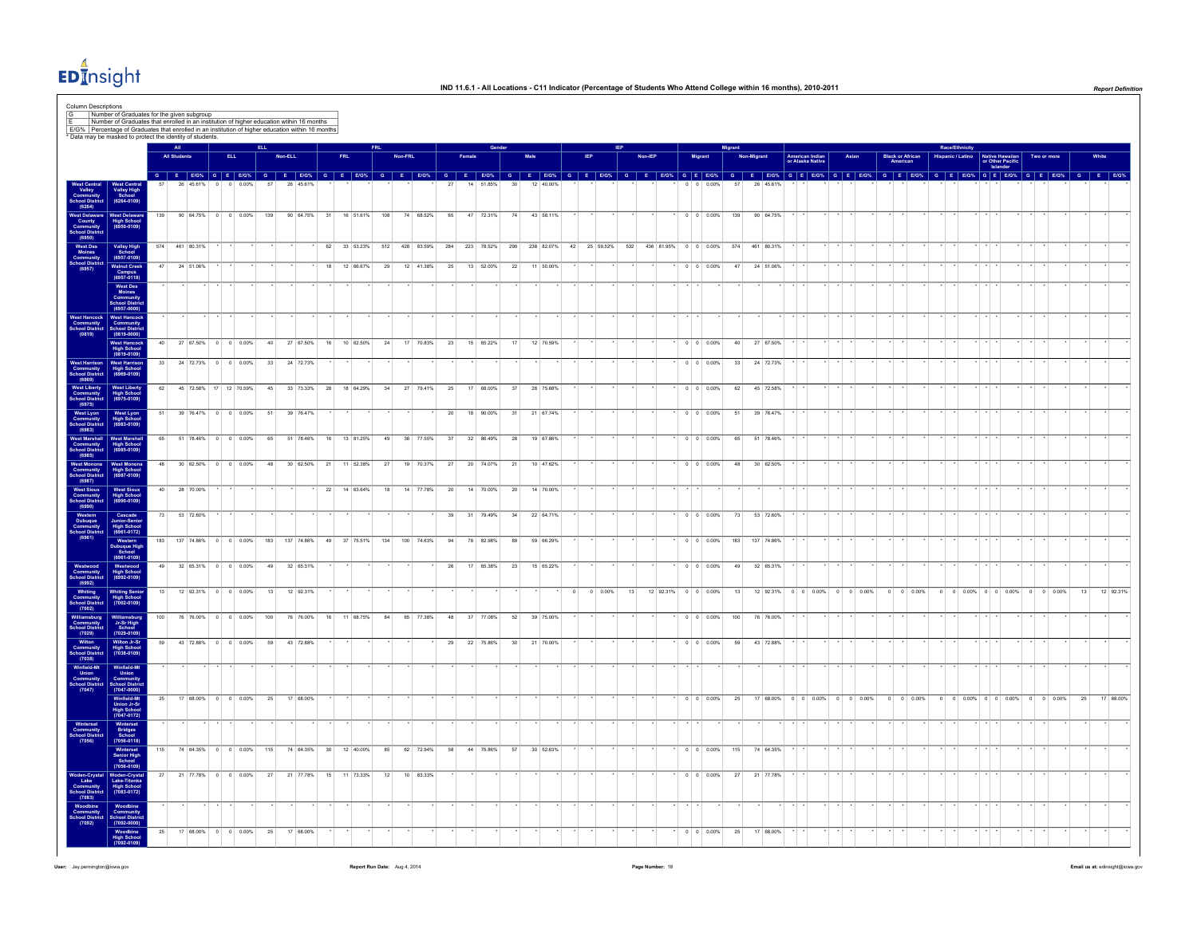# IND 11.6.1 - All Locations - C11 Indicator (Percentage of Students Who Attend College within 16 months), 2010-2011

Column Descriptions

| | |
|---|---|
| G | Number of Graduates for the given subgroup |
| E | Number of Graduates that enrolled in an institution of higher education within 16 months |
| E/G% | Percentage of Graduates that enrolled in an institution of higher education within 16 months |

* Data may be masked to protect the identity of students.

| District | School | All: All Students | | | ELL: ELL | | | ELL: Non-ELL | | | FRL: FRL | | | FRL: Non-FRL | | | Gender: Female | | | Gender: Male | | | IEP: IEP | | | IEP: Non-IEP | | | Migrant: Migrant | | | Migrant: Non-Migrant | | | Race/Ethnicity: American Indian or Alaska Native | | | Race/Ethnicity: Asian | | | Race/Ethnicity: Black or African American | | | Race/Ethnicity: Hispanic / Latino | | | Race/Ethnicity: Native Hawaiian or Other Pacific Islander | | | Race/Ethnicity: Two or more | | | Race/Ethnicity: White | | |
|---|---|---|---|---|---|---|---|---|---|---|---|---|---|---|---|---|---|---|---|---|---|---|---|---|---|---|---|---|---|---|---|---|---|---|---|---|---|---|---|---|---|---|---|---|---|---|---|---|---|---|---|---|---|---|---|
| | | G | E | E/G% | G | E | E/G% | G | E | E/G% | G | E | E/G% | G | E | E/G% | G | E | E/G% | G | E | E/G% | G | E | E/G% | G | E | E/G% | G | E | E/G% | G | E | E/G% | G | E | E/G% | G | E | E/G% | G | E | E/G% | G | E | E/G% | G | E | E/G% | G | E | E/G% | G | E | E/G% |
| West Central Valley Community School District (6264) | West Central Valley High School (6264-0109) | 57 | 26 | 45.61% | 0 | 0 | 0.00% | 57 | 26 | 45.61% | * | * | * | * | * | * | 27 | 14 | 51.85% | 30 | 12 | 40.00% | * | * | * | * | * | * | 0 | 0 | 0.00% | 57 | 26 | 45.61% | * | * | * | * | * | * | * | * | * | * | * | * | * | * | * | * | * | * | * | * | * |
| West Delaware County Community School District (6950) | West Delaware High School (6950-0109) | 139 | 90 | 64.75% | 0 | 0 | 0.00% | 139 | 90 | 64.75% | 31 | 16 | 51.61% | 108 | 74 | 68.52% | 65 | 47 | 72.31% | 74 | 43 | 58.11% | * | * | * | * | * | * | 0 | 0 | 0.00% | 139 | 90 | 64.75% | * | * | * | * | * | * | * | * | * | * | * | * | * | * | * | * | * | * | * | * | * |
| West Des Moines Community School District (6957) | Valley High School (6957-0109) | 574 | 461 | 80.31% | * | * | * | * | * | * | 62 | 33 | 53.23% | 512 | 428 | 83.59% | 284 | 223 | 78.52% | 290 | 238 | 82.07% | 42 | 25 | 59.52% | 532 | 436 | 81.95% | 0 | 0 | 0.00% | 574 | 461 | 80.31% | * | * | * | * | * | * | * | * | * | * | * | * | * | * | * | * | * | * | * | * | * |
| | Walnut Creek Campus (6957-0118) | 47 | 24 | 51.06% | * | * | * | * | * | * | 18 | 12 | 66.67% | 29 | 12 | 41.38% | 25 | 13 | 52.00% | 22 | 11 | 50.00% | * | * | * | * | * | * | 0 | 0 | 0.00% | 47 | 24 | 51.06% | * | * | * | * | * | * | * | * | * | * | * | * | * | * | * | * | * | * | * | * | * |
| | West Des Moines Community School District (6957-0000) | * | * | * | * | * | * | * | * | * | * | * | * | * | * | * | * | * | * | * | * | * | * | * | * | * | * | * | * | * | * | * | * | * | * | * | * | * | * | * | * | * | * | * | * | * | * | * | * | * | * | * | * | * | * | * | * |
| West Hancock Community School District (0819) | West Hancock Community School District (0819-0000) | * | * | * | * | * | * | * | * | * | * | * | * | * | * | * | * | * | * | * | * | * | * | * | * | * | * | * | * | * | * | * | * | * | * | * | * | * | * | * | * | * | * | * | * | * | * | * | * | * | * | * | * | * | * | * | * |
| | West Hancock High School (0819-0109) | 40 | 27 | 67.50% | 0 | 0 | 0.00% | 40 | 27 | 67.50% | 16 | 10 | 62.50% | 24 | 17 | 70.83% | 23 | 15 | 65.22% | 17 | 12 | 70.59% | * | * | * | * | * | * | 0 | 0 | 0.00% | 40 | 27 | 67.50% | * | * | * | * | * | * | * | * | * | * | * | * | * | * | * | * | * | * | * | * | * |
| West Harrison Community School District (6969) | West Harrison High School (6969-0109) | 33 | 24 | 72.73% | 0 | 0 | 0.00% | 33 | 24 | 72.73% | * | * | * | * | * | * | * | * | * | * | * | * | * | * | * | * | * | * | 0 | 0 | 0.00% | 33 | 24 | 72.73% | * | * | * | * | * | * | * | * | * | * | * | * | * | * | * | * | * | * | * | * | * |
| West Liberty Community School District (6975) | West Liberty High School (6975-0109) | 62 | 45 | 72.58% | 17 | 12 | 70.59% | 45 | 33 | 73.33% | 28 | 18 | 64.29% | 34 | 27 | 79.41% | 25 | 17 | 68.00% | 37 | 28 | 75.68% | * | * | * | * | * | * | 0 | 0 | 0.00% | 62 | 45 | 72.58% | * | * | * | * | * | * | * | * | * | * | * | * | * | * | * | * | * | * | * | * | * |
| West Lyon Community School District (6983) | West Lyon High School (6983-0109) | 51 | 39 | 76.47% | 0 | 0 | 0.00% | 51 | 39 | 76.47% | * | * | * | * | * | * | 20 | 18 | 90.00% | 31 | 21 | 67.74% | * | * | * | * | * | * | 0 | 0 | 0.00% | 51 | 39 | 76.47% | * | * | * | * | * | * | * | * | * | * | * | * | * | * | * | * | * | * | * | * | * |
| West Marshall Community School District (6985) | West Marshall High School (6985-0109) | 65 | 51 | 78.46% | 0 | 0 | 0.00% | 65 | 51 | 78.46% | 16 | 13 | 81.25% | 49 | 38 | 77.55% | 37 | 32 | 86.49% | 28 | 19 | 67.86% | * | * | * | * | * | * | 0 | 0 | 0.00% | 65 | 51 | 78.46% | * | * | * | * | * | * | * | * | * | * | * | * | * | * | * | * | * | * | * | * | * |
| West Monona Community School District (6987) | West Monona High School (6987-0109) | 48 | 30 | 62.50% | 0 | 0 | 0.00% | 48 | 30 | 62.50% | 21 | 11 | 52.38% | 27 | 19 | 70.37% | 27 | 20 | 74.07% | 21 | 10 | 47.62% | * | * | * | * | * | * | 0 | 0 | 0.00% | 48 | 30 | 62.50% | * | * | * | * | * | * | * | * | * | * | * | * | * | * | * | * | * | * | * | * | * |
| West Sioux Community School District (6990) | West Sioux High School (6990-0109) | 40 | 28 | 70.00% | * | * | * | * | * | * | 22 | 14 | 63.64% | 18 | 14 | 77.78% | 20 | 14 | 70.00% | 20 | 14 | 70.00% | * | * | * | * | * | * | * | * | * | * | * | * | * | * | * | * | * | * | * | * | * | * | * | * | * | * | * | * | * | * | * | * | * |
| Western Dubuque Community School District (6961) | Cascade Junior-Senior High School (6961-0172) | 73 | 53 | 72.60% | * | * | * | * | * | * | * | * | * | * | * | * | 39 | 31 | 79.49% | 34 | 22 | 64.71% | * | * | * | * | * | * | 0 | 0 | 0.00% | 73 | 53 | 72.60% | * | * | * | * | * | * | * | * | * | * | * | * | * | * | * | * | * | * | * | * | * |
| | Western Dubuque High School (6961-0109) | 183 | 137 | 74.86% | 0 | 0 | 0.00% | 183 | 137 | 74.86% | 49 | 37 | 75.51% | 134 | 100 | 74.63% | 94 | 78 | 82.98% | 89 | 59 | 66.29% | * | * | * | * | * | * | 0 | 0 | 0.00% | 183 | 137 | 74.86% | * | * | * | * | * | * | * | * | * | * | * | * | * | * | * | * | * | * | * | * | * |
| Westwood Community School District (6992) | Westwood High School (6992-0109) | 49 | 32 | 65.31% | 0 | 0 | 0.00% | 49 | 32 | 65.31% | * | * | * | * | * | * | 26 | 17 | 65.38% | 23 | 15 | 65.22% | * | * | * | * | * | * | 0 | 0 | 0.00% | 49 | 32 | 65.31% | * | * | * | * | * | * | * | * | * | * | * | * | * | * | * | * | * | * | * | * | * |
| Whiting Community School District (7002) | Whiting Senior High School (7002-0109) | 13 | 12 | 92.31% | 0 | 0 | 0.00% | 13 | 12 | 92.31% | * | * | * | * | * | * | * | * | * | * | * | * | 0 | 0 | 0.00% | 13 | 12 | 92.31% | 0 | 0 | 0.00% | 13 | 12 | 92.31% | 0 | 0 | 0.00% | 0 | 0 | 0.00% | 0 | 0 | 0.00% | 0 | 0 | 0.00% | 0 | 0 | 0.00% | 0 | 0 | 0.00% | 13 | 12 | 92.31% |
| Williamsburg Community School District (7029) | Williamsburg Jr-Sr High School (7029-0109) | 100 | 76 | 76.00% | 0 | 0 | 0.00% | 100 | 76 | 76.00% | 16 | 11 | 68.75% | 84 | 65 | 77.38% | 48 | 37 | 77.08% | 52 | 39 | 75.00% | * | * | * | * | * | * | 0 | 0 | 0.00% | 100 | 76 | 76.00% | * | * | * | * | * | * | * | * | * | * | * | * | * | * | * | * | * | * | * | * | * |
| Wilton Community School District (7038) | Wilton Jr-Sr High School (7038-0109) | 59 | 43 | 72.88% | 0 | 0 | 0.00% | 59 | 43 | 72.88% | * | * | * | * | * | * | 29 | 22 | 75.86% | 30 | 21 | 70.00% | * | * | * | * | * | * | 0 | 0 | 0.00% | 59 | 43 | 72.88% | * | * | * | * | * | * | * | * | * | * | * | * | * | * | * | * | * | * | * | * | * |
| Winfield-Mt Union Community School District (7047) | Winfield-Mt Union Community School District (7047-0000) | * | * | * | * | * | * | * | * | * | * | * | * | * | * | * | * | * | * | * | * | * | * | * | * | * | * | * | * | * | * | * | * | * | * | * | * | * | * | * | * | * | * | * | * | * | * | * | * | * | * | * | * | * | * | * | * |
| | Winfield-Mt Union Jr-Sr High School (7047-0172) | 25 | 17 | 68.00% | 0 | 0 | 0.00% | 25 | 17 | 68.00% | * | * | * | * | * | * | * | * | * | * | * | * | * | * | * | * | * | * | 0 | 0 | 0.00% | 25 | 17 | 68.00% | 0 | 0 | 0.00% | 0 | 0 | 0.00% | 0 | 0 | 0.00% | 0 | 0 | 0.00% | 0 | 0 | 0.00% | 0 | 0 | 0.00% | 25 | 17 | 68.00% |
| Winterset Community School District (7056) | Winterset Bridges School (7056-0118) | * | * | * | * | * | * | * | * | * | * | * | * | * | * | * | * | * | * | * | * | * | * | * | * | * | * | * | * | * | * | * | * | * | * | * | * | * | * | * | * | * | * | * | * | * | * | * | * | * | * | * | * | * | * | * | * |
| | Winterset Senior High School (7056-0109) | 115 | 74 | 64.35% | 0 | 0 | 0.00% | 115 | 74 | 64.35% | 30 | 12 | 40.00% | 85 | 62 | 72.94% | 58 | 44 | 75.86% | 57 | 30 | 52.63% | * | * | * | * | * | * | 0 | 0 | 0.00% | 115 | 74 | 64.35% | * | * | * | * | * | * | * | * | * | * | * | * | * | * | * | * | * | * | * | * | * |
| Woden-Crystal Lake Community School District (7083) | Woden-Crystal Lake-Titonka High School (7083-0172) | 27 | 21 | 77.78% | 0 | 0 | 0.00% | 27 | 21 | 77.78% | 15 | 11 | 73.33% | 12 | 10 | 83.33% | * | * | * | * | * | * | * | * | * | * | * | * | 0 | 0 | 0.00% | 27 | 21 | 77.78% | * | * | * | * | * | * | * | * | * | * | * | * | * | * | * | * | * | * | * | * | * |
| Woodbine Community School District (7092) | Woodbine Community School District (7092-0000) | * | * | * | * | * | * | * | * | * | * | * | * | * | * | * | * | * | * | * | * | * | * | * | * | * | * | * | * | * | * | * | * | * | * | * | * | * | * | * | * | * | * | * | * | * | * | * | * | * | * | * | * | * | * | * | * |
| | Woodbine High School (7092-0109) | 25 | 17 | 68.00% | 0 | 0 | 0.00% | 25 | 17 | 68.00% | * | * | * | * | * | * | * | * | * | * | * | * | * | * | * | * | * | * | 0 | 0 | 0.00% | 25 | 17 | 68.00% | * | * | * | * | * | * | * | * | * | * | * | * | * | * | * | * | * | * | * | * | * |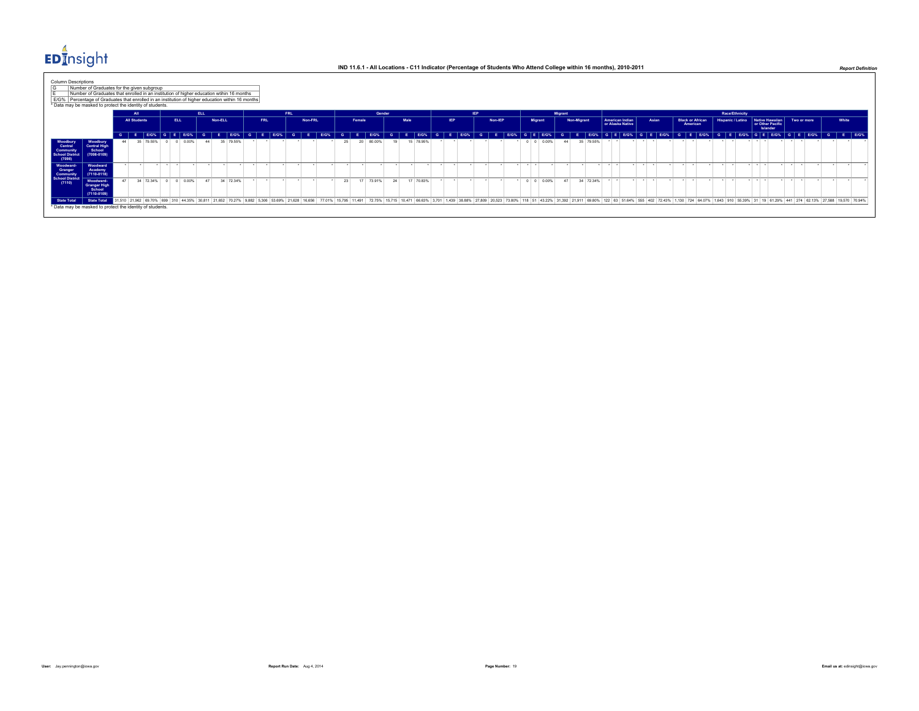# IND 11.6.1 - All Locations - C11 Indicator (Percentage of Students Who Attend College within 16 months), 2010-2011

Column Descriptions

| | |
|---|---|
| G | Number of Graduates for the given subgroup |
| E | Number of Graduates that enrolled in an institution of higher education within 16 months |
| E/G% | Percentage of Graduates that enrolled in an institution of higher education within 16 months |

* Data may be masked to protect the identity of students.

| | | All | | | ELL | | | | | | FRL | | | | | | Gender | | | | | | IEP | | | | | | Migrant | | | | | | Race/Ethnicity | | | | | | | | | | | | | | | | | | | | |
|---|---|---|---|---|---|---|---|---|---|---|---|---|---|---|---|---|---|---|---|---|---|---|---|---|---|---|---|---|---|---|---|---|---|---|---|---|---|---|---|---|---|---|---|---|---|---|---|---|---|---|---|---|---|---|---|---|---|---|
| | | All Students | | | ELL | | | Non-ELL | | | FRL | | | Non-FRL | | | Female | | | Male | | | IEP | | | Non-IEP | | | Migrant | | | Non-Migrant | | | American Indian or Alaska Native | | | Asian | | | Black or African American | | | Hispanic / Latino | | | Native Hawaiian or Other Pacific Islander | | | Two or more | | | White | | |
| | | G | E | E/G% | G | E | E/G% | G | E | E/G% | G | E | E/G% | G | E | E/G% | G | E | E/G% | G | E | E/G% | G | E | E/G% | G | E | E/G% | G | E | E/G% | G | E | E/G% | G | E | E/G% | G | E | E/G% | G | E | E/G% | G | E | E/G% | G | E | E/G% | G | E | E/G% | G | E | E/G% |
| Woodbury Central Community School District (7098) | Woodbury Central High School (7098-0109) | 44 | 35 | 79.55% | 0 | 0 | 0.00% | 44 | 35 | 79.55% | * | * | * | * | * | * | 25 | 20 | 80.00% | 19 | 15 | 78.95% | * | * | * | * | * | * | 0 | 0 | 0.00% | 44 | 35 | 79.55% | * | * | * | * | * | * | * | * | * | * | * | * | * | * | * | * | * | * | * | * | * |
| Woodward-Granger Community School District (7110) | Woodward Academy (7110-0118) | * | * | * | * | * | * | * | * | * | * | * | * | * | * | * | * | * | * | * | * | * | * | * | * | * | * | * | * | * | * | * | * | * | * | * | * | * | * | * | * | * | * | * | * | * | * | * | * | * | * | * | * | * | * |
| | Woodward-Granger High School (7110-0109) | 47 | 34 | 72.34% | 0 | 0 | 0.00% | 47 | 34 | 72.34% | * | * | * | * | * | * | 23 | 17 | 73.91% | 24 | 17 | 70.83% | * | * | * | * | * | * | 0 | 0 | 0.00% | 47 | 34 | 72.34% | * | * | * | * | * | * | * | * | * | * | * | * | * | * | * | * | * | * | * | * | * |
| State Total | State Total | 31,510 | 21,962 | 69.70% | 699 | 310 | 44.35% | 30,811 | 21,652 | 70.27% | 9,882 | 5,306 | 53.69% | 21,628 | 16,656 | 77.01% | 15,795 | 11,491 | 72.75% | 15,715 | 10,471 | 66.63% | 3,701 | 1,439 | 38.88% | 27,809 | 20,523 | 73.80% | 118 | 51 | 43.22% | 31,392 | 21,911 | 69.80% | 122 | 63 | 51.64% | 555 | 402 | 72.43% | 1,130 | 724 | 64.07% | 1,643 | 910 | 55.39% | 31 | 19 | 61.29% | 441 | 274 | 62.13% | 27,588 | 19,570 | 70.94% |

* Data may be masked to protect the identity of students.